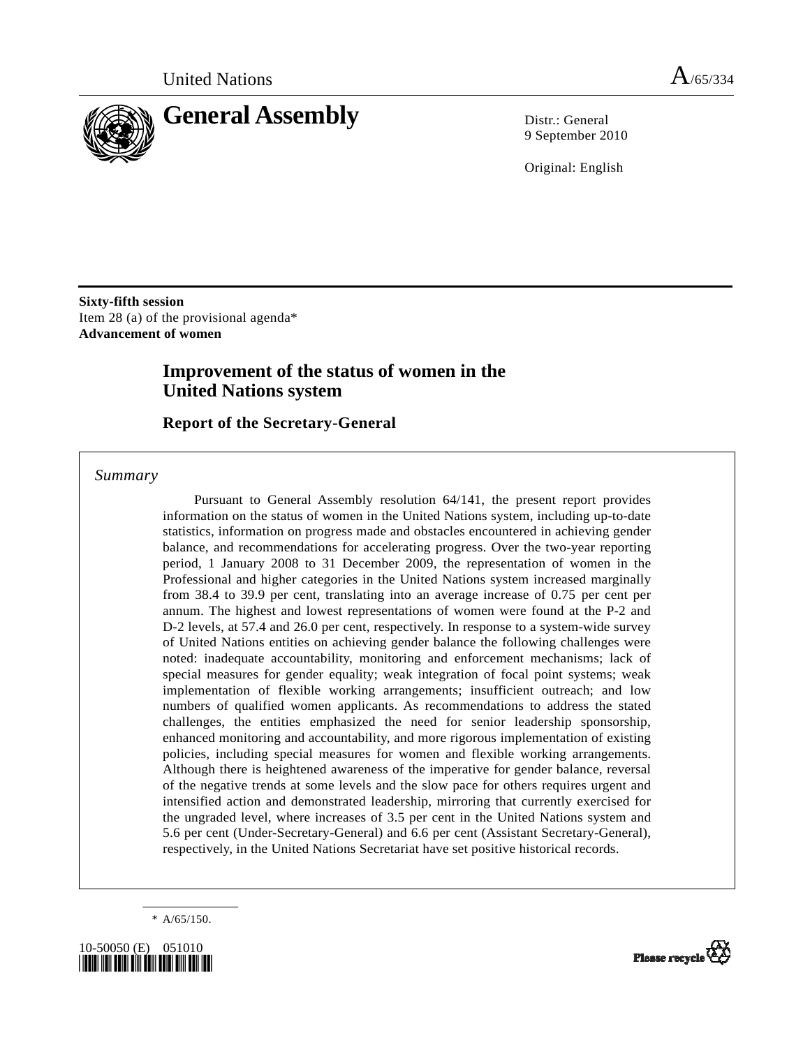United Nations A/65/334

# General Assembly

Distr.: General
9 September 2010

Original: English

**Sixty-fifth session**
Item 28 (a) of the provisional agenda*
**Advancement of women**

## Improvement of the status of women in the United Nations system

### Report of the Secretary-General

*Summary*

Pursuant to General Assembly resolution 64/141, the present report provides information on the status of women in the United Nations system, including up-to-date statistics, information on progress made and obstacles encountered in achieving gender balance, and recommendations for accelerating progress. Over the two-year reporting period, 1 January 2008 to 31 December 2009, the representation of women in the Professional and higher categories in the United Nations system increased marginally from 38.4 to 39.9 per cent, translating into an average increase of 0.75 per cent per annum. The highest and lowest representations of women were found at the P-2 and D-2 levels, at 57.4 and 26.0 per cent, respectively. In response to a system-wide survey of United Nations entities on achieving gender balance the following challenges were noted: inadequate accountability, monitoring and enforcement mechanisms; lack of special measures for gender equality; weak integration of focal point systems; weak implementation of flexible working arrangements; insufficient outreach; and low numbers of qualified women applicants. As recommendations to address the stated challenges, the entities emphasized the need for senior leadership sponsorship, enhanced monitoring and accountability, and more rigorous implementation of existing policies, including special measures for women and flexible working arrangements. Although there is heightened awareness of the imperative for gender balance, reversal of the negative trends at some levels and the slow pace for others requires urgent and intensified action and demonstrated leadership, mirroring that currently exercised for the ungraded level, where increases of 3.5 per cent in the United Nations system and 5.6 per cent (Under-Secretary-General) and 6.6 per cent (Assistant Secretary-General), respectively, in the United Nations Secretariat have set positive historical records.

---

\* A/65/150.

10-50050 (E) 051010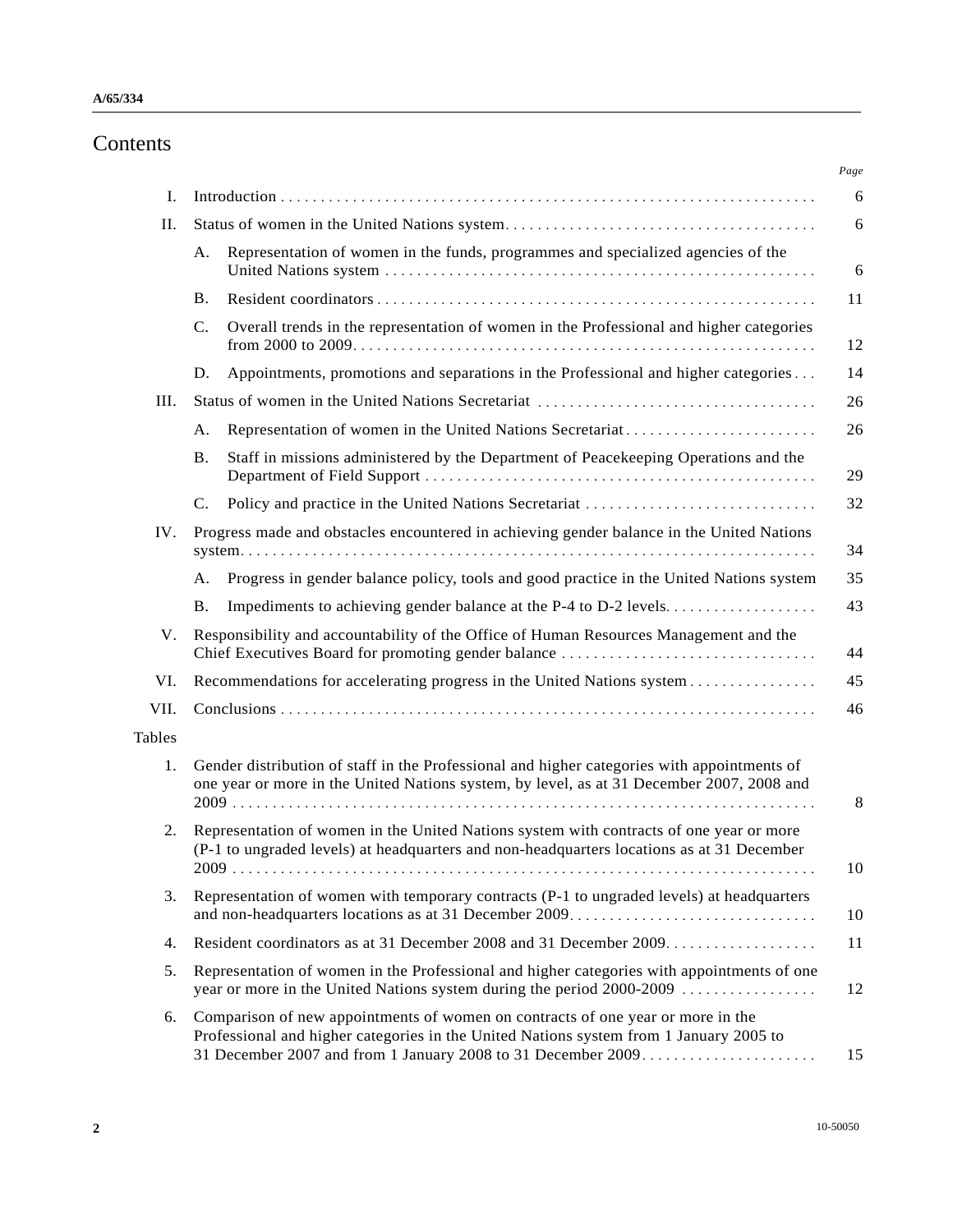# Contents

| | | | Page |
|---|---|---|---|
| I. | Introduction | | 6 |
| II. | Status of women in the United Nations system | | 6 |
| | A. | Representation of women in the funds, programmes and specialized agencies of the United Nations system | 6 |
| | B. | Resident coordinators | 11 |
| | C. | Overall trends in the representation of women in the Professional and higher categories from 2000 to 2009 | 12 |
| | D. | Appointments, promotions and separations in the Professional and higher categories | 14 |
| III. | Status of women in the United Nations Secretariat | | 26 |
| | A. | Representation of women in the United Nations Secretariat | 26 |
| | B. | Staff in missions administered by the Department of Peacekeeping Operations and the Department of Field Support | 29 |
| | C. | Policy and practice in the United Nations Secretariat | 32 |
| IV. | Progress made and obstacles encountered in achieving gender balance in the United Nations system | | 34 |
| | A. | Progress in gender balance policy, tools and good practice in the United Nations system | 35 |
| | B. | Impediments to achieving gender balance at the P-4 to D-2 levels | 43 |
| V. | Responsibility and accountability of the Office of Human Resources Management and the Chief Executives Board for promoting gender balance | | 44 |
| VI. | Recommendations for accelerating progress in the United Nations system | | 45 |
| VII. | Conclusions | | 46 |

Tables

| | | Page |
|---|---|---|
| 1. | Gender distribution of staff in the Professional and higher categories with appointments of one year or more in the United Nations system, by level, as at 31 December 2007, 2008 and 2009 | 8 |
| 2. | Representation of women in the United Nations system with contracts of one year or more (P-1 to ungraded levels) at headquarters and non-headquarters locations as at 31 December 2009 | 10 |
| 3. | Representation of women with temporary contracts (P-1 to ungraded levels) at headquarters and non-headquarters locations as at 31 December 2009 | 10 |
| 4. | Resident coordinators as at 31 December 2008 and 31 December 2009 | 11 |
| 5. | Representation of women in the Professional and higher categories with appointments of one year or more in the United Nations system during the period 2000-2009 | 12 |
| 6. | Comparison of new appointments of women on contracts of one year or more in the Professional and higher categories in the United Nations system from 1 January 2005 to 31 December 2007 and from 1 January 2008 to 31 December 2009 | 15 |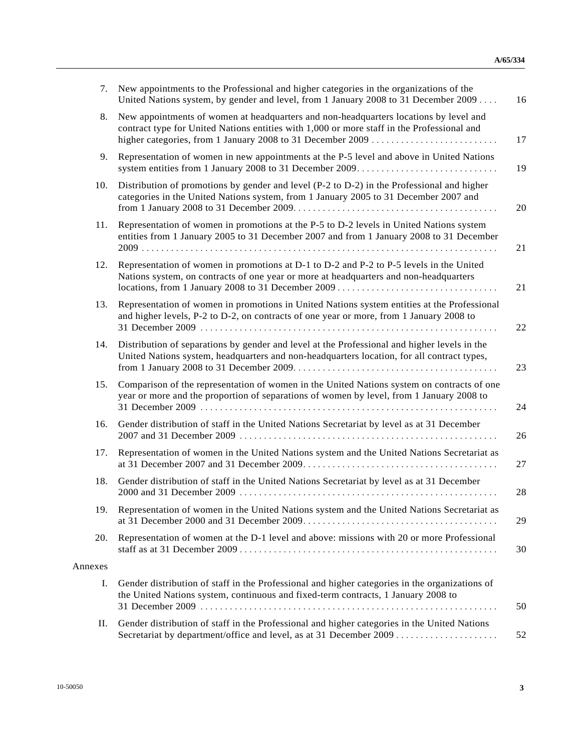| | | |
|---|---|---|
| 7. | New appointments to the Professional and higher categories in the organizations of the United Nations system, by gender and level, from 1 January 2008 to 31 December 2009 . . . . | 16 |
| 8. | New appointments of women at headquarters and non-headquarters locations by level and contract type for United Nations entities with 1,000 or more staff in the Professional and higher categories, from 1 January 2008 to 31 December 2009 . . . . . . . . . . . . . . . . . . . . . . . . . | 17 |
| 9. | Representation of women in new appointments at the P-5 level and above in United Nations system entities from 1 January 2008 to 31 December 2009. . . . . . . . . . . . . . . . . . . . . . . . . . . . | 19 |
| 10. | Distribution of promotions by gender and level (P-2 to D-2) in the Professional and higher categories in the United Nations system, from 1 January 2005 to 31 December 2007 and from 1 January 2008 to 31 December 2009. . . . . . . . . . . . . . . . . . . . . . . . . . . . . . . . . . . . . . . . . | 20 |
| 11. | Representation of women in promotions at the P-5 to D-2 levels in United Nations system entities from 1 January 2005 to 31 December 2007 and from 1 January 2008 to 31 December 2009 . . . . . . . . . . . . . . . . . . . . . . . . . . . . . . . . . . . . . . . . . . . . . . . . . . . . . . . . . . . . . . . . . . | 21 |
| 12. | Representation of women in promotions at D-1 to D-2 and P-2 to P-5 levels in the United Nations system, on contracts of one year or more at headquarters and non-headquarters locations, from 1 January 2008 to 31 December 2009 . . . . . . . . . . . . . . . . . . . . . . . . . . . . . . . . | 21 |
| 13. | Representation of women in promotions in United Nations system entities at the Professional and higher levels, P-2 to D-2, on contracts of one year or more, from 1 January 2008 to 31 December 2009 . . . . . . . . . . . . . . . . . . . . . . . . . . . . . . . . . . . . . . . . . . . . . . . . . . . . . . . . . . . . | 22 |
| 14. | Distribution of separations by gender and level at the Professional and higher levels in the United Nations system, headquarters and non-headquarters location, for all contract types, from 1 January 2008 to 31 December 2009. . . . . . . . . . . . . . . . . . . . . . . . . . . . . . . . . . . . . . . . . | 23 |
| 15. | Comparison of the representation of women in the United Nations system on contracts of one year or more and the proportion of separations of women by level, from 1 January 2008 to 31 December 2009 . . . . . . . . . . . . . . . . . . . . . . . . . . . . . . . . . . . . . . . . . . . . . . . . . . . . . . . . . . . | 24 |
| 16. | Gender distribution of staff in the United Nations Secretariat by level as at 31 December 2007 and 31 December 2009 . . . . . . . . . . . . . . . . . . . . . . . . . . . . . . . . . . . . . . . . . . . . . . . . . . . . | 26 |
| 17. | Representation of women in the United Nations system and the United Nations Secretariat as at 31 December 2007 and 31 December 2009. . . . . . . . . . . . . . . . . . . . . . . . . . . . . . . . . . . . . . . | 27 |
| 18. | Gender distribution of staff in the United Nations Secretariat by level as at 31 December 2000 and 31 December 2009 . . . . . . . . . . . . . . . . . . . . . . . . . . . . . . . . . . . . . . . . . . . . . . . . . . . . | 28 |
| 19. | Representation of women in the United Nations system and the United Nations Secretariat as at 31 December 2000 and 31 December 2009. . . . . . . . . . . . . . . . . . . . . . . . . . . . . . . . . . . . . . . | 29 |
| 20. | Representation of women at the D-1 level and above: missions with 20 or more Professional staff as at 31 December 2009 . . . . . . . . . . . . . . . . . . . . . . . . . . . . . . . . . . . . . . . . . . . . . . . . . . . | 30 |

Annexes

| | | |
|---|---|---|
| I. | Gender distribution of staff in the Professional and higher categories in the organizations of the United Nations system, continuous and fixed-term contracts, 1 January 2008 to 31 December 2009 . . . . . . . . . . . . . . . . . . . . . . . . . . . . . . . . . . . . . . . . . . . . . . . . . . . . . . . . . . . | 50 |
| II. | Gender distribution of staff in the Professional and higher categories in the United Nations Secretariat by department/office and level, as at 31 December 2009 . . . . . . . . . . . . . . . . . . . . . | 52 |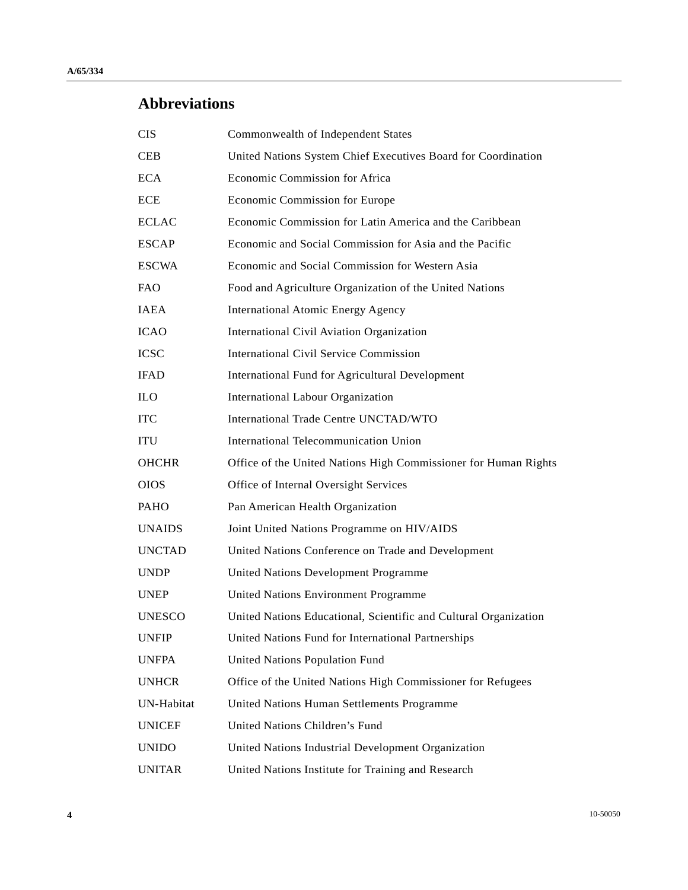## Abbreviations

| | |
|---|---|
| CIS | Commonwealth of Independent States |
| CEB | United Nations System Chief Executives Board for Coordination |
| ECA | Economic Commission for Africa |
| ECE | Economic Commission for Europe |
| ECLAC | Economic Commission for Latin America and the Caribbean |
| ESCAP | Economic and Social Commission for Asia and the Pacific |
| ESCWA | Economic and Social Commission for Western Asia |
| FAO | Food and Agriculture Organization of the United Nations |
| IAEA | International Atomic Energy Agency |
| ICAO | International Civil Aviation Organization |
| ICSC | International Civil Service Commission |
| IFAD | International Fund for Agricultural Development |
| ILO | International Labour Organization |
| ITC | International Trade Centre UNCTAD/WTO |
| ITU | International Telecommunication Union |
| OHCHR | Office of the United Nations High Commissioner for Human Rights |
| OIOS | Office of Internal Oversight Services |
| PAHO | Pan American Health Organization |
| UNAIDS | Joint United Nations Programme on HIV/AIDS |
| UNCTAD | United Nations Conference on Trade and Development |
| UNDP | United Nations Development Programme |
| UNEP | United Nations Environment Programme |
| UNESCO | United Nations Educational, Scientific and Cultural Organization |
| UNFIP | United Nations Fund for International Partnerships |
| UNFPA | United Nations Population Fund |
| UNHCR | Office of the United Nations High Commissioner for Refugees |
| UN-Habitat | United Nations Human Settlements Programme |
| UNICEF | United Nations Children's Fund |
| UNIDO | United Nations Industrial Development Organization |
| UNITAR | United Nations Institute for Training and Research |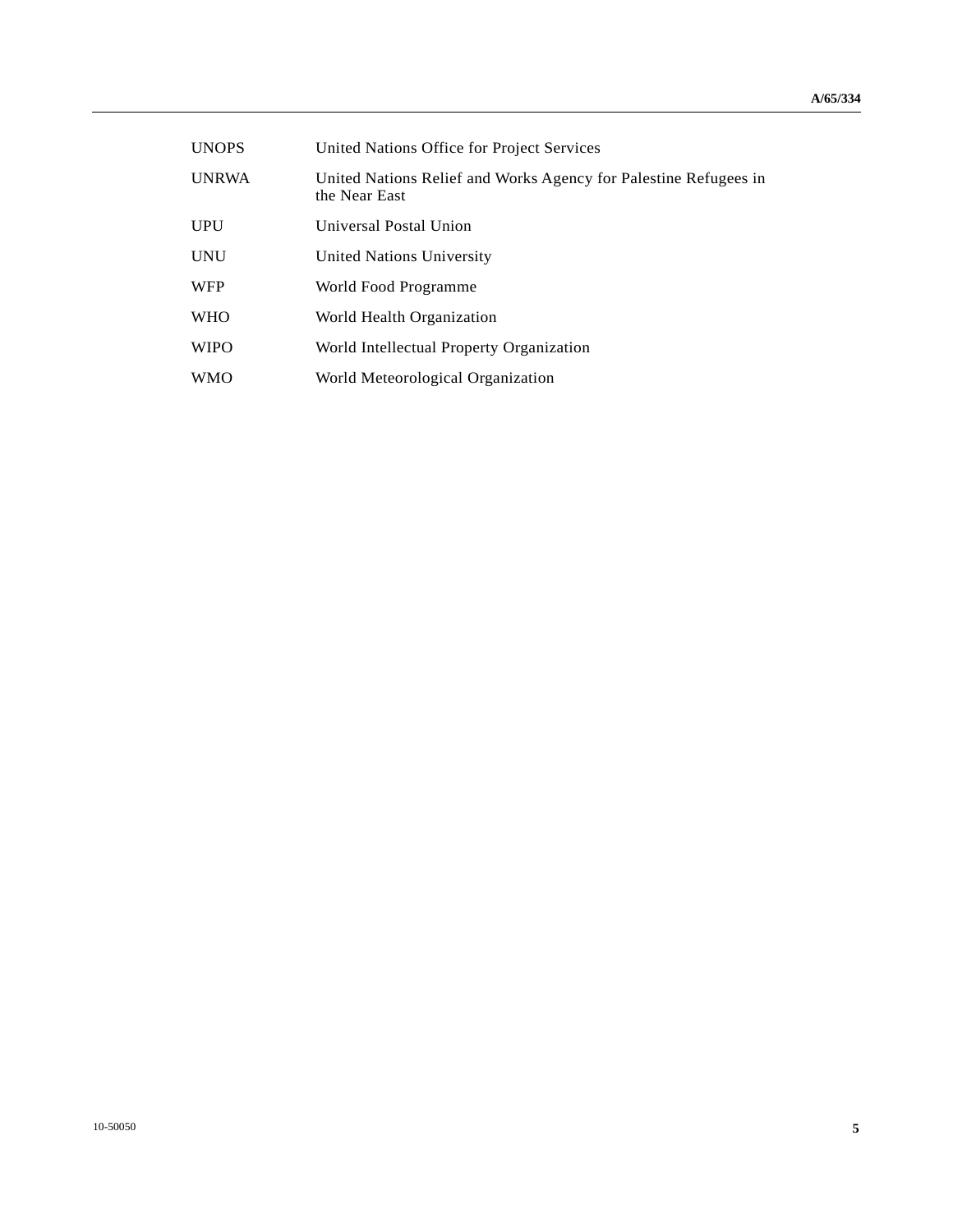| | |
|---|---|
| UNOPS | United Nations Office for Project Services |
| UNRWA | United Nations Relief and Works Agency for Palestine Refugees in the Near East |
| UPU | Universal Postal Union |
| UNU | United Nations University |
| WFP | World Food Programme |
| WHO | World Health Organization |
| WIPO | World Intellectual Property Organization |
| WMO | World Meteorological Organization |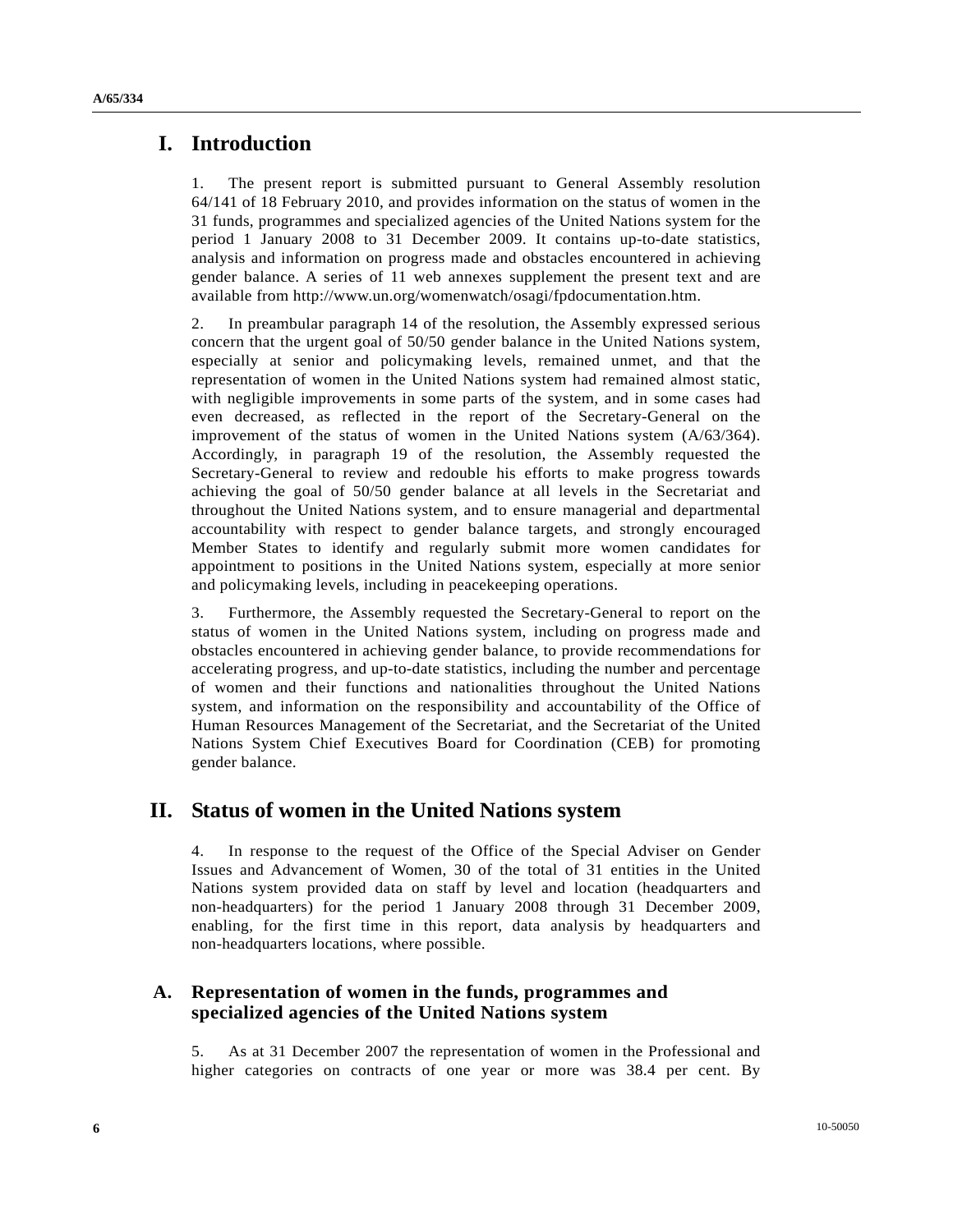# I. Introduction

1. The present report is submitted pursuant to General Assembly resolution 64/141 of 18 February 2010, and provides information on the status of women in the 31 funds, programmes and specialized agencies of the United Nations system for the period 1 January 2008 to 31 December 2009. It contains up-to-date statistics, analysis and information on progress made and obstacles encountered in achieving gender balance. A series of 11 web annexes supplement the present text and are available from http://www.un.org/womenwatch/osagi/fpdocumentation.htm.

2. In preambular paragraph 14 of the resolution, the Assembly expressed serious concern that the urgent goal of 50/50 gender balance in the United Nations system, especially at senior and policymaking levels, remained unmet, and that the representation of women in the United Nations system had remained almost static, with negligible improvements in some parts of the system, and in some cases had even decreased, as reflected in the report of the Secretary-General on the improvement of the status of women in the United Nations system (A/63/364). Accordingly, in paragraph 19 of the resolution, the Assembly requested the Secretary-General to review and redouble his efforts to make progress towards achieving the goal of 50/50 gender balance at all levels in the Secretariat and throughout the United Nations system, and to ensure managerial and departmental accountability with respect to gender balance targets, and strongly encouraged Member States to identify and regularly submit more women candidates for appointment to positions in the United Nations system, especially at more senior and policymaking levels, including in peacekeeping operations.

3. Furthermore, the Assembly requested the Secretary-General to report on the status of women in the United Nations system, including on progress made and obstacles encountered in achieving gender balance, to provide recommendations for accelerating progress, and up-to-date statistics, including the number and percentage of women and their functions and nationalities throughout the United Nations system, and information on the responsibility and accountability of the Office of Human Resources Management of the Secretariat, and the Secretariat of the United Nations System Chief Executives Board for Coordination (CEB) for promoting gender balance.

# II. Status of women in the United Nations system

4. In response to the request of the Office of the Special Adviser on Gender Issues and Advancement of Women, 30 of the total of 31 entities in the United Nations system provided data on staff by level and location (headquarters and non-headquarters) for the period 1 January 2008 through 31 December 2009, enabling, for the first time in this report, data analysis by headquarters and non-headquarters locations, where possible.

## A. Representation of women in the funds, programmes and specialized agencies of the United Nations system

5. As at 31 December 2007 the representation of women in the Professional and higher categories on contracts of one year or more was 38.4 per cent. By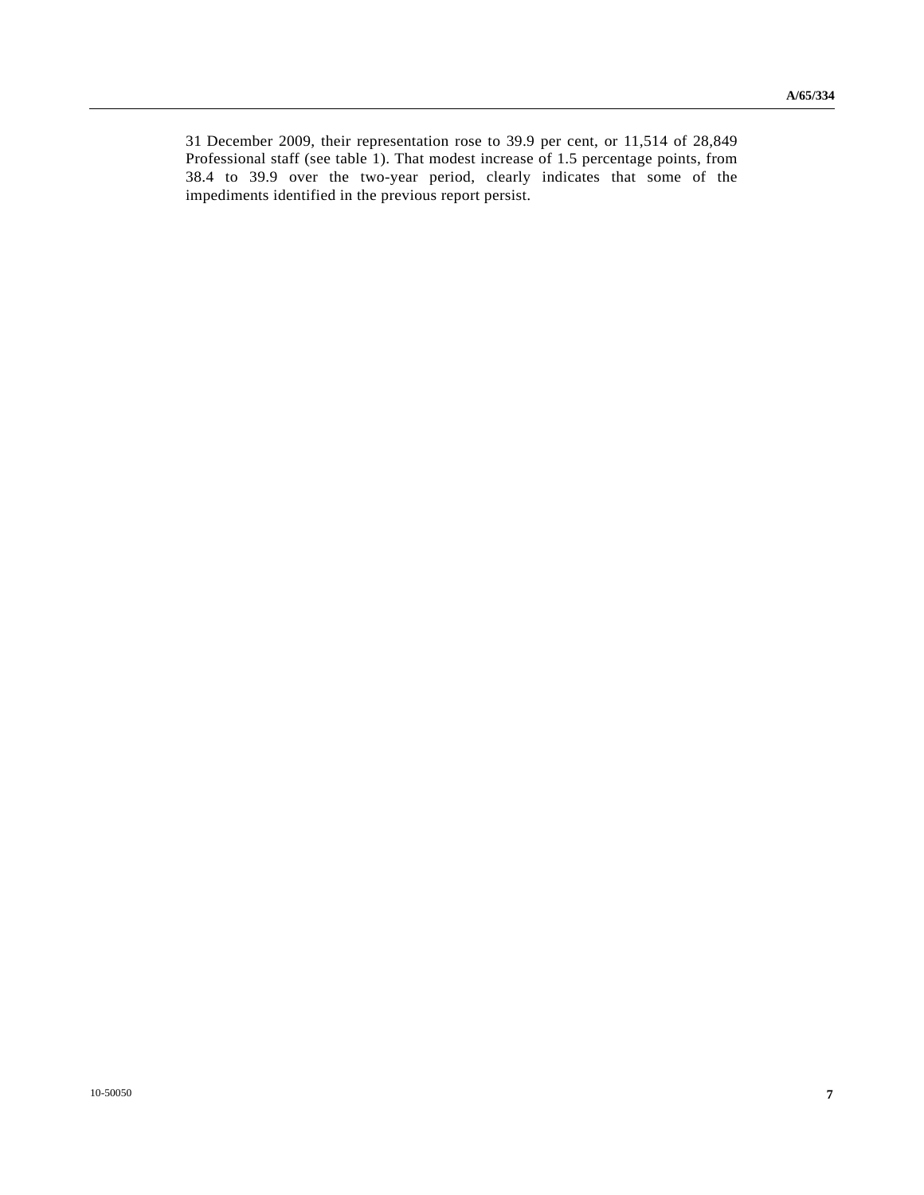31 December 2009, their representation rose to 39.9 per cent, or 11,514 of 28,849 Professional staff (see table 1). That modest increase of 1.5 percentage points, from 38.4 to 39.9 over the two-year period, clearly indicates that some of the impediments identified in the previous report persist.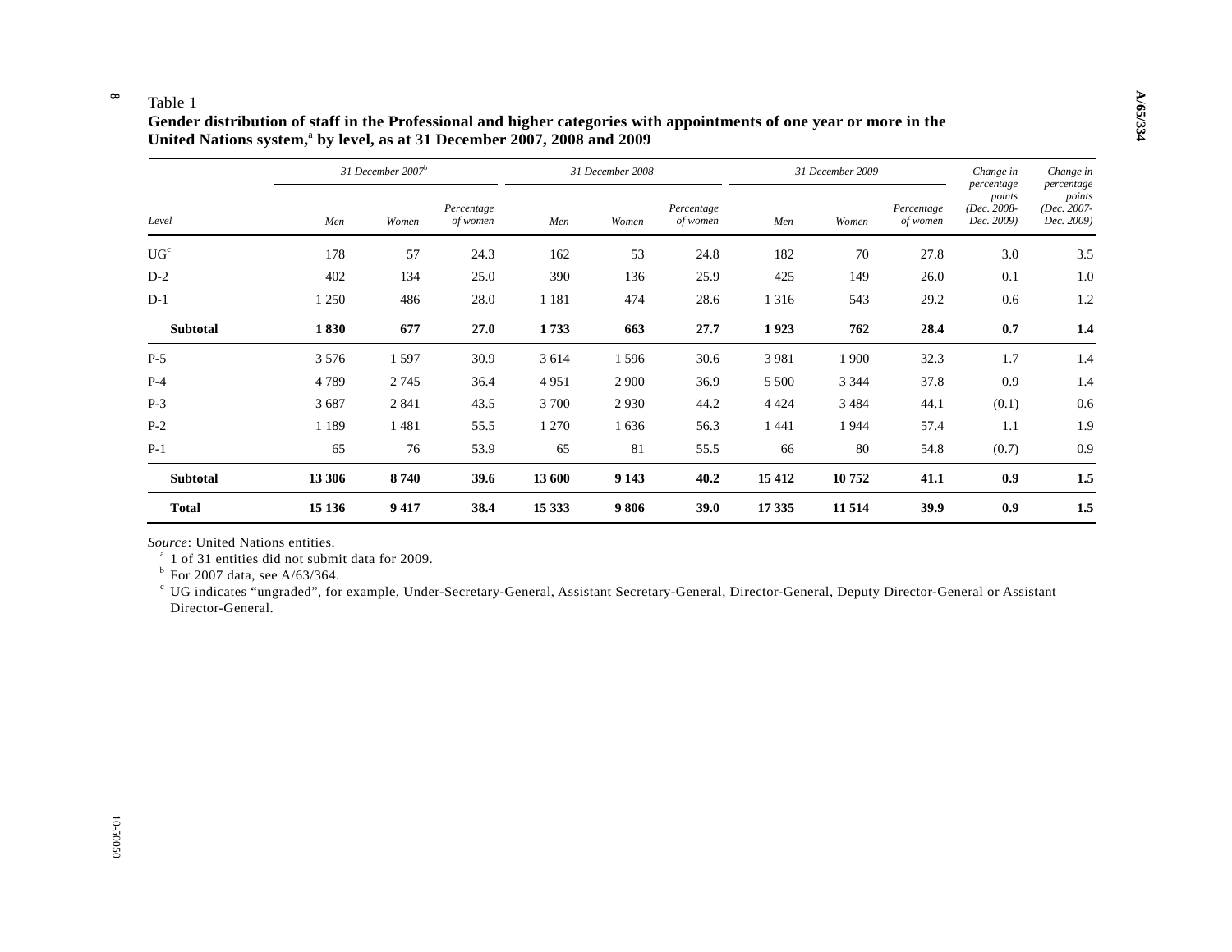Table 1

**Gender distribution of staff in the Professional and higher categories with appointments of one year or more in the United Nations system,[a] by level, as at 31 December 2007, 2008 and 2009**

| Level | *31 December 2007[b]* | | | *31 December 2008* | | | *31 December 2009* | | | *Change in percentage points (Dec. 2008-Dec. 2009)* | *Change in percentage points (Dec. 2007-Dec. 2009)* |
|---|---|---|---|---|---|---|---|---|---|---|---|
| | *Men* | *Women* | *Percentage of women* | *Men* | *Women* | *Percentage of women* | *Men* | *Women* | *Percentage of women* | | |
| UG[c] | 178 | 57 | 24.3 | 162 | 53 | 24.8 | 182 | 70 | 27.8 | 3.0 | 3.5 |
| D-2 | 402 | 134 | 25.0 | 390 | 136 | 25.9 | 425 | 149 | 26.0 | 0.1 | 1.0 |
| D-1 | 1 250 | 486 | 28.0 | 1 181 | 474 | 28.6 | 1 316 | 543 | 29.2 | 0.6 | 1.2 |
| **Subtotal** | **1 830** | **677** | **27.0** | **1 733** | **663** | **27.7** | **1 923** | **762** | **28.4** | **0.7** | **1.4** |
| P-5 | 3 576 | 1 597 | 30.9 | 3 614 | 1 596 | 30.6 | 3 981 | 1 900 | 32.3 | 1.7 | 1.4 |
| P-4 | 4 789 | 2 745 | 36.4 | 4 951 | 2 900 | 36.9 | 5 500 | 3 344 | 37.8 | 0.9 | 1.4 |
| P-3 | 3 687 | 2 841 | 43.5 | 3 700 | 2 930 | 44.2 | 4 424 | 3 484 | 44.1 | (0.1) | 0.6 |
| P-2 | 1 189 | 1 481 | 55.5 | 1 270 | 1 636 | 56.3 | 1 441 | 1 944 | 57.4 | 1.1 | 1.9 |
| P-1 | 65 | 76 | 53.9 | 65 | 81 | 55.5 | 66 | 80 | 54.8 | (0.7) | 0.9 |
| **Subtotal** | **13 306** | **8 740** | **39.6** | **13 600** | **9 143** | **40.2** | **15 412** | **10 752** | **41.1** | **0.9** | **1.5** |
| **Total** | **15 136** | **9 417** | **38.4** | **15 333** | **9 806** | **39.0** | **17 335** | **11 514** | **39.9** | **0.9** | **1.5** |

*Source*: United Nations entities.

[a] 1 of 31 entities did not submit data for 2009.

[b] For 2007 data, see A/63/364.

[c] UG indicates "ungraded", for example, Under-Secretary-General, Assistant Secretary-General, Director-General, Deputy Director-General or Assistant Director-General.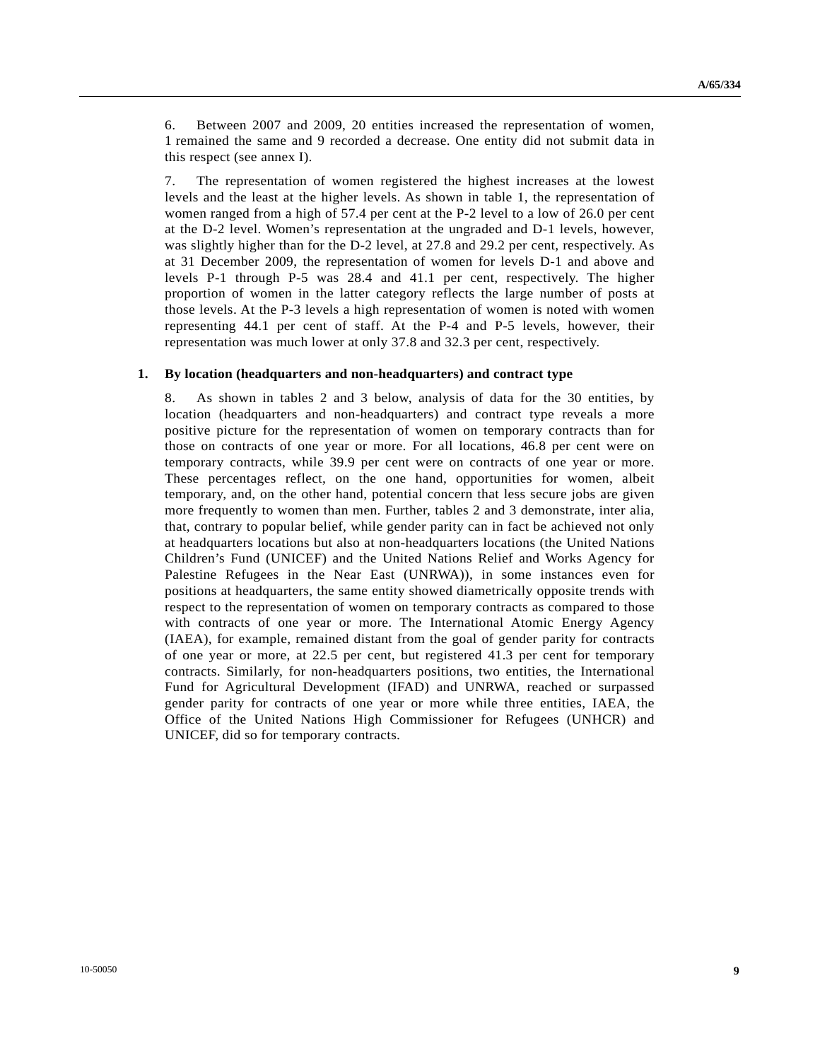6. Between 2007 and 2009, 20 entities increased the representation of women, 1 remained the same and 9 recorded a decrease. One entity did not submit data in this respect (see annex I).

7. The representation of women registered the highest increases at the lowest levels and the least at the higher levels. As shown in table 1, the representation of women ranged from a high of 57.4 per cent at the P-2 level to a low of 26.0 per cent at the D-2 level. Women's representation at the ungraded and D-1 levels, however, was slightly higher than for the D-2 level, at 27.8 and 29.2 per cent, respectively. As at 31 December 2009, the representation of women for levels D-1 and above and levels P-1 through P-5 was 28.4 and 41.1 per cent, respectively. The higher proportion of women in the latter category reflects the large number of posts at those levels. At the P-3 levels a high representation of women is noted with women representing 44.1 per cent of staff. At the P-4 and P-5 levels, however, their representation was much lower at only 37.8 and 32.3 per cent, respectively.

### 1. By location (headquarters and non-headquarters) and contract type

8. As shown in tables 2 and 3 below, analysis of data for the 30 entities, by location (headquarters and non-headquarters) and contract type reveals a more positive picture for the representation of women on temporary contracts than for those on contracts of one year or more. For all locations, 46.8 per cent were on temporary contracts, while 39.9 per cent were on contracts of one year or more. These percentages reflect, on the one hand, opportunities for women, albeit temporary, and, on the other hand, potential concern that less secure jobs are given more frequently to women than men. Further, tables 2 and 3 demonstrate, inter alia, that, contrary to popular belief, while gender parity can in fact be achieved not only at headquarters locations but also at non-headquarters locations (the United Nations Children's Fund (UNICEF) and the United Nations Relief and Works Agency for Palestine Refugees in the Near East (UNRWA)), in some instances even for positions at headquarters, the same entity showed diametrically opposite trends with respect to the representation of women on temporary contracts as compared to those with contracts of one year or more. The International Atomic Energy Agency (IAEA), for example, remained distant from the goal of gender parity for contracts of one year or more, at 22.5 per cent, but registered 41.3 per cent for temporary contracts. Similarly, for non-headquarters positions, two entities, the International Fund for Agricultural Development (IFAD) and UNRWA, reached or surpassed gender parity for contracts of one year or more while three entities, IAEA, the Office of the United Nations High Commissioner for Refugees (UNHCR) and UNICEF, did so for temporary contracts.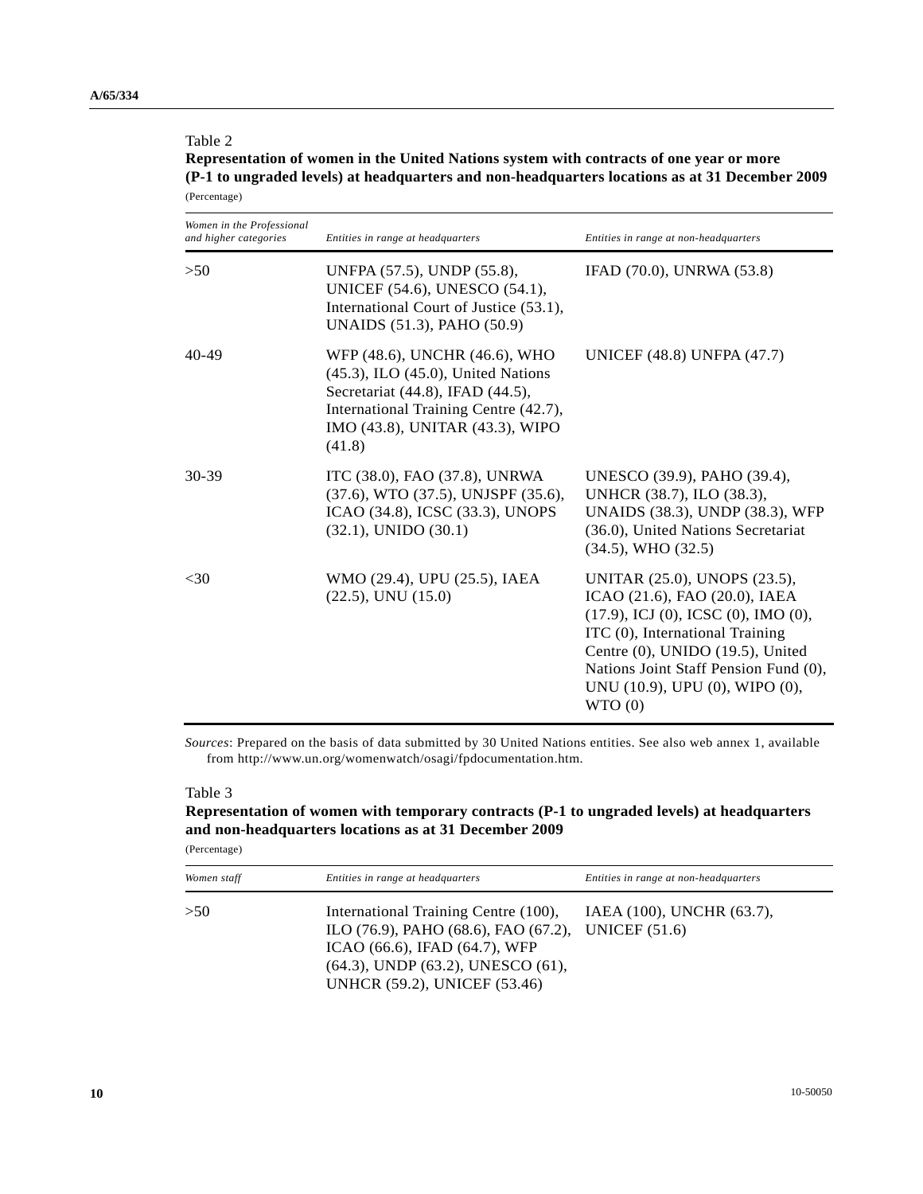Table 2

**Representation of women in the United Nations system with contracts of one year or more (P-1 to ungraded levels) at headquarters and non-headquarters locations as at 31 December 2009**

(Percentage)

| *Women in the Professional and higher categories* | *Entities in range at headquarters* | *Entities in range at non-headquarters* |
|---|---|---|
| >50 | UNFPA (57.5), UNDP (55.8), UNICEF (54.6), UNESCO (54.1), International Court of Justice (53.1), UNAIDS (51.3), PAHO (50.9) | IFAD (70.0), UNRWA (53.8) |
| 40-49 | WFP (48.6), UNCHR (46.6), WHO (45.3), ILO (45.0), United Nations Secretariat (44.8), IFAD (44.5), International Training Centre (42.7), IMO (43.8), UNITAR (43.3), WIPO (41.8) | UNICEF (48.8) UNFPA (47.7) |
| 30-39 | ITC (38.0), FAO (37.8), UNRWA (37.6), WTO (37.5), UNJSPF (35.6), ICAO (34.8), ICSC (33.3), UNOPS (32.1), UNIDO (30.1) | UNESCO (39.9), PAHO (39.4), UNHCR (38.7), ILO (38.3), UNAIDS (38.3), UNDP (38.3), WFP (36.0), United Nations Secretariat (34.5), WHO (32.5) |
| <30 | WMO (29.4), UPU (25.5), IAEA (22.5), UNU (15.0) | UNITAR (25.0), UNOPS (23.5), ICAO (21.6), FAO (20.0), IAEA (17.9), ICJ (0), ICSC (0), IMO (0), ITC (0), International Training Centre (0), UNIDO (19.5), United Nations Joint Staff Pension Fund (0), UNU (10.9), UPU (0), WIPO (0), WTO (0) |

*Sources*: Prepared on the basis of data submitted by 30 United Nations entities. See also web annex 1, available from http://www.un.org/womenwatch/osagi/fpdocumentation.htm.

Table 3

**Representation of women with temporary contracts (P-1 to ungraded levels) at headquarters and non-headquarters locations as at 31 December 2009**

(Percentage)

| *Women staff* | *Entities in range at headquarters* | *Entities in range at non-headquarters* |
|---|---|---|
| >50 | International Training Centre (100), ILO (76.9), PAHO (68.6), FAO (67.2), ICAO (66.6), IFAD (64.7), WFP (64.3), UNDP (63.2), UNESCO (61), UNHCR (59.2), UNICEF (53.46) | IAEA (100), UNCHR (63.7), UNICEF (51.6) |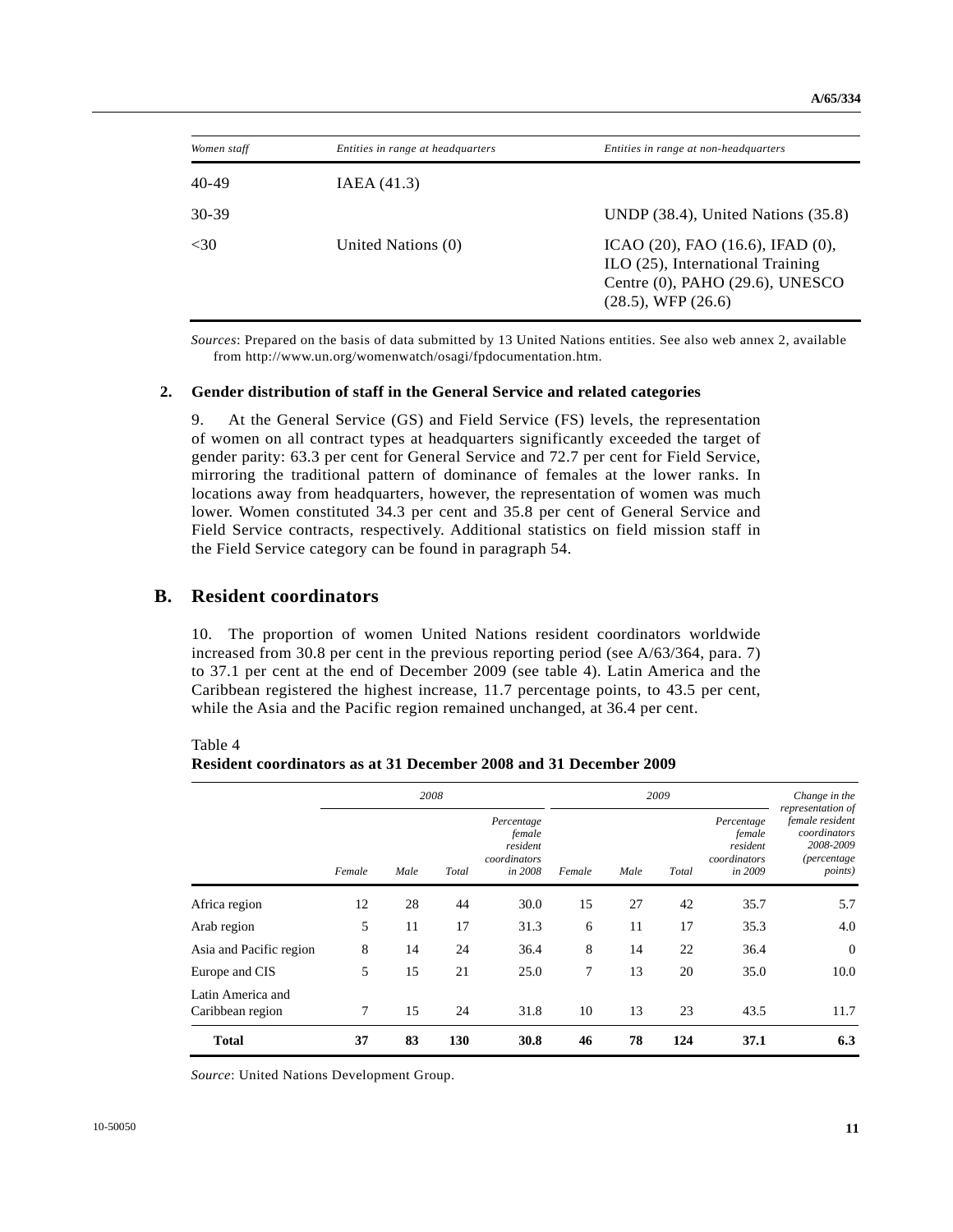| *Women staff* | *Entities in range at headquarters* | *Entities in range at non-headquarters* |
|---|---|---|
| 40-49 | IAEA (41.3) | |
| 30-39 | | UNDP (38.4), United Nations (35.8) |
| <30 | United Nations (0) | ICAO (20), FAO (16.6), IFAD (0), ILO (25), International Training Centre (0), PAHO (29.6), UNESCO (28.5), WFP (26.6) |

*Sources*: Prepared on the basis of data submitted by 13 United Nations entities. See also web annex 2, available from http://www.un.org/womenwatch/osagi/fpdocumentation.htm.

### 2. Gender distribution of staff in the General Service and related categories

9. At the General Service (GS) and Field Service (FS) levels, the representation of women on all contract types at headquarters significantly exceeded the target of gender parity: 63.3 per cent for General Service and 72.7 per cent for Field Service, mirroring the traditional pattern of dominance of females at the lower ranks. In locations away from headquarters, however, the representation of women was much lower. Women constituted 34.3 per cent and 35.8 per cent of General Service and Field Service contracts, respectively. Additional statistics on field mission staff in the Field Service category can be found in paragraph 54.

## B. Resident coordinators

10. The proportion of women United Nations resident coordinators worldwide increased from 30.8 per cent in the previous reporting period (see A/63/364, para. 7) to 37.1 per cent at the end of December 2009 (see table 4). Latin America and the Caribbean registered the highest increase, 11.7 percentage points, to 43.5 per cent, while the Asia and the Pacific region remained unchanged, at 36.4 per cent.

Table 4
**Resident coordinators as at 31 December 2008 and 31 December 2009**

| | *2008* | | | | *2009* | | | | *Change in the representation of female resident coordinators 2008-2009 (percentage points)* |
|---|---|---|---|---|---|---|---|---|---|
| | *Female* | *Male* | *Total* | *Percentage female resident coordinators in 2008* | *Female* | *Male* | *Total* | *Percentage female resident coordinators in 2009* | |
| Africa region | 12 | 28 | 44 | 30.0 | 15 | 27 | 42 | 35.7 | 5.7 |
| Arab region | 5 | 11 | 17 | 31.3 | 6 | 11 | 17 | 35.3 | 4.0 |
| Asia and Pacific region | 8 | 14 | 24 | 36.4 | 8 | 14 | 22 | 36.4 | 0 |
| Europe and CIS | 5 | 15 | 21 | 25.0 | 7 | 13 | 20 | 35.0 | 10.0 |
| Latin America and Caribbean region | 7 | 15 | 24 | 31.8 | 10 | 13 | 23 | 43.5 | 11.7 |
| **Total** | **37** | **83** | **130** | **30.8** | **46** | **78** | **124** | **37.1** | **6.3** |

*Source*: United Nations Development Group.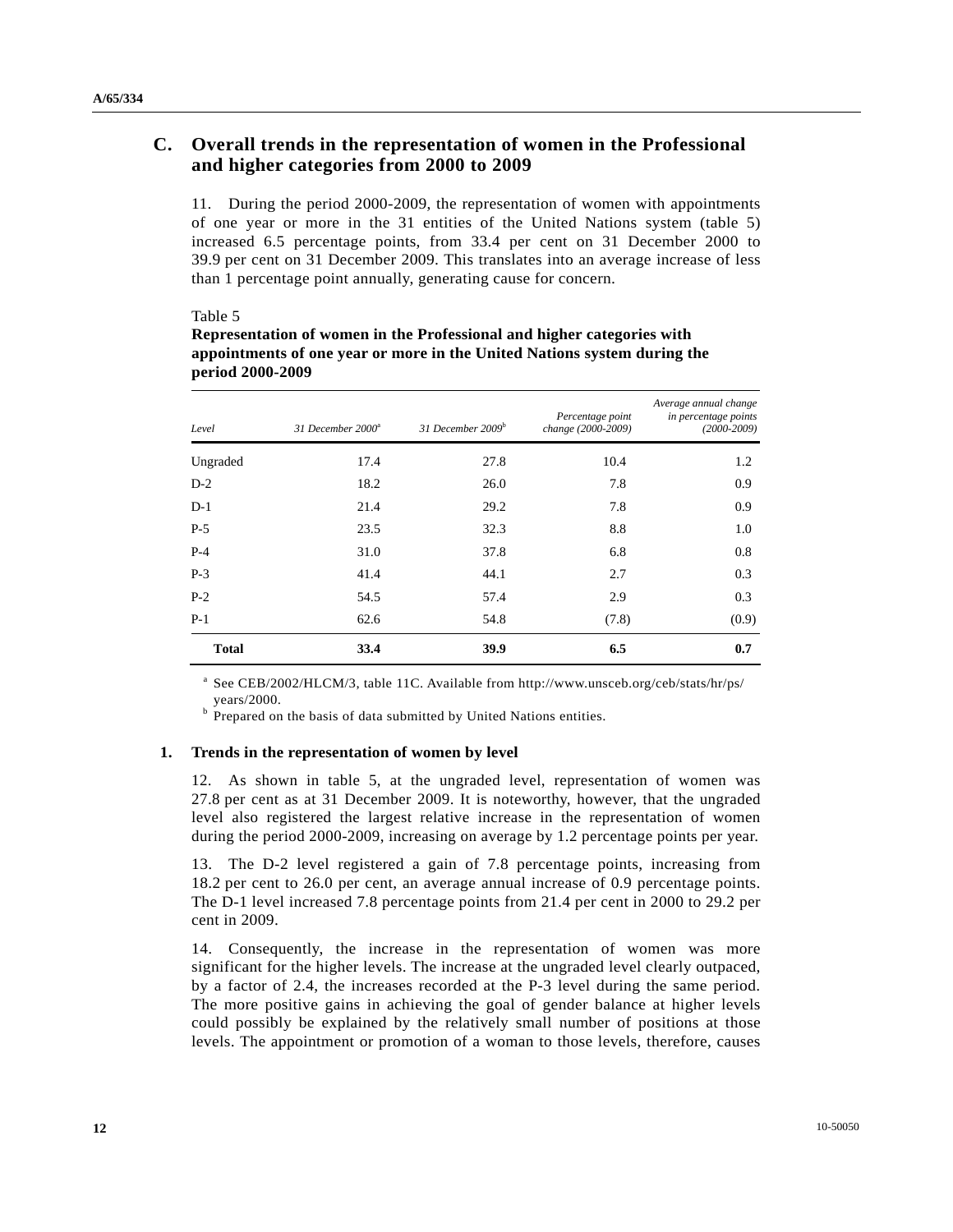## C. Overall trends in the representation of women in the Professional and higher categories from 2000 to 2009

11. During the period 2000-2009, the representation of women with appointments of one year or more in the 31 entities of the United Nations system (table 5) increased 6.5 percentage points, from 33.4 per cent on 31 December 2000 to 39.9 per cent on 31 December 2009. This translates into an average increase of less than 1 percentage point annually, generating cause for concern.

Table 5
**Representation of women in the Professional and higher categories with appointments of one year or more in the United Nations system during the period 2000-2009**

| *Level* | *31 December 2000*[a] | *31 December 2009*[b] | *Percentage point change (2000-2009)* | *Average annual change in percentage points (2000-2009)* |
|---|---|---|---|---|
| Ungraded | 17.4 | 27.8 | 10.4 | 1.2 |
| D-2 | 18.2 | 26.0 | 7.8 | 0.9 |
| D-1 | 21.4 | 29.2 | 7.8 | 0.9 |
| P-5 | 23.5 | 32.3 | 8.8 | 1.0 |
| P-4 | 31.0 | 37.8 | 6.8 | 0.8 |
| P-3 | 41.4 | 44.1 | 2.7 | 0.3 |
| P-2 | 54.5 | 57.4 | 2.9 | 0.3 |
| P-1 | 62.6 | 54.8 | (7.8) | (0.9) |
| **Total** | **33.4** | **39.9** | **6.5** | **0.7** |

[a] See CEB/2002/HLCM/3, table 11C. Available from http://www.unsceb.org/ceb/stats/hr/ps/years/2000.
[b] Prepared on the basis of data submitted by United Nations entities.

### 1. Trends in the representation of women by level

12. As shown in table 5, at the ungraded level, representation of women was 27.8 per cent as at 31 December 2009. It is noteworthy, however, that the ungraded level also registered the largest relative increase in the representation of women during the period 2000-2009, increasing on average by 1.2 percentage points per year.

13. The D-2 level registered a gain of 7.8 percentage points, increasing from 18.2 per cent to 26.0 per cent, an average annual increase of 0.9 percentage points. The D-1 level increased 7.8 percentage points from 21.4 per cent in 2000 to 29.2 per cent in 2009.

14. Consequently, the increase in the representation of women was more significant for the higher levels. The increase at the ungraded level clearly outpaced, by a factor of 2.4, the increases recorded at the P-3 level during the same period. The more positive gains in achieving the goal of gender balance at higher levels could possibly be explained by the relatively small number of positions at those levels. The appointment or promotion of a woman to those levels, therefore, causes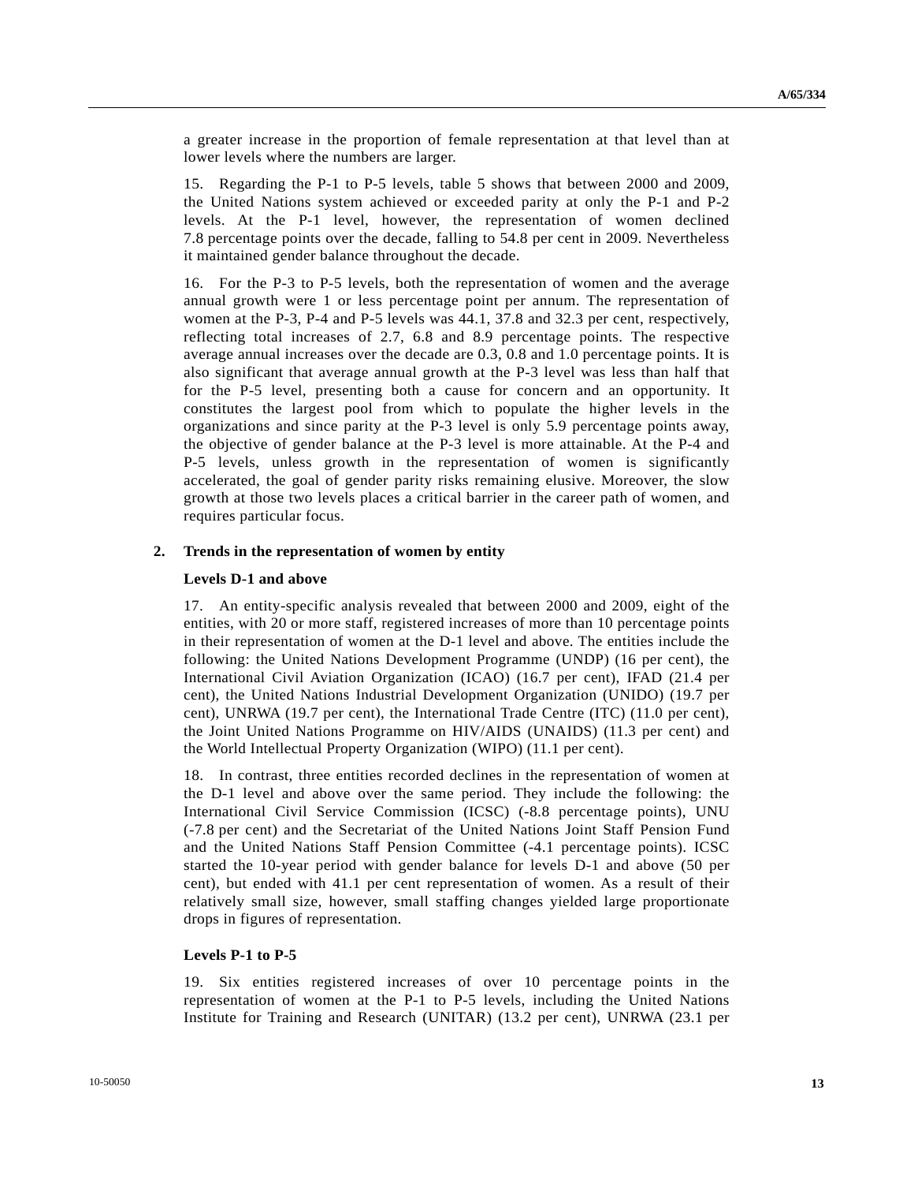a greater increase in the proportion of female representation at that level than at lower levels where the numbers are larger.

15. Regarding the P-1 to P-5 levels, table 5 shows that between 2000 and 2009, the United Nations system achieved or exceeded parity at only the P-1 and P-2 levels. At the P-1 level, however, the representation of women declined 7.8 percentage points over the decade, falling to 54.8 per cent in 2009. Nevertheless it maintained gender balance throughout the decade.

16. For the P-3 to P-5 levels, both the representation of women and the average annual growth were 1 or less percentage point per annum. The representation of women at the P-3, P-4 and P-5 levels was 44.1, 37.8 and 32.3 per cent, respectively, reflecting total increases of 2.7, 6.8 and 8.9 percentage points. The respective average annual increases over the decade are 0.3, 0.8 and 1.0 percentage points. It is also significant that average annual growth at the P-3 level was less than half that for the P-5 level, presenting both a cause for concern and an opportunity. It constitutes the largest pool from which to populate the higher levels in the organizations and since parity at the P-3 level is only 5.9 percentage points away, the objective of gender balance at the P-3 level is more attainable. At the P-4 and P-5 levels, unless growth in the representation of women is significantly accelerated, the goal of gender parity risks remaining elusive. Moreover, the slow growth at those two levels places a critical barrier in the career path of women, and requires particular focus.

### 2. Trends in the representation of women by entity

#### Levels D-1 and above

17. An entity-specific analysis revealed that between 2000 and 2009, eight of the entities, with 20 or more staff, registered increases of more than 10 percentage points in their representation of women at the D-1 level and above. The entities include the following: the United Nations Development Programme (UNDP) (16 per cent), the International Civil Aviation Organization (ICAO) (16.7 per cent), IFAD (21.4 per cent), the United Nations Industrial Development Organization (UNIDO) (19.7 per cent), UNRWA (19.7 per cent), the International Trade Centre (ITC) (11.0 per cent), the Joint United Nations Programme on HIV/AIDS (UNAIDS) (11.3 per cent) and the World Intellectual Property Organization (WIPO) (11.1 per cent).

18. In contrast, three entities recorded declines in the representation of women at the D-1 level and above over the same period. They include the following: the International Civil Service Commission (ICSC) (-8.8 percentage points), UNU (-7.8 per cent) and the Secretariat of the United Nations Joint Staff Pension Fund and the United Nations Staff Pension Committee (-4.1 percentage points). ICSC started the 10-year period with gender balance for levels D-1 and above (50 per cent), but ended with 41.1 per cent representation of women. As a result of their relatively small size, however, small staffing changes yielded large proportionate drops in figures of representation.

#### Levels P-1 to P-5

19. Six entities registered increases of over 10 percentage points in the representation of women at the P-1 to P-5 levels, including the United Nations Institute for Training and Research (UNITAR) (13.2 per cent), UNRWA (23.1 per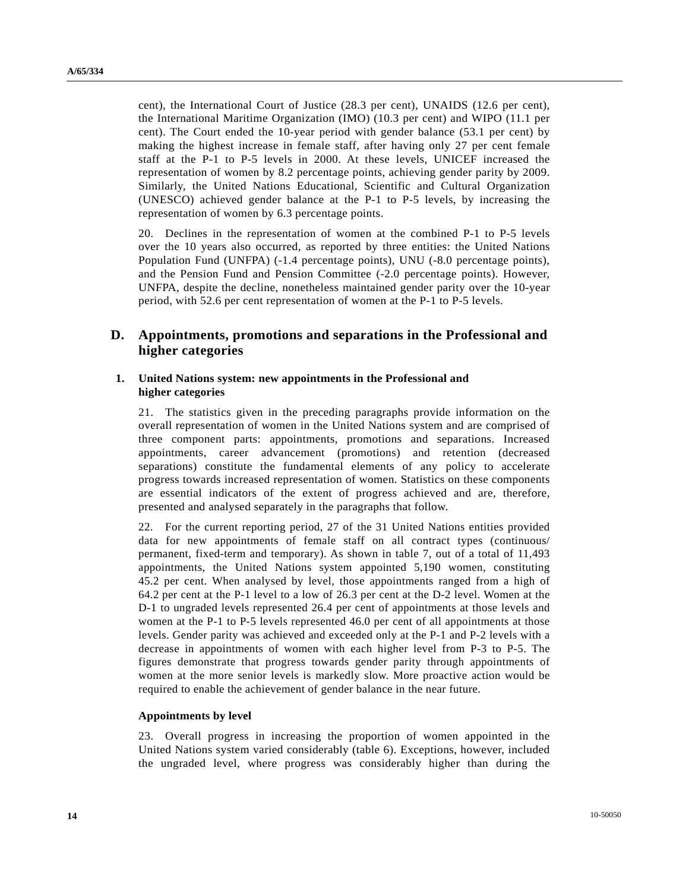cent), the International Court of Justice (28.3 per cent), UNAIDS (12.6 per cent), the International Maritime Organization (IMO) (10.3 per cent) and WIPO (11.1 per cent). The Court ended the 10-year period with gender balance (53.1 per cent) by making the highest increase in female staff, after having only 27 per cent female staff at the P-1 to P-5 levels in 2000. At these levels, UNICEF increased the representation of women by 8.2 percentage points, achieving gender parity by 2009. Similarly, the United Nations Educational, Scientific and Cultural Organization (UNESCO) achieved gender balance at the P-1 to P-5 levels, by increasing the representation of women by 6.3 percentage points.

20. Declines in the representation of women at the combined P-1 to P-5 levels over the 10 years also occurred, as reported by three entities: the United Nations Population Fund (UNFPA) (-1.4 percentage points), UNU (-8.0 percentage points), and the Pension Fund and Pension Committee (-2.0 percentage points). However, UNFPA, despite the decline, nonetheless maintained gender parity over the 10-year period, with 52.6 per cent representation of women at the P-1 to P-5 levels.

## D. Appointments, promotions and separations in the Professional and higher categories

### 1. United Nations system: new appointments in the Professional and higher categories

21. The statistics given in the preceding paragraphs provide information on the overall representation of women in the United Nations system and are comprised of three component parts: appointments, promotions and separations. Increased appointments, career advancement (promotions) and retention (decreased separations) constitute the fundamental elements of any policy to accelerate progress towards increased representation of women. Statistics on these components are essential indicators of the extent of progress achieved and are, therefore, presented and analysed separately in the paragraphs that follow.

22. For the current reporting period, 27 of the 31 United Nations entities provided data for new appointments of female staff on all contract types (continuous/ permanent, fixed-term and temporary). As shown in table 7, out of a total of 11,493 appointments, the United Nations system appointed 5,190 women, constituting 45.2 per cent. When analysed by level, those appointments ranged from a high of 64.2 per cent at the P-1 level to a low of 26.3 per cent at the D-2 level. Women at the D-1 to ungraded levels represented 26.4 per cent of appointments at those levels and women at the P-1 to P-5 levels represented 46.0 per cent of all appointments at those levels. Gender parity was achieved and exceeded only at the P-1 and P-2 levels with a decrease in appointments of women with each higher level from P-3 to P-5. The figures demonstrate that progress towards gender parity through appointments of women at the more senior levels is markedly slow. More proactive action would be required to enable the achievement of gender balance in the near future.

#### Appointments by level

23. Overall progress in increasing the proportion of women appointed in the United Nations system varied considerably (table 6). Exceptions, however, included the ungraded level, where progress was considerably higher than during the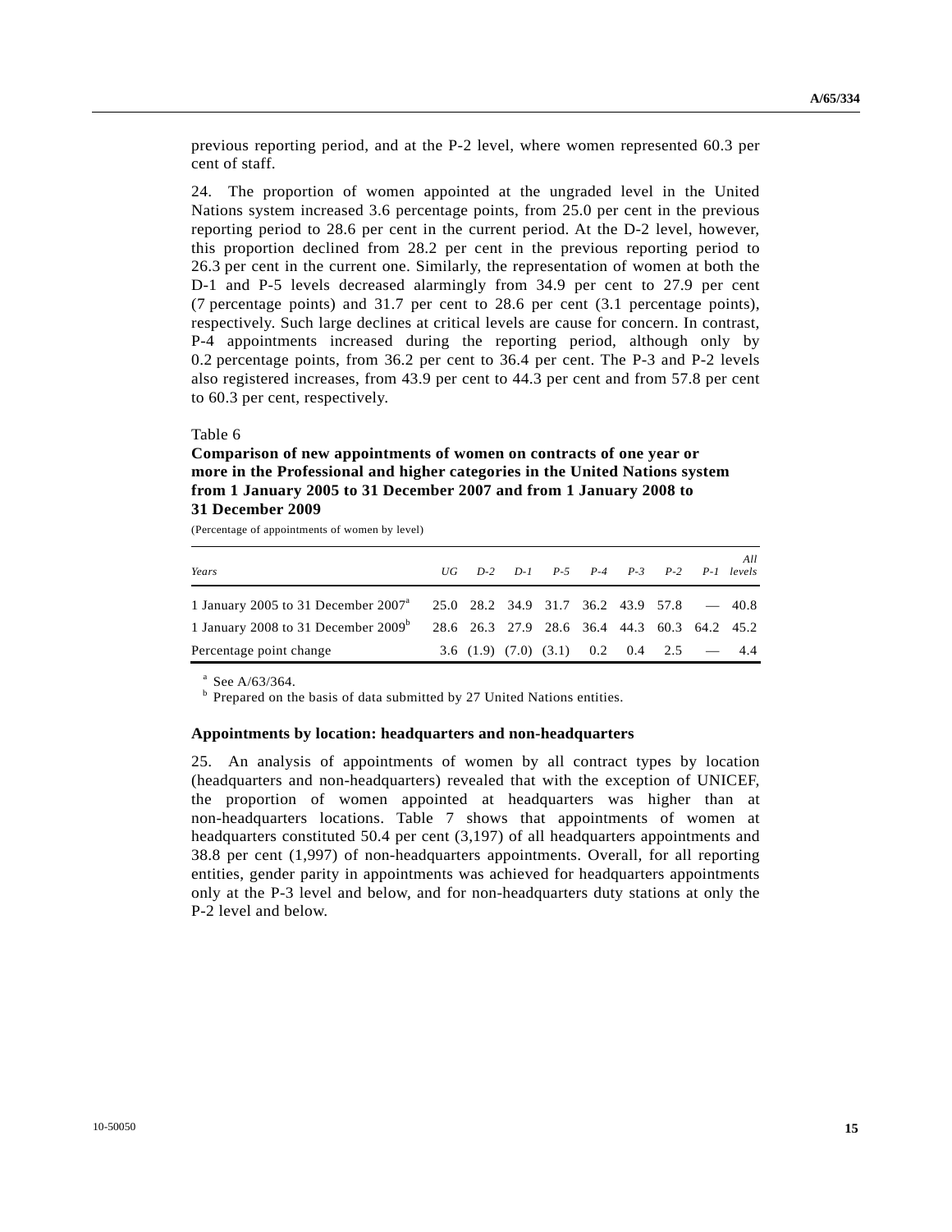previous reporting period, and at the P-2 level, where women represented 60.3 per cent of staff.

24. The proportion of women appointed at the ungraded level in the United Nations system increased 3.6 percentage points, from 25.0 per cent in the previous reporting period to 28.6 per cent in the current period. At the D-2 level, however, this proportion declined from 28.2 per cent in the previous reporting period to 26.3 per cent in the current one. Similarly, the representation of women at both the D-1 and P-5 levels decreased alarmingly from 34.9 per cent to 27.9 per cent (7 percentage points) and 31.7 per cent to 28.6 per cent (3.1 percentage points), respectively. Such large declines at critical levels are cause for concern. In contrast, P-4 appointments increased during the reporting period, although only by 0.2 percentage points, from 36.2 per cent to 36.4 per cent. The P-3 and P-2 levels also registered increases, from 43.9 per cent to 44.3 per cent and from 57.8 per cent to 60.3 per cent, respectively.

Table 6

**Comparison of new appointments of women on contracts of one year or more in the Professional and higher categories in the United Nations system from 1 January 2005 to 31 December 2007 and from 1 January 2008 to 31 December 2009**

(Percentage of appointments of women by level)

| *Years* | *UG* | *D-2* | *D-1* | *P-5* | *P-4* | *P-3* | *P-2* | *P-1* | *All levels* |
|---|---|---|---|---|---|---|---|---|---|
| 1 January 2005 to 31 December 2007[a] | 25.0 | 28.2 | 34.9 | 31.7 | 36.2 | 43.9 | 57.8 | — | 40.8 |
| 1 January 2008 to 31 December 2009[b] | 28.6 | 26.3 | 27.9 | 28.6 | 36.4 | 44.3 | 60.3 | 64.2 | 45.2 |
| Percentage point change | 3.6 | (1.9) | (7.0) | (3.1) | 0.2 | 0.4 | 2.5 | — | 4.4 |

[a] See A/63/364.

[b] Prepared on the basis of data submitted by 27 United Nations entities.

**Appointments by location: headquarters and non-headquarters**

25. An analysis of appointments of women by all contract types by location (headquarters and non-headquarters) revealed that with the exception of UNICEF, the proportion of women appointed at headquarters was higher than at non-headquarters locations. Table 7 shows that appointments of women at headquarters constituted 50.4 per cent (3,197) of all headquarters appointments and 38.8 per cent (1,997) of non-headquarters appointments. Overall, for all reporting entities, gender parity in appointments was achieved for headquarters appointments only at the P-3 level and below, and for non-headquarters duty stations at only the P-2 level and below.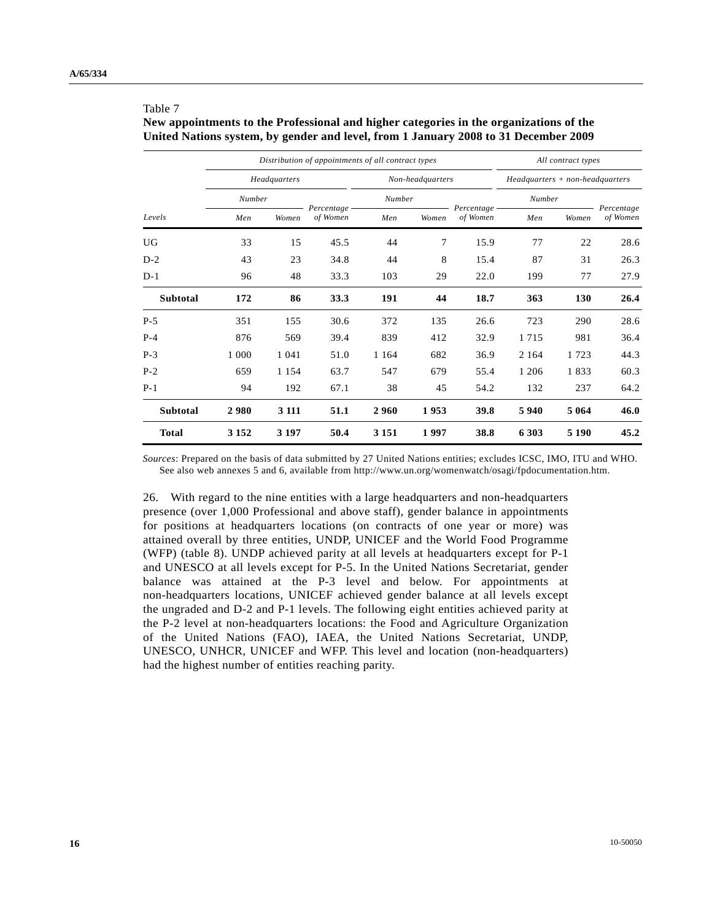Table 7

**New appointments to the Professional and higher categories in the organizations of the United Nations system, by gender and level, from 1 January 2008 to 31 December 2009**

| | *Distribution of appointments of all contract types* | | | | | | *All contract types* | | |
|---|---|---|---|---|---|---|---|---|---|
| | *Headquarters* | | | *Non-headquarters* | | | *Headquarters + non-headquarters* | | |
| | *Number* | | | *Number* | | | *Number* | | |
| *Levels* | *Men* | *Women* | *Percentage of Women* | *Men* | *Women* | *Percentage of Women* | *Men* | *Women* | *Percentage of Women* |
| UG | 33 | 15 | 45.5 | 44 | 7 | 15.9 | 77 | 22 | 28.6 |
| D-2 | 43 | 23 | 34.8 | 44 | 8 | 15.4 | 87 | 31 | 26.3 |
| D-1 | 96 | 48 | 33.3 | 103 | 29 | 22.0 | 199 | 77 | 27.9 |
| **Subtotal** | **172** | **86** | **33.3** | **191** | **44** | **18.7** | **363** | **130** | **26.4** |
| P-5 | 351 | 155 | 30.6 | 372 | 135 | 26.6 | 723 | 290 | 28.6 |
| P-4 | 876 | 569 | 39.4 | 839 | 412 | 32.9 | 1 715 | 981 | 36.4 |
| P-3 | 1 000 | 1 041 | 51.0 | 1 164 | 682 | 36.9 | 2 164 | 1 723 | 44.3 |
| P-2 | 659 | 1 154 | 63.7 | 547 | 679 | 55.4 | 1 206 | 1 833 | 60.3 |
| P-1 | 94 | 192 | 67.1 | 38 | 45 | 54.2 | 132 | 237 | 64.2 |
| **Subtotal** | **2 980** | **3 111** | **51.1** | **2 960** | **1 953** | **39.8** | **5 940** | **5 064** | **46.0** |
| **Total** | **3 152** | **3 197** | **50.4** | **3 151** | **1 997** | **38.8** | **6 303** | **5 190** | **45.2** |

*Sources*: Prepared on the basis of data submitted by 27 United Nations entities; excludes ICSC, IMO, ITU and WHO. See also web annexes 5 and 6, available from http://www.un.org/womenwatch/osagi/fpdocumentation.htm.

26. With regard to the nine entities with a large headquarters and non-headquarters presence (over 1,000 Professional and above staff), gender balance in appointments for positions at headquarters locations (on contracts of one year or more) was attained overall by three entities, UNDP, UNICEF and the World Food Programme (WFP) (table 8). UNDP achieved parity at all levels at headquarters except for P-1 and UNESCO at all levels except for P-5. In the United Nations Secretariat, gender balance was attained at the P-3 level and below. For appointments at non-headquarters locations, UNICEF achieved gender balance at all levels except the ungraded and D-2 and P-1 levels. The following eight entities achieved parity at the P-2 level at non-headquarters locations: the Food and Agriculture Organization of the United Nations (FAO), IAEA, the United Nations Secretariat, UNDP, UNESCO, UNHCR, UNICEF and WFP. This level and location (non-headquarters) had the highest number of entities reaching parity.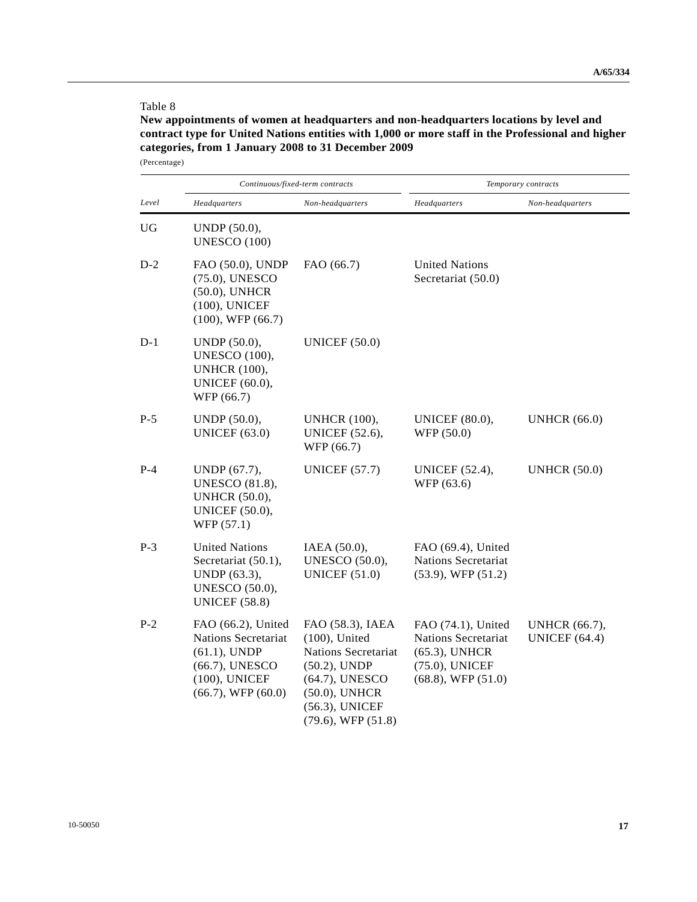Table 8

**New appointments of women at headquarters and non-headquarters locations by level and contract type for United Nations entities with 1,000 or more staff in the Professional and higher categories, from 1 January 2008 to 31 December 2009**

(Percentage)

| Level | *Continuous/fixed-term contracts* | | *Temporary contracts* | |
|---|---|---|---|---|
| | *Headquarters* | *Non-headquarters* | *Headquarters* | *Non-headquarters* |
| UG | UNDP (50.0), UNESCO (100) | | | |
| D-2 | FAO (50.0), UNDP (75.0), UNESCO (50.0), UNHCR (100), UNICEF (100), WFP (66.7) | FAO (66.7) | United Nations Secretariat (50.0) | |
| D-1 | UNDP (50.0), UNESCO (100), UNHCR (100), UNICEF (60.0), WFP (66.7) | UNICEF (50.0) | | |
| P-5 | UNDP (50.0), UNICEF (63.0) | UNHCR (100), UNICEF (52.6), WFP (66.7) | UNICEF (80.0), WFP (50.0) | UNHCR (66.0) |
| P-4 | UNDP (67.7), UNESCO (81.8), UNHCR (50.0), UNICEF (50.0), WFP (57.1) | UNICEF (57.7) | UNICEF (52.4), WFP (63.6) | UNHCR (50.0) |
| P-3 | United Nations Secretariat (50.1), UNDP (63.3), UNESCO (50.0), UNICEF (58.8) | IAEA (50.0), UNESCO (50.0), UNICEF (51.0) | FAO (69.4), United Nations Secretariat (53.9), WFP (51.2) | |
| P-2 | FAO (66.2), United Nations Secretariat (61.1), UNDP (66.7), UNESCO (100), UNICEF (66.7), WFP (60.0) | FAO (58.3), IAEA (100), United Nations Secretariat (50.2), UNDP (64.7), UNESCO (50.0), UNHCR (56.3), UNICEF (79.6), WFP (51.8) | FAO (74.1), United Nations Secretariat (65.3), UNHCR (75.0), UNICEF (68.8), WFP (51.0) | UNHCR (66.7), UNICEF (64.4) |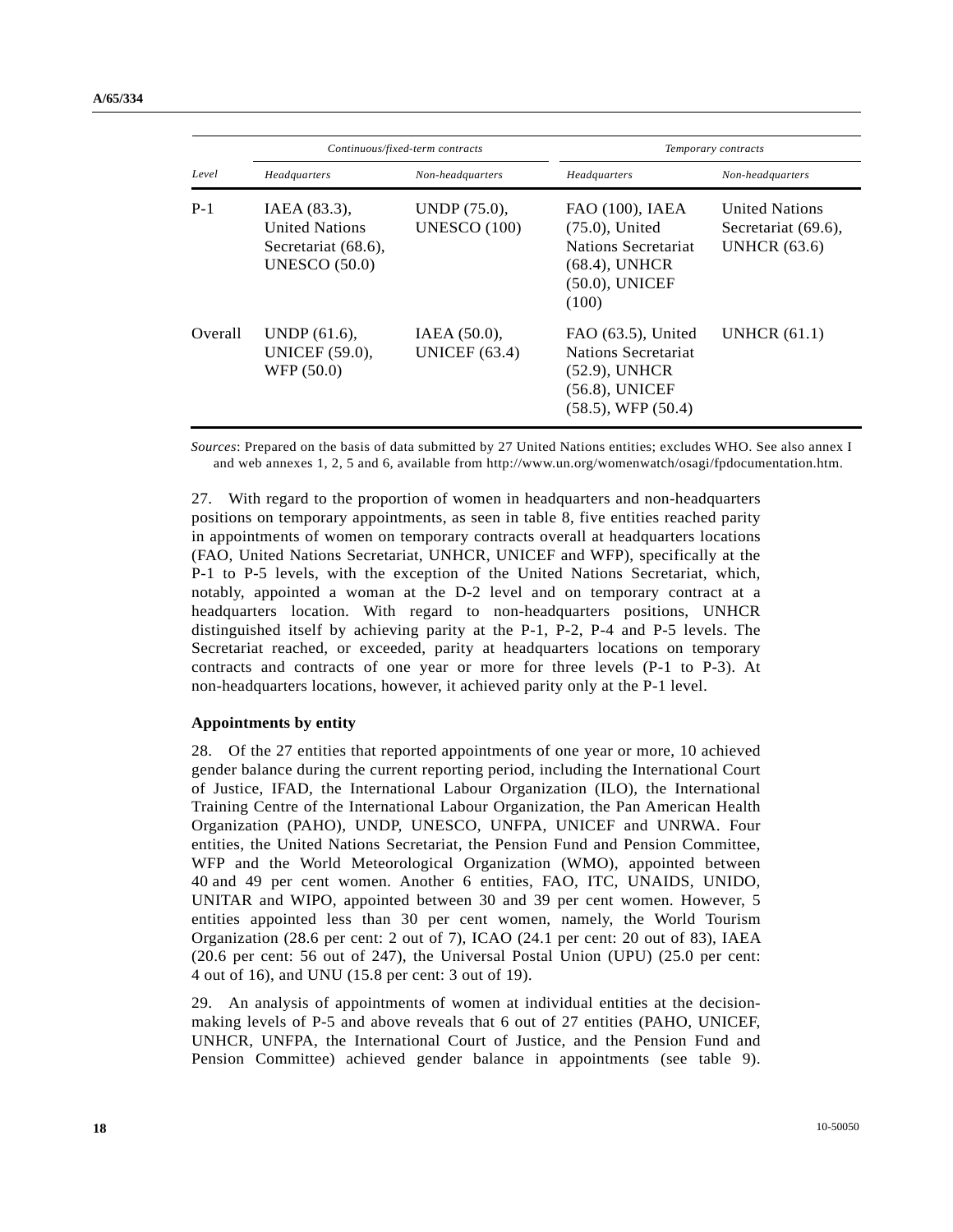| Level | Continuous/fixed-term contracts | | Temporary contracts | |
|---|---|---|---|---|
| | *Headquarters* | *Non-headquarters* | *Headquarters* | *Non-headquarters* |
| P-1 | IAEA (83.3), United Nations Secretariat (68.6), UNESCO (50.0) | UNDP (75.0), UNESCO (100) | FAO (100), IAEA (75.0), United Nations Secretariat (68.4), UNHCR (50.0), UNICEF (100) | United Nations Secretariat (69.6), UNHCR (63.6) |
| Overall | UNDP (61.6), UNICEF (59.0), WFP (50.0) | IAEA (50.0), UNICEF (63.4) | FAO (63.5), United Nations Secretariat (52.9), UNHCR (56.8), UNICEF (58.5), WFP (50.4) | UNHCR (61.1) |

*Sources*: Prepared on the basis of data submitted by 27 United Nations entities; excludes WHO. See also annex I and web annexes 1, 2, 5 and 6, available from http://www.un.org/womenwatch/osagi/fpdocumentation.htm.

27. With regard to the proportion of women in headquarters and non-headquarters positions on temporary appointments, as seen in table 8, five entities reached parity in appointments of women on temporary contracts overall at headquarters locations (FAO, United Nations Secretariat, UNHCR, UNICEF and WFP), specifically at the P-1 to P-5 levels, with the exception of the United Nations Secretariat, which, notably, appointed a woman at the D-2 level and on temporary contract at a headquarters location. With regard to non-headquarters positions, UNHCR distinguished itself by achieving parity at the P-1, P-2, P-4 and P-5 levels. The Secretariat reached, or exceeded, parity at headquarters locations on temporary contracts and contracts of one year or more for three levels (P-1 to P-3). At non-headquarters locations, however, it achieved parity only at the P-1 level.

**Appointments by entity**

28. Of the 27 entities that reported appointments of one year or more, 10 achieved gender balance during the current reporting period, including the International Court of Justice, IFAD, the International Labour Organization (ILO), the International Training Centre of the International Labour Organization, the Pan American Health Organization (PAHO), UNDP, UNESCO, UNFPA, UNICEF and UNRWA. Four entities, the United Nations Secretariat, the Pension Fund and Pension Committee, WFP and the World Meteorological Organization (WMO), appointed between 40 and 49 per cent women. Another 6 entities, FAO, ITC, UNAIDS, UNIDO, UNITAR and WIPO, appointed between 30 and 39 per cent women. However, 5 entities appointed less than 30 per cent women, namely, the World Tourism Organization (28.6 per cent: 2 out of 7), ICAO (24.1 per cent: 20 out of 83), IAEA (20.6 per cent: 56 out of 247), the Universal Postal Union (UPU) (25.0 per cent: 4 out of 16), and UNU (15.8 per cent: 3 out of 19).

29. An analysis of appointments of women at individual entities at the decision-making levels of P-5 and above reveals that 6 out of 27 entities (PAHO, UNICEF, UNHCR, UNFPA, the International Court of Justice, and the Pension Fund and Pension Committee) achieved gender balance in appointments (see table 9).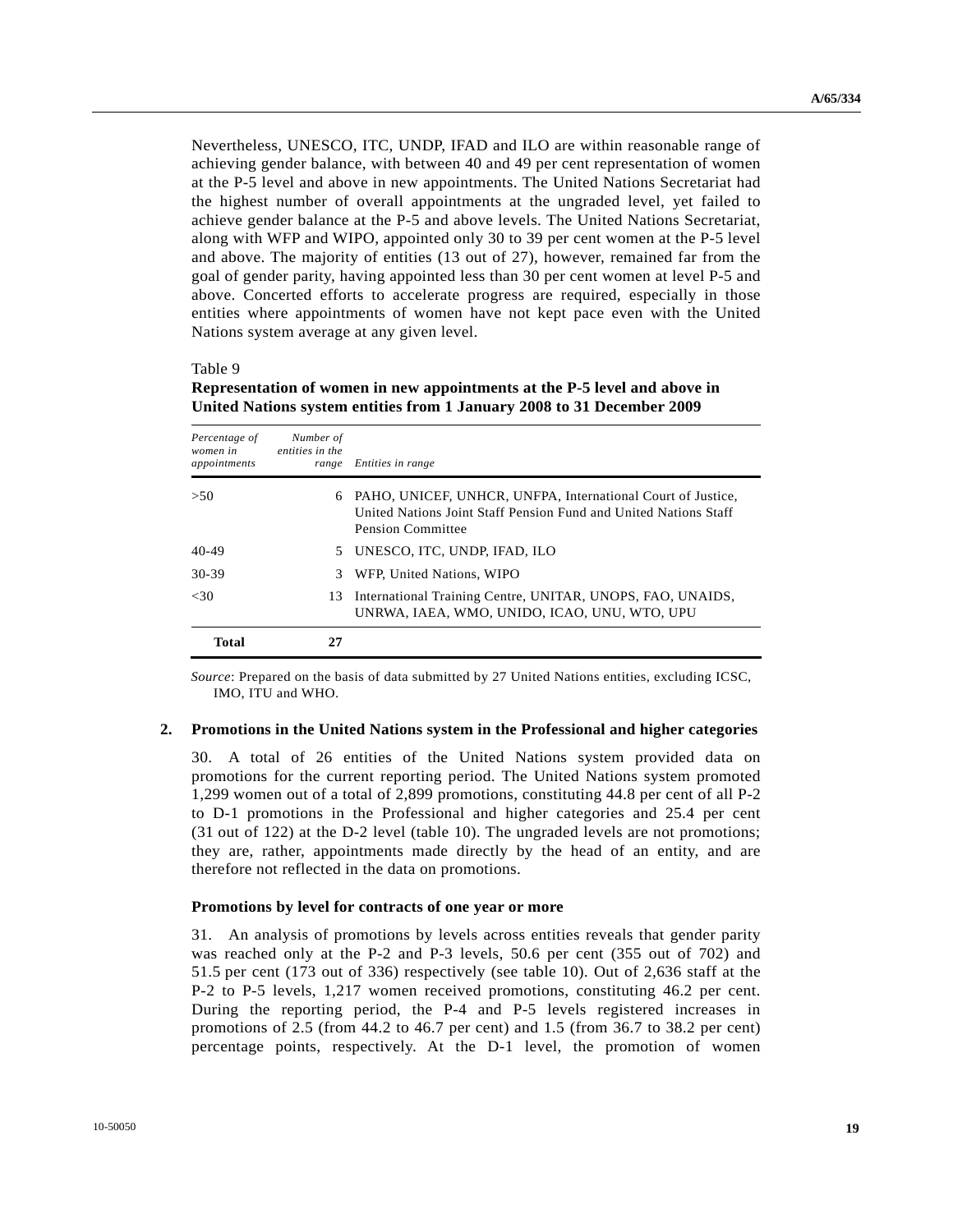Nevertheless, UNESCO, ITC, UNDP, IFAD and ILO are within reasonable range of achieving gender balance, with between 40 and 49 per cent representation of women at the P-5 level and above in new appointments. The United Nations Secretariat had the highest number of overall appointments at the ungraded level, yet failed to achieve gender balance at the P-5 and above levels. The United Nations Secretariat, along with WFP and WIPO, appointed only 30 to 39 per cent women at the P-5 level and above. The majority of entities (13 out of 27), however, remained far from the goal of gender parity, having appointed less than 30 per cent women at level P-5 and above. Concerted efforts to accelerate progress are required, especially in those entities where appointments of women have not kept pace even with the United Nations system average at any given level.

Table 9

**Representation of women in new appointments at the P-5 level and above in United Nations system entities from 1 January 2008 to 31 December 2009**

| *Percentage of women in appointments* | *Number of entities in the range* | *Entities in range* |
|---|---|---|
| >50 | 6 | PAHO, UNICEF, UNHCR, UNFPA, International Court of Justice, United Nations Joint Staff Pension Fund and United Nations Staff Pension Committee |
| 40-49 | 5 | UNESCO, ITC, UNDP, IFAD, ILO |
| 30-39 | 3 | WFP, United Nations, WIPO |
| <30 | 13 | International Training Centre, UNITAR, UNOPS, FAO, UNAIDS, UNRWA, IAEA, WMO, UNIDO, ICAO, UNU, WTO, UPU |
| **Total** | **27** | |

*Source*: Prepared on the basis of data submitted by 27 United Nations entities, excluding ICSC, IMO, ITU and WHO.

## 2. Promotions in the United Nations system in the Professional and higher categories

30. A total of 26 entities of the United Nations system provided data on promotions for the current reporting period. The United Nations system promoted 1,299 women out of a total of 2,899 promotions, constituting 44.8 per cent of all P-2 to D-1 promotions in the Professional and higher categories and 25.4 per cent (31 out of 122) at the D-2 level (table 10). The ungraded levels are not promotions; they are, rather, appointments made directly by the head of an entity, and are therefore not reflected in the data on promotions.

### Promotions by level for contracts of one year or more

31. An analysis of promotions by levels across entities reveals that gender parity was reached only at the P-2 and P-3 levels, 50.6 per cent (355 out of 702) and 51.5 per cent (173 out of 336) respectively (see table 10). Out of 2,636 staff at the P-2 to P-5 levels, 1,217 women received promotions, constituting 46.2 per cent. During the reporting period, the P-4 and P-5 levels registered increases in promotions of 2.5 (from 44.2 to 46.7 per cent) and 1.5 (from 36.7 to 38.2 per cent) percentage points, respectively. At the D-1 level, the promotion of women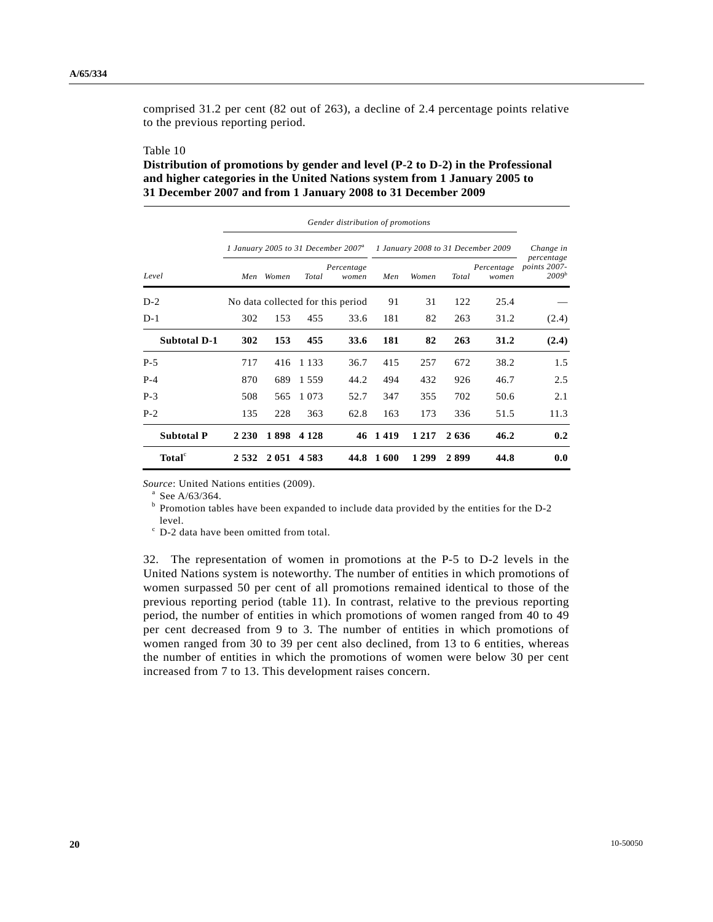comprised 31.2 per cent (82 out of 263), a decline of 2.4 percentage points relative to the previous reporting period.

Table 10
**Distribution of promotions by gender and level (P-2 to D-2) in the Professional and higher categories in the United Nations system from 1 January 2005 to 31 December 2007 and from 1 January 2008 to 31 December 2009**

| | *Gender distribution of promotions* | | | | | | | | |
|---|---|---|---|---|---|---|---|---|---|
| | *1 January 2005 to 31 December 2007*[a] | | | | *1 January 2008 to 31 December 2009* | | | | *Change in percentage points 2007-2009*[b] |
| *Level* | *Men* | *Women* | *Total* | *Percentage women* | *Men* | *Women* | *Total* | *Percentage women* | |
| D-2 | No data collected for this period | | | | 91 | 31 | 122 | 25.4 | — |
| D-1 | 302 | 153 | 455 | 33.6 | 181 | 82 | 263 | 31.2 | (2.4) |
| **Subtotal D-1** | **302** | **153** | **455** | **33.6** | **181** | **82** | **263** | **31.2** | **(2.4)** |
| P-5 | 717 | 416 | 1 133 | 36.7 | 415 | 257 | 672 | 38.2 | 1.5 |
| P-4 | 870 | 689 | 1 559 | 44.2 | 494 | 432 | 926 | 46.7 | 2.5 |
| P-3 | 508 | 565 | 1 073 | 52.7 | 347 | 355 | 702 | 50.6 | 2.1 |
| P-2 | 135 | 228 | 363 | 62.8 | 163 | 173 | 336 | 51.5 | 11.3 |
| **Subtotal P** | **2 230** | **1 898** | **4 128** | **46** | **1 419** | **1 217** | **2 636** | **46.2** | **0.2** |
| **Total**[c] | **2 532** | **2 051** | **4 583** | **44.8** | **1 600** | **1 299** | **2 899** | **44.8** | **0.0** |

*Source*: United Nations entities (2009).

[a] See A/63/364.

[b] Promotion tables have been expanded to include data provided by the entities for the D-2 level.

[c] D-2 data have been omitted from total.

32. The representation of women in promotions at the P-5 to D-2 levels in the United Nations system is noteworthy. The number of entities in which promotions of women surpassed 50 per cent of all promotions remained identical to those of the previous reporting period (table 11). In contrast, relative to the previous reporting period, the number of entities in which promotions of women ranged from 40 to 49 per cent decreased from 9 to 3. The number of entities in which promotions of women ranged from 30 to 39 per cent also declined, from 13 to 6 entities, whereas the number of entities in which the promotions of women were below 30 per cent increased from 7 to 13. This development raises concern.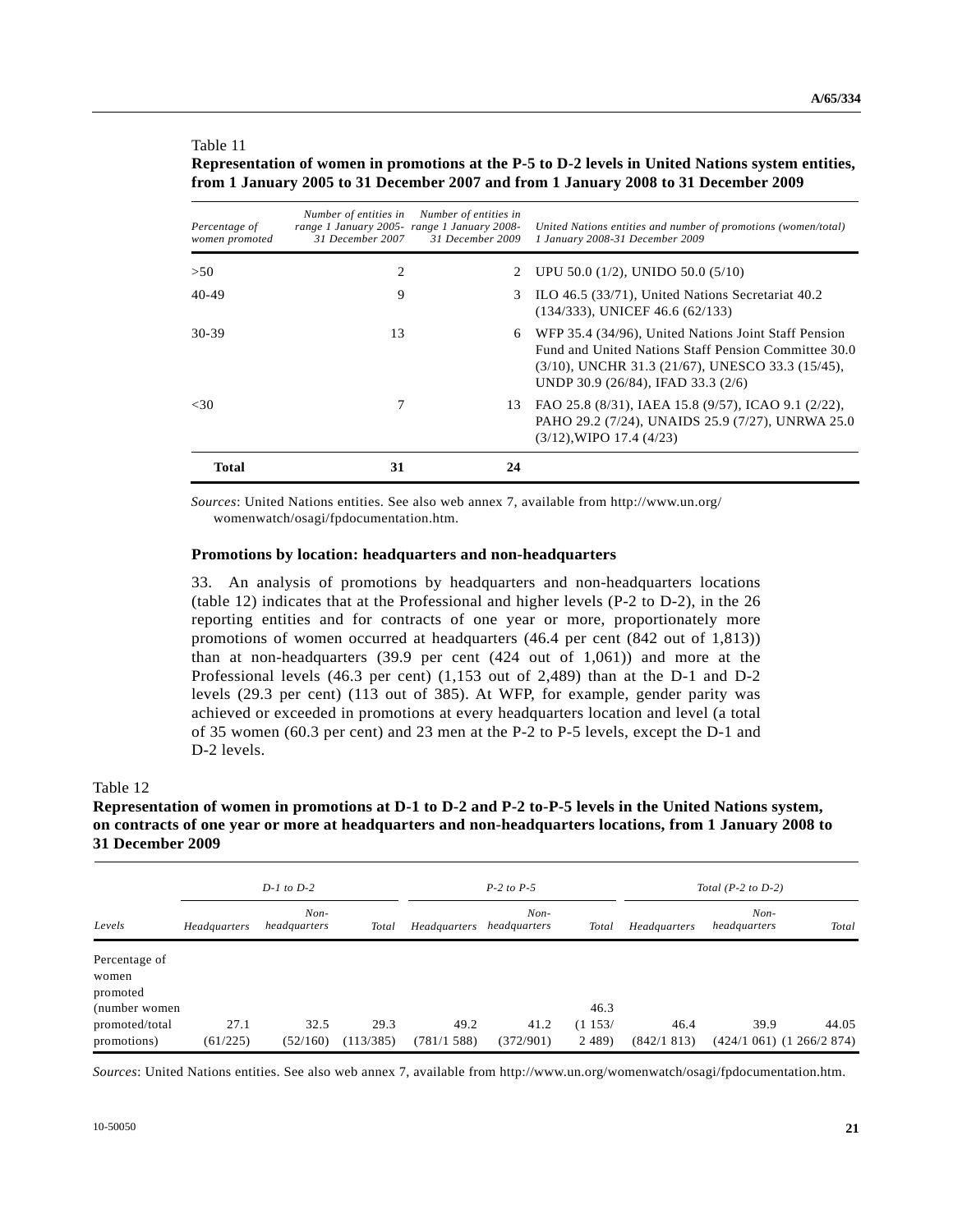Table 11

**Representation of women in promotions at the P-5 to D-2 levels in United Nations system entities, from 1 January 2005 to 31 December 2007 and from 1 January 2008 to 31 December 2009**

| *Percentage of women promoted* | *Number of entities in range 1 January 2005-31 December 2007* | *Number of entities in range 1 January 2008-31 December 2009* | *United Nations entities and number of promotions (women/total) 1 January 2008-31 December 2009* |
|---|---|---|---|
| >50 | 2 | 2 | UPU 50.0 (1/2), UNIDO 50.0 (5/10) |
| 40-49 | 9 | 3 | ILO 46.5 (33/71), United Nations Secretariat 40.2 (134/333), UNICEF 46.6 (62/133) |
| 30-39 | 13 | 6 | WFP 35.4 (34/96), United Nations Joint Staff Pension Fund and United Nations Staff Pension Committee 30.0 (3/10), UNCHR 31.3 (21/67), UNESCO 33.3 (15/45), UNDP 30.9 (26/84), IFAD 33.3 (2/6) |
| <30 | 7 | 13 | FAO 25.8 (8/31), IAEA 15.8 (9/57), ICAO 9.1 (2/22), PAHO 29.2 (7/24), UNAIDS 25.9 (7/27), UNRWA 25.0 (3/12),WIPO 17.4 (4/23) |
| **Total** | **31** | **24** | |

*Sources*: United Nations entities. See also web annex 7, available from http://www.un.org/womenwatch/osagi/fpdocumentation.htm.

### Promotions by location: headquarters and non-headquarters

33. An analysis of promotions by headquarters and non-headquarters locations (table 12) indicates that at the Professional and higher levels (P-2 to D-2), in the 26 reporting entities and for contracts of one year or more, proportionately more promotions of women occurred at headquarters (46.4 per cent (842 out of 1,813)) than at non-headquarters (39.9 per cent (424 out of 1,061)) and more at the Professional levels (46.3 per cent) (1,153 out of 2,489) than at the D-1 and D-2 levels (29.3 per cent) (113 out of 385). At WFP, for example, gender parity was achieved or exceeded in promotions at every headquarters location and level (a total of 35 women (60.3 per cent) and 23 men at the P-2 to P-5 levels, except the D-1 and D-2 levels.

Table 12

**Representation of women in promotions at D-1 to D-2 and P-2 to-P-5 levels in the United Nations system, on contracts of one year or more at headquarters and non-headquarters locations, from 1 January 2008 to 31 December 2009**

| | *D-1 to D-2* | | | *P-2 to P-5* | | | *Total (P-2 to D-2)* | | |
|---|---|---|---|---|---|---|---|---|---|
| *Levels* | *Headquarters* | *Non-headquarters* | *Total* | *Headquarters* | *Non-headquarters* | *Total* | *Headquarters* | *Non-headquarters* | *Total* |
| Percentage of women promoted (number women promoted/total promotions) | 27.1 (61/225) | 32.5 (52/160) | 29.3 (113/385) | 49.2 (781/1 588) | 41.2 (372/901) | 46.3 (1 153/ 2 489) | 46.4 (842/1 813) | 39.9 (424/1 061) | 44.05 (1 266/2 874) |

*Sources*: United Nations entities. See also web annex 7, available from http://www.un.org/womenwatch/osagi/fpdocumentation.htm.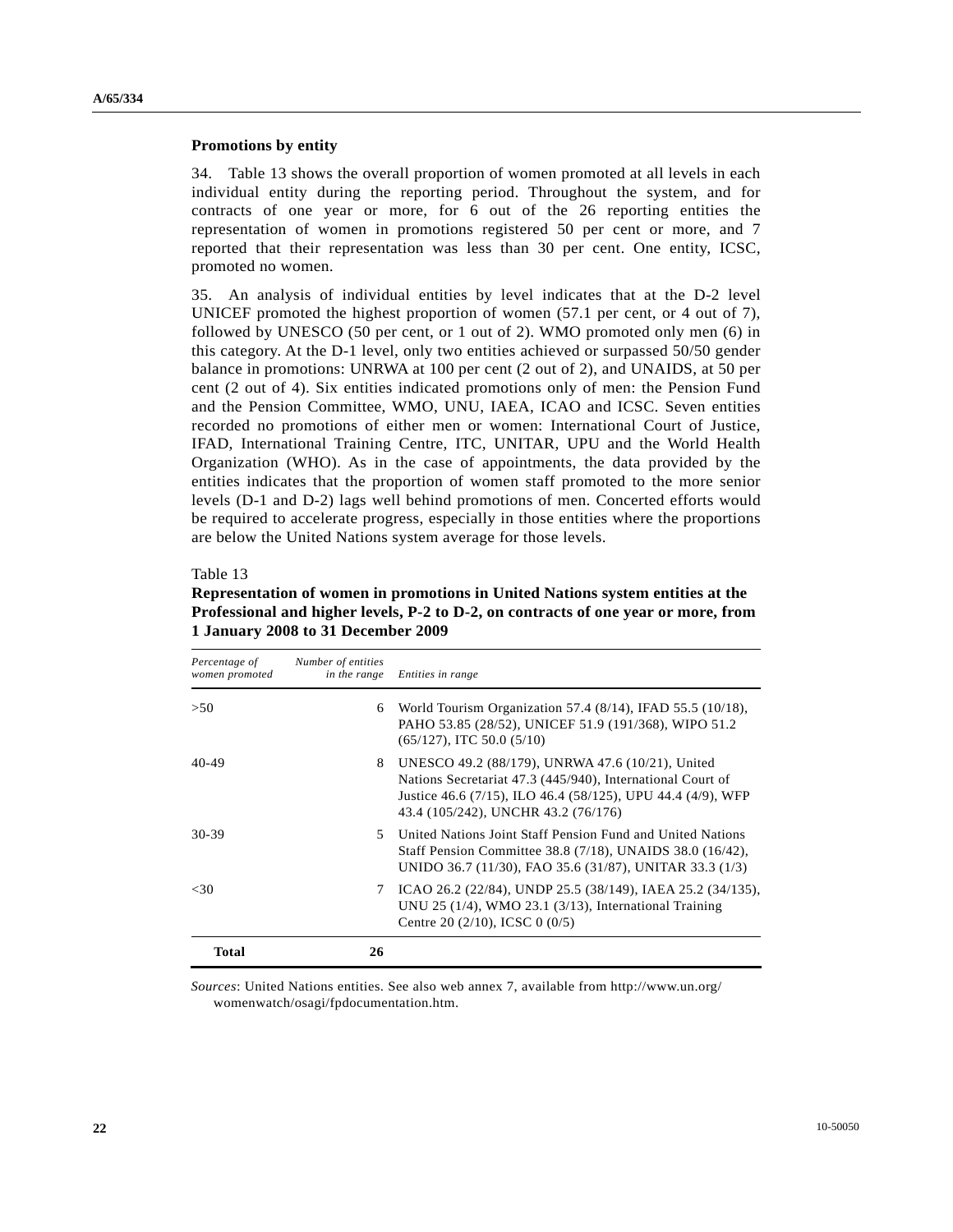### Promotions by entity

34. Table 13 shows the overall proportion of women promoted at all levels in each individual entity during the reporting period. Throughout the system, and for contracts of one year or more, for 6 out of the 26 reporting entities the representation of women in promotions registered 50 per cent or more, and 7 reported that their representation was less than 30 per cent. One entity, ICSC, promoted no women.

35. An analysis of individual entities by level indicates that at the D-2 level UNICEF promoted the highest proportion of women (57.1 per cent, or 4 out of 7), followed by UNESCO (50 per cent, or 1 out of 2). WMO promoted only men (6) in this category. At the D-1 level, only two entities achieved or surpassed 50/50 gender balance in promotions: UNRWA at 100 per cent (2 out of 2), and UNAIDS, at 50 per cent (2 out of 4). Six entities indicated promotions only of men: the Pension Fund and the Pension Committee, WMO, UNU, IAEA, ICAO and ICSC. Seven entities recorded no promotions of either men or women: International Court of Justice, IFAD, International Training Centre, ITC, UNITAR, UPU and the World Health Organization (WHO). As in the case of appointments, the data provided by the entities indicates that the proportion of women staff promoted to the more senior levels (D-1 and D-2) lags well behind promotions of men. Concerted efforts would be required to accelerate progress, especially in those entities where the proportions are below the United Nations system average for those levels.

Table 13

**Representation of women in promotions in United Nations system entities at the Professional and higher levels, P-2 to D-2, on contracts of one year or more, from 1 January 2008 to 31 December 2009**

| *Percentage of women promoted* | *Number of entities in the range* | *Entities in range* |
|---|---|---|
| >50 | 6 | World Tourism Organization 57.4 (8/14), IFAD 55.5 (10/18), PAHO 53.85 (28/52), UNICEF 51.9 (191/368), WIPO 51.2 (65/127), ITC 50.0 (5/10) |
| 40-49 | 8 | UNESCO 49.2 (88/179), UNRWA 47.6 (10/21), United Nations Secretariat 47.3 (445/940), International Court of Justice 46.6 (7/15), ILO 46.4 (58/125), UPU 44.4 (4/9), WFP 43.4 (105/242), UNHCR 43.2 (76/176) |
| 30-39 | 5 | United Nations Joint Staff Pension Fund and United Nations Staff Pension Committee 38.8 (7/18), UNAIDS 38.0 (16/42), UNIDO 36.7 (11/30), FAO 35.6 (31/87), UNITAR 33.3 (1/3) |
| <30 | 7 | ICAO 26.2 (22/84), UNDP 25.5 (38/149), IAEA 25.2 (34/135), UNU 25 (1/4), WMO 23.1 (3/13), International Training Centre 20 (2/10), ICSC 0 (0/5) |
| **Total** | **26** | |

*Sources*: United Nations entities. See also web annex 7, available from http://www.un.org/womenwatch/osagi/fpdocumentation.htm.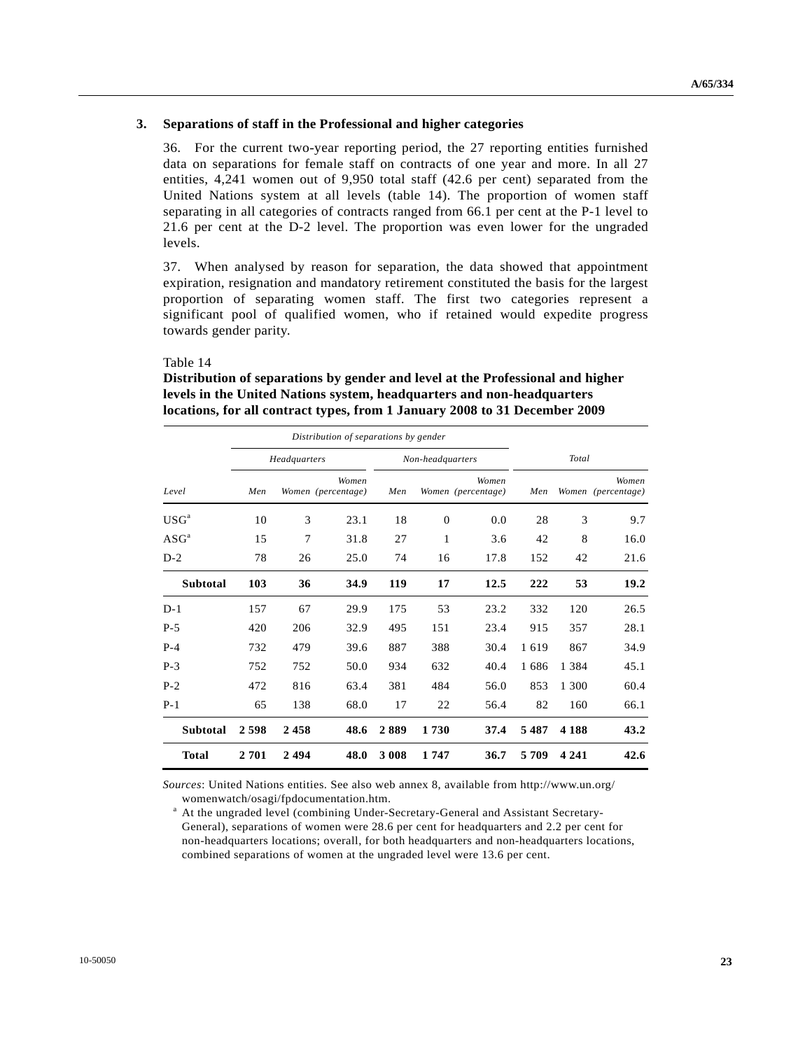### 3. Separations of staff in the Professional and higher categories

36. For the current two-year reporting period, the 27 reporting entities furnished data on separations for female staff on contracts of one year and more. In all 27 entities, 4,241 women out of 9,950 total staff (42.6 per cent) separated from the United Nations system at all levels (table 14). The proportion of women staff separating in all categories of contracts ranged from 66.1 per cent at the P-1 level to 21.6 per cent at the D-2 level. The proportion was even lower for the ungraded levels.

37. When analysed by reason for separation, the data showed that appointment expiration, resignation and mandatory retirement constituted the basis for the largest proportion of separating women staff. The first two categories represent a significant pool of qualified women, who if retained would expedite progress towards gender parity.

Table 14

**Distribution of separations by gender and level at the Professional and higher levels in the United Nations system, headquarters and non-headquarters locations, for all contract types, from 1 January 2008 to 31 December 2009**

| | *Distribution of separations by gender* | | | | | | | | |
|---|---|---|---|---|---|---|---|---|---|
| | *Headquarters* | | | *Non-headquarters* | | | *Total* | | |
| *Level* | *Men* | *Women* | *Women (percentage)* | *Men* | *Women* | *Women (percentage)* | *Men* | *Women* | *Women (percentage)* |
| USG[a] | 10 | 3 | 23.1 | 18 | 0 | 0.0 | 28 | 3 | 9.7 |
| ASG[a] | 15 | 7 | 31.8 | 27 | 1 | 3.6 | 42 | 8 | 16.0 |
| D-2 | 78 | 26 | 25.0 | 74 | 16 | 17.8 | 152 | 42 | 21.6 |
| **Subtotal** | **103** | **36** | **34.9** | **119** | **17** | **12.5** | **222** | **53** | **19.2** |
| D-1 | 157 | 67 | 29.9 | 175 | 53 | 23.2 | 332 | 120 | 26.5 |
| P-5 | 420 | 206 | 32.9 | 495 | 151 | 23.4 | 915 | 357 | 28.1 |
| P-4 | 732 | 479 | 39.6 | 887 | 388 | 30.4 | 1 619 | 867 | 34.9 |
| P-3 | 752 | 752 | 50.0 | 934 | 632 | 40.4 | 1 686 | 1 384 | 45.1 |
| P-2 | 472 | 816 | 63.4 | 381 | 484 | 56.0 | 853 | 1 300 | 60.4 |
| P-1 | 65 | 138 | 68.0 | 17 | 22 | 56.4 | 82 | 160 | 66.1 |
| **Subtotal** | **2 598** | **2 458** | **48.6** | **2 889** | **1 730** | **37.4** | **5 487** | **4 188** | **43.2** |
| **Total** | **2 701** | **2 494** | **48.0** | **3 008** | **1 747** | **36.7** | **5 709** | **4 241** | **42.6** |

*Sources*: United Nations entities. See also web annex 8, available from http://www.un.org/womenwatch/osagi/fpdocumentation.htm.

[a] At the ungraded level (combining Under-Secretary-General and Assistant Secretary-General), separations of women were 28.6 per cent for headquarters and 2.2 per cent for non-headquarters locations; overall, for both headquarters and non-headquarters locations, combined separations of women at the ungraded level were 13.6 per cent.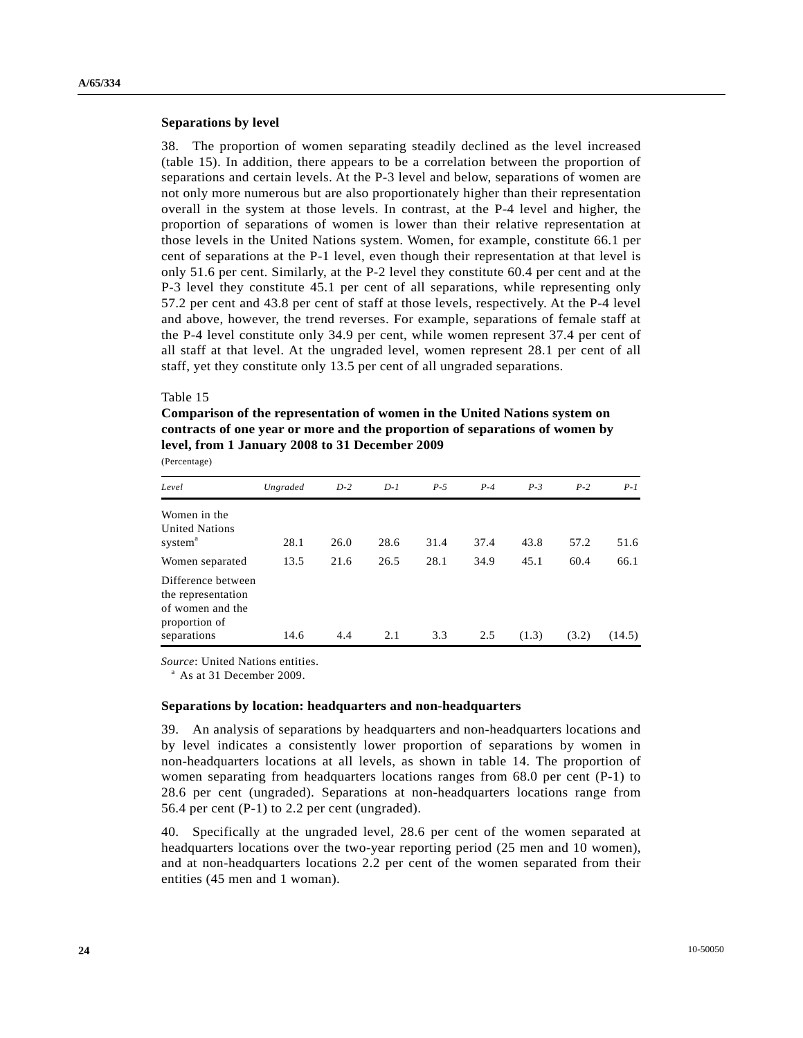### Separations by level

38. The proportion of women separating steadily declined as the level increased (table 15). In addition, there appears to be a correlation between the proportion of separations and certain levels. At the P-3 level and below, separations of women are not only more numerous but are also proportionately higher than their representation overall in the system at those levels. In contrast, at the P-4 level and higher, the proportion of separations of women is lower than their relative representation at those levels in the United Nations system. Women, for example, constitute 66.1 per cent of separations at the P-1 level, even though their representation at that level is only 51.6 per cent. Similarly, at the P-2 level they constitute 60.4 per cent and at the P-3 level they constitute 45.1 per cent of all separations, while representing only 57.2 per cent and 43.8 per cent of staff at those levels, respectively. At the P-4 level and above, however, the trend reverses. For example, separations of female staff at the P-4 level constitute only 34.9 per cent, while women represent 37.4 per cent of all staff at that level. At the ungraded level, women represent 28.1 per cent of all staff, yet they constitute only 13.5 per cent of all ungraded separations.

Table 15

**Comparison of the representation of women in the United Nations system on contracts of one year or more and the proportion of separations of women by level, from 1 January 2008 to 31 December 2009**

(Percentage)

| *Level* | *Ungraded* | *D-2* | *D-1* | *P-5* | *P-4* | *P-3* | *P-2* | *P-1* |
|---|---|---|---|---|---|---|---|---|
| Women in the United Nations system[a] | 28.1 | 26.0 | 28.6 | 31.4 | 37.4 | 43.8 | 57.2 | 51.6 |
| Women separated | 13.5 | 21.6 | 26.5 | 28.1 | 34.9 | 45.1 | 60.4 | 66.1 |
| Difference between the representation of women and the proportion of separations | 14.6 | 4.4 | 2.1 | 3.3 | 2.5 | (1.3) | (3.2) | (14.5) |

*Source*: United Nations entities.

[a] As at 31 December 2009.

### Separations by location: headquarters and non-headquarters

39. An analysis of separations by headquarters and non-headquarters locations and by level indicates a consistently lower proportion of separations by women in non-headquarters locations at all levels, as shown in table 14. The proportion of women separating from headquarters locations ranges from 68.0 per cent (P-1) to 28.6 per cent (ungraded). Separations at non-headquarters locations range from 56.4 per cent (P-1) to 2.2 per cent (ungraded).

40. Specifically at the ungraded level, 28.6 per cent of the women separated at headquarters locations over the two-year reporting period (25 men and 10 women), and at non-headquarters locations 2.2 per cent of the women separated from their entities (45 men and 1 woman).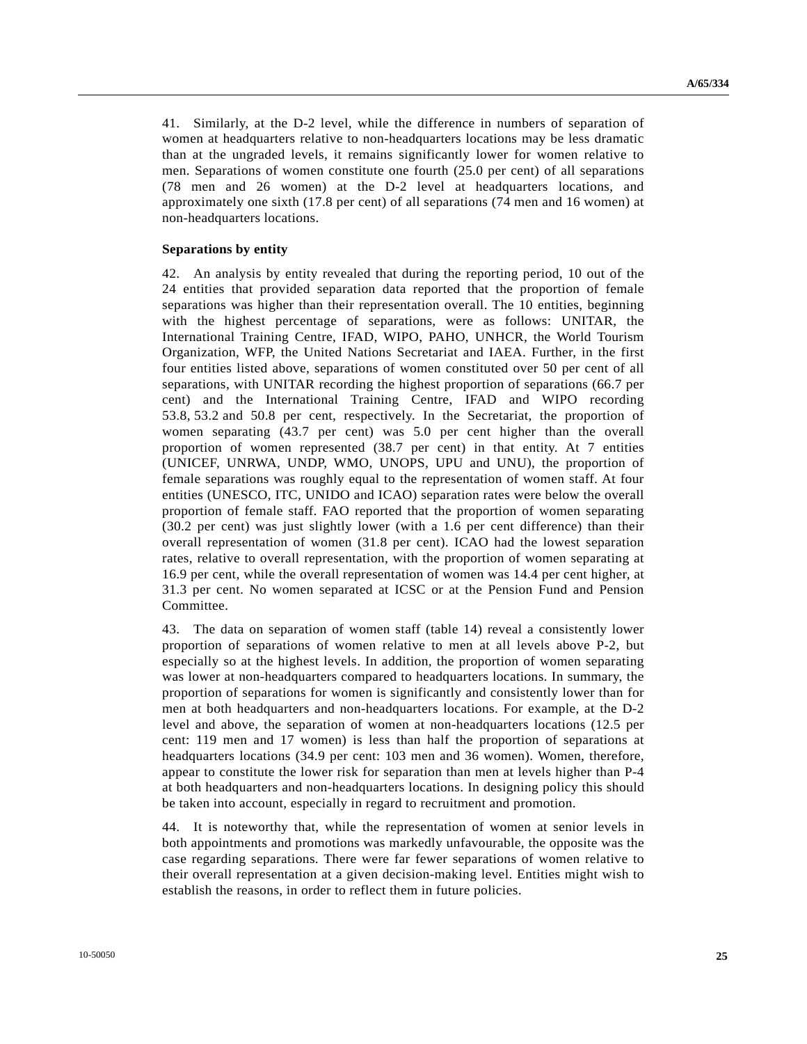41. Similarly, at the D-2 level, while the difference in numbers of separation of women at headquarters relative to non-headquarters locations may be less dramatic than at the ungraded levels, it remains significantly lower for women relative to men. Separations of women constitute one fourth (25.0 per cent) of all separations (78 men and 26 women) at the D-2 level at headquarters locations, and approximately one sixth (17.8 per cent) of all separations (74 men and 16 women) at non-headquarters locations.

**Separations by entity**

42. An analysis by entity revealed that during the reporting period, 10 out of the 24 entities that provided separation data reported that the proportion of female separations was higher than their representation overall. The 10 entities, beginning with the highest percentage of separations, were as follows: UNITAR, the International Training Centre, IFAD, WIPO, PAHO, UNHCR, the World Tourism Organization, WFP, the United Nations Secretariat and IAEA. Further, in the first four entities listed above, separations of women constituted over 50 per cent of all separations, with UNITAR recording the highest proportion of separations (66.7 per cent) and the International Training Centre, IFAD and WIPO recording 53.8, 53.2 and 50.8 per cent, respectively. In the Secretariat, the proportion of women separating (43.7 per cent) was 5.0 per cent higher than the overall proportion of women represented (38.7 per cent) in that entity. At 7 entities (UNICEF, UNRWA, UNDP, WMO, UNOPS, UPU and UNU), the proportion of female separations was roughly equal to the representation of women staff. At four entities (UNESCO, ITC, UNIDO and ICAO) separation rates were below the overall proportion of female staff. FAO reported that the proportion of women separating (30.2 per cent) was just slightly lower (with a 1.6 per cent difference) than their overall representation of women (31.8 per cent). ICAO had the lowest separation rates, relative to overall representation, with the proportion of women separating at 16.9 per cent, while the overall representation of women was 14.4 per cent higher, at 31.3 per cent. No women separated at ICSC or at the Pension Fund and Pension Committee.

43. The data on separation of women staff (table 14) reveal a consistently lower proportion of separations of women relative to men at all levels above P-2, but especially so at the highest levels. In addition, the proportion of women separating was lower at non-headquarters compared to headquarters locations. In summary, the proportion of separations for women is significantly and consistently lower than for men at both headquarters and non-headquarters locations. For example, at the D-2 level and above, the separation of women at non-headquarters locations (12.5 per cent: 119 men and 17 women) is less than half the proportion of separations at headquarters locations (34.9 per cent: 103 men and 36 women). Women, therefore, appear to constitute the lower risk for separation than men at levels higher than P-4 at both headquarters and non-headquarters locations. In designing policy this should be taken into account, especially in regard to recruitment and promotion.

44. It is noteworthy that, while the representation of women at senior levels in both appointments and promotions was markedly unfavourable, the opposite was the case regarding separations. There were far fewer separations of women relative to their overall representation at a given decision-making level. Entities might wish to establish the reasons, in order to reflect them in future policies.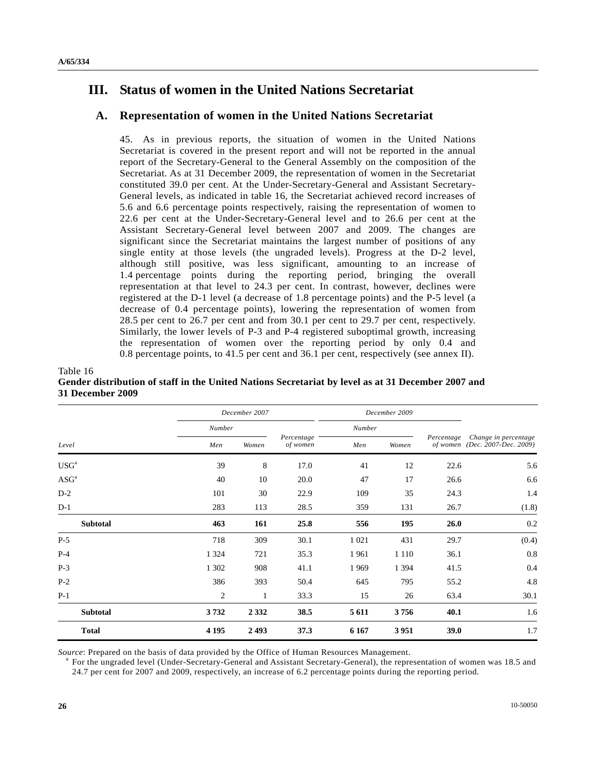# III. Status of women in the United Nations Secretariat

## A. Representation of women in the United Nations Secretariat

45. As in previous reports, the situation of women in the United Nations Secretariat is covered in the present report and will not be reported in the annual report of the Secretary-General to the General Assembly on the composition of the Secretariat. As at 31 December 2009, the representation of women in the Secretariat constituted 39.0 per cent. At the Under-Secretary-General and Assistant Secretary-General levels, as indicated in table 16, the Secretariat achieved record increases of 5.6 and 6.6 percentage points respectively, raising the representation of women to 22.6 per cent at the Under-Secretary-General level and to 26.6 per cent at the Assistant Secretary-General level between 2007 and 2009. The changes are significant since the Secretariat maintains the largest number of positions of any single entity at those levels (the ungraded levels). Progress at the D-2 level, although still positive, was less significant, amounting to an increase of 1.4 percentage points during the reporting period, bringing the overall representation at that level to 24.3 per cent. In contrast, however, declines were registered at the D-1 level (a decrease of 1.8 percentage points) and the P-5 level (a decrease of 0.4 percentage points), lowering the representation of women from 28.5 per cent to 26.7 per cent and from 30.1 per cent to 29.7 per cent, respectively. Similarly, the lower levels of P-3 and P-4 registered suboptimal growth, increasing the representation of women over the reporting period by only 0.4 and 0.8 percentage points, to 41.5 per cent and 36.1 per cent, respectively (see annex II).

Table 16
**Gender distribution of staff in the United Nations Secretariat by level as at 31 December 2007 and 31 December 2009**

| | *December 2007* | | | *December 2009* | | | |
|---|---|---|---|---|---|---|---|
| | *Number* | | | *Number* | | | |
| *Level* | *Men* | *Women* | *Percentage of women* | *Men* | *Women* | *Percentage of women* | *Change in percentage (Dec. 2007-Dec. 2009)* |
| USG[a] | 39 | 8 | 17.0 | 41 | 12 | 22.6 | 5.6 |
| ASG[a] | 40 | 10 | 20.0 | 47 | 17 | 26.6 | 6.6 |
| D-2 | 101 | 30 | 22.9 | 109 | 35 | 24.3 | 1.4 |
| D-1 | 283 | 113 | 28.5 | 359 | 131 | 26.7 | (1.8) |
| **Subtotal** | **463** | **161** | **25.8** | **556** | **195** | **26.0** | 0.2 |
| P-5 | 718 | 309 | 30.1 | 1 021 | 431 | 29.7 | (0.4) |
| P-4 | 1 324 | 721 | 35.3 | 1 961 | 1 110 | 36.1 | 0.8 |
| P-3 | 1 302 | 908 | 41.1 | 1 969 | 1 394 | 41.5 | 0.4 |
| P-2 | 386 | 393 | 50.4 | 645 | 795 | 55.2 | 4.8 |
| P-1 | 2 | 1 | 33.3 | 15 | 26 | 63.4 | 30.1 |
| **Subtotal** | **3 732** | **2 332** | **38.5** | **5 611** | **3 756** | **40.1** | 1.6 |
| **Total** | **4 195** | **2 493** | **37.3** | **6 167** | **3 951** | **39.0** | 1.7 |

*Source*: Prepared on the basis of data provided by the Office of Human Resources Management.

[a] For the ungraded level (Under-Secretary-General and Assistant Secretary-General), the representation of women was 18.5 and 24.7 per cent for 2007 and 2009, respectively, an increase of 6.2 percentage points during the reporting period.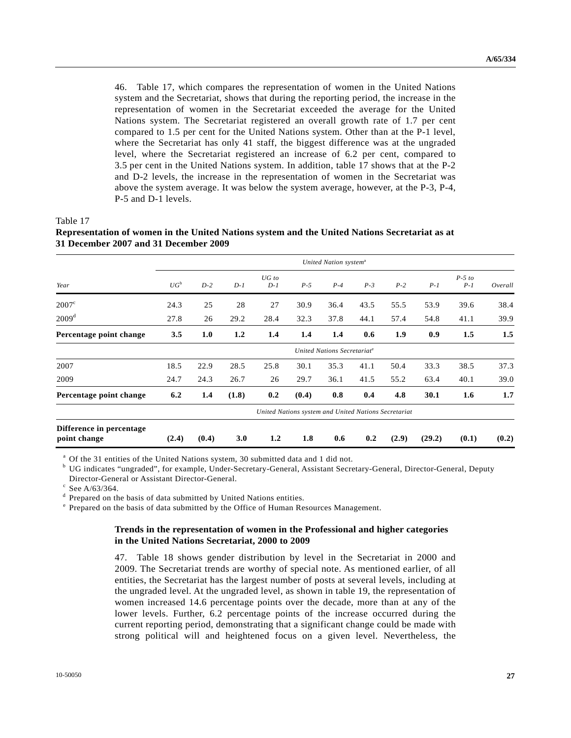46. Table 17, which compares the representation of women in the United Nations system and the Secretariat, shows that during the reporting period, the increase in the representation of women in the Secretariat exceeded the average for the United Nations system. The Secretariat registered an overall growth rate of 1.7 per cent compared to 1.5 per cent for the United Nations system. Other than at the P-1 level, where the Secretariat has only 41 staff, the biggest difference was at the ungraded level, where the Secretariat registered an increase of 6.2 per cent, compared to 3.5 per cent in the United Nations system. In addition, table 17 shows that at the P-2 and D-2 levels, the increase in the representation of women in the Secretariat was above the system average. It was below the system average, however, at the P-3, P-4, P-5 and D-1 levels.

Table 17
**Representation of women in the United Nations system and the United Nations Secretariat as at 31 December 2007 and 31 December 2009**

| | *United Nation system*[a] | | | | | | | | | | |
|---|---|---|---|---|---|---|---|---|---|---|---|
| *Year* | *UG*[b] | *D-2* | *D-1* | *UG to D-1* | *P-5* | *P-4* | *P-3* | *P-2* | *P-1* | *P-5 to P-1* | *Overall* |
| 2007[c] | 24.3 | 25 | 28 | 27 | 30.9 | 36.4 | 43.5 | 55.5 | 53.9 | 39.6 | 38.4 |
| 2009[d] | 27.8 | 26 | 29.2 | 28.4 | 32.3 | 37.8 | 44.1 | 57.4 | 54.8 | 41.1 | 39.9 |
| **Percentage point change** | **3.5** | **1.0** | **1.2** | **1.4** | **1.4** | **1.4** | **0.6** | **1.9** | **0.9** | **1.5** | **1.5** |
| | *United Nations Secretariat*[e] | | | | | | | | | | |
| 2007 | 18.5 | 22.9 | 28.5 | 25.8 | 30.1 | 35.3 | 41.1 | 50.4 | 33.3 | 38.5 | 37.3 |
| 2009 | 24.7 | 24.3 | 26.7 | 26 | 29.7 | 36.1 | 41.5 | 55.2 | 63.4 | 40.1 | 39.0 |
| **Percentage point change** | **6.2** | **1.4** | **(1.8)** | **0.2** | **(0.4)** | **0.8** | **0.4** | **4.8** | **30.1** | **1.6** | **1.7** |
| | *United Nations system and United Nations Secretariat* | | | | | | | | | | |
| **Difference in percentage point change** | **(2.4)** | **(0.4)** | **3.0** | **1.2** | **1.8** | **0.6** | **0.2** | **(2.9)** | **(29.2)** | **(0.1)** | **(0.2)** |

[a] Of the 31 entities of the United Nations system, 30 submitted data and 1 did not.
[b] UG indicates "ungraded", for example, Under-Secretary-General, Assistant Secretary-General, Director-General, Deputy Director-General or Assistant Director-General.
[c] See A/63/364.
[d] Prepared on the basis of data submitted by United Nations entities.
[e] Prepared on the basis of data submitted by the Office of Human Resources Management.

### Trends in the representation of women in the Professional and higher categories in the United Nations Secretariat, 2000 to 2009

47. Table 18 shows gender distribution by level in the Secretariat in 2000 and 2009. The Secretariat trends are worthy of special note. As mentioned earlier, of all entities, the Secretariat has the largest number of posts at several levels, including at the ungraded level. At the ungraded level, as shown in table 19, the representation of women increased 14.6 percentage points over the decade, more than at any of the lower levels. Further, 6.2 percentage points of the increase occurred during the current reporting period, demonstrating that a significant change could be made with strong political will and heightened focus on a given level. Nevertheless, the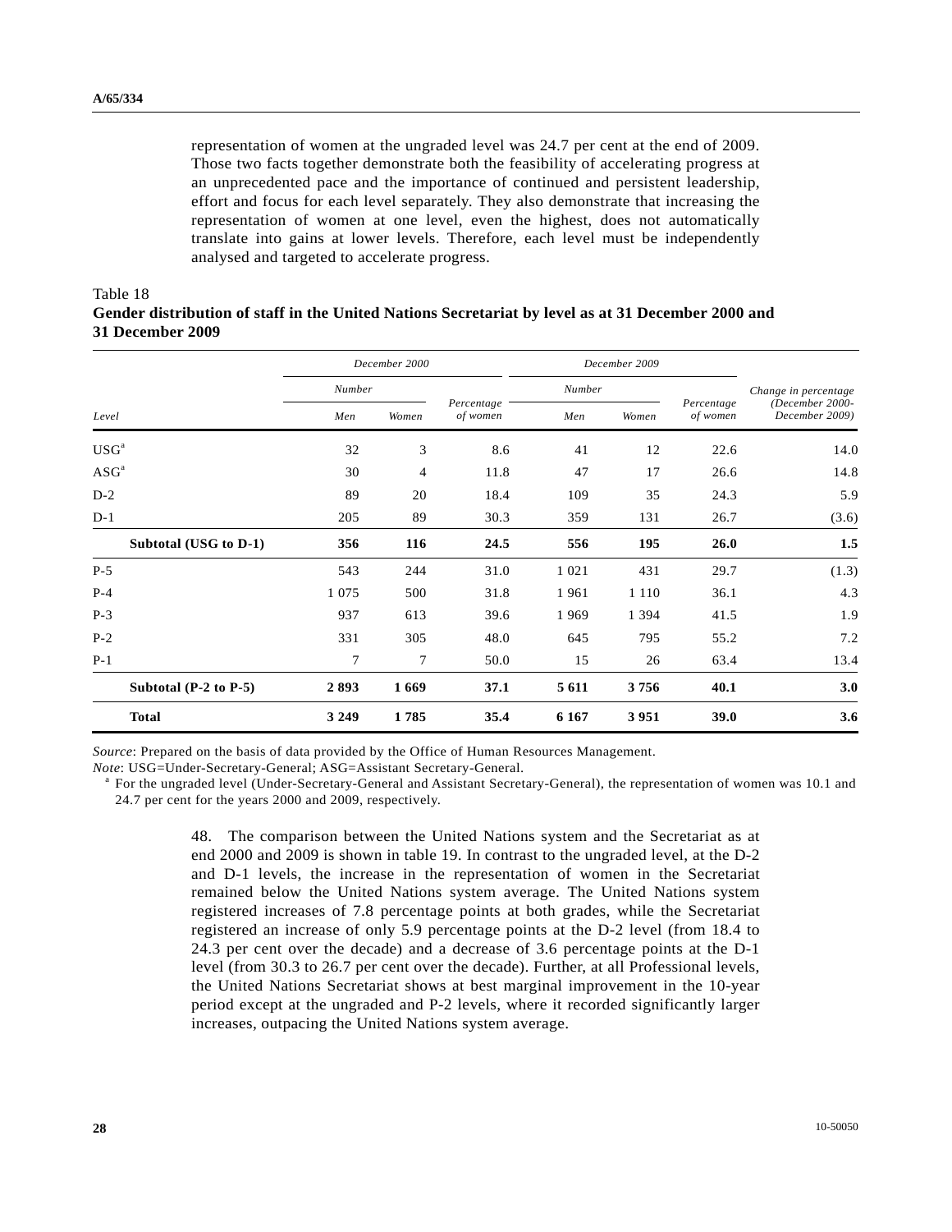representation of women at the ungraded level was 24.7 per cent at the end of 2009. Those two facts together demonstrate both the feasibility of accelerating progress at an unprecedented pace and the importance of continued and persistent leadership, effort and focus for each level separately. They also demonstrate that increasing the representation of women at one level, even the highest, does not automatically translate into gains at lower levels. Therefore, each level must be independently analysed and targeted to accelerate progress.

Table 18
**Gender distribution of staff in the United Nations Secretariat by level as at 31 December 2000 and 31 December 2009**

| | *December 2000* | | | *December 2009* | | | |
|---|---|---|---|---|---|---|---|
| | *Number* | | | *Number* | | | |
| *Level* | *Men* | *Women* | *Percentage of women* | *Men* | *Women* | *Percentage of women* | *Change in percentage (December 2000-December 2009)* |
| USG[a] | 32 | 3 | 8.6 | 41 | 12 | 22.6 | 14.0 |
| ASG[a] | 30 | 4 | 11.8 | 47 | 17 | 26.6 | 14.8 |
| D-2 | 89 | 20 | 18.4 | 109 | 35 | 24.3 | 5.9 |
| D-1 | 205 | 89 | 30.3 | 359 | 131 | 26.7 | (3.6) |
| **Subtotal (USG to D-1)** | **356** | **116** | **24.5** | **556** | **195** | **26.0** | **1.5** |
| P-5 | 543 | 244 | 31.0 | 1 021 | 431 | 29.7 | (1.3) |
| P-4 | 1 075 | 500 | 31.8 | 1 961 | 1 110 | 36.1 | 4.3 |
| P-3 | 937 | 613 | 39.6 | 1 969 | 1 394 | 41.5 | 1.9 |
| P-2 | 331 | 305 | 48.0 | 645 | 795 | 55.2 | 7.2 |
| P-1 | 7 | 7 | 50.0 | 15 | 26 | 63.4 | 13.4 |
| **Subtotal (P-2 to P-5)** | **2 893** | **1 669** | **37.1** | **5 611** | **3 756** | **40.1** | **3.0** |
| **Total** | **3 249** | **1 785** | **35.4** | **6 167** | **3 951** | **39.0** | **3.6** |

*Source*: Prepared on the basis of data provided by the Office of Human Resources Management.

*Note*: USG=Under-Secretary-General; ASG=Assistant Secretary-General.

[a] For the ungraded level (Under-Secretary-General and Assistant Secretary-General), the representation of women was 10.1 and 24.7 per cent for the years 2000 and 2009, respectively.

48. The comparison between the United Nations system and the Secretariat as at end 2000 and 2009 is shown in table 19. In contrast to the ungraded level, at the D-2 and D-1 levels, the increase in the representation of women in the Secretariat remained below the United Nations system average. The United Nations system registered increases of 7.8 percentage points at both grades, while the Secretariat registered an increase of only 5.9 percentage points at the D-2 level (from 18.4 to 24.3 per cent over the decade) and a decrease of 3.6 percentage points at the D-1 level (from 30.3 to 26.7 per cent over the decade). Further, at all Professional levels, the United Nations Secretariat shows at best marginal improvement in the 10-year period except at the ungraded and P-2 levels, where it recorded significantly larger increases, outpacing the United Nations system average.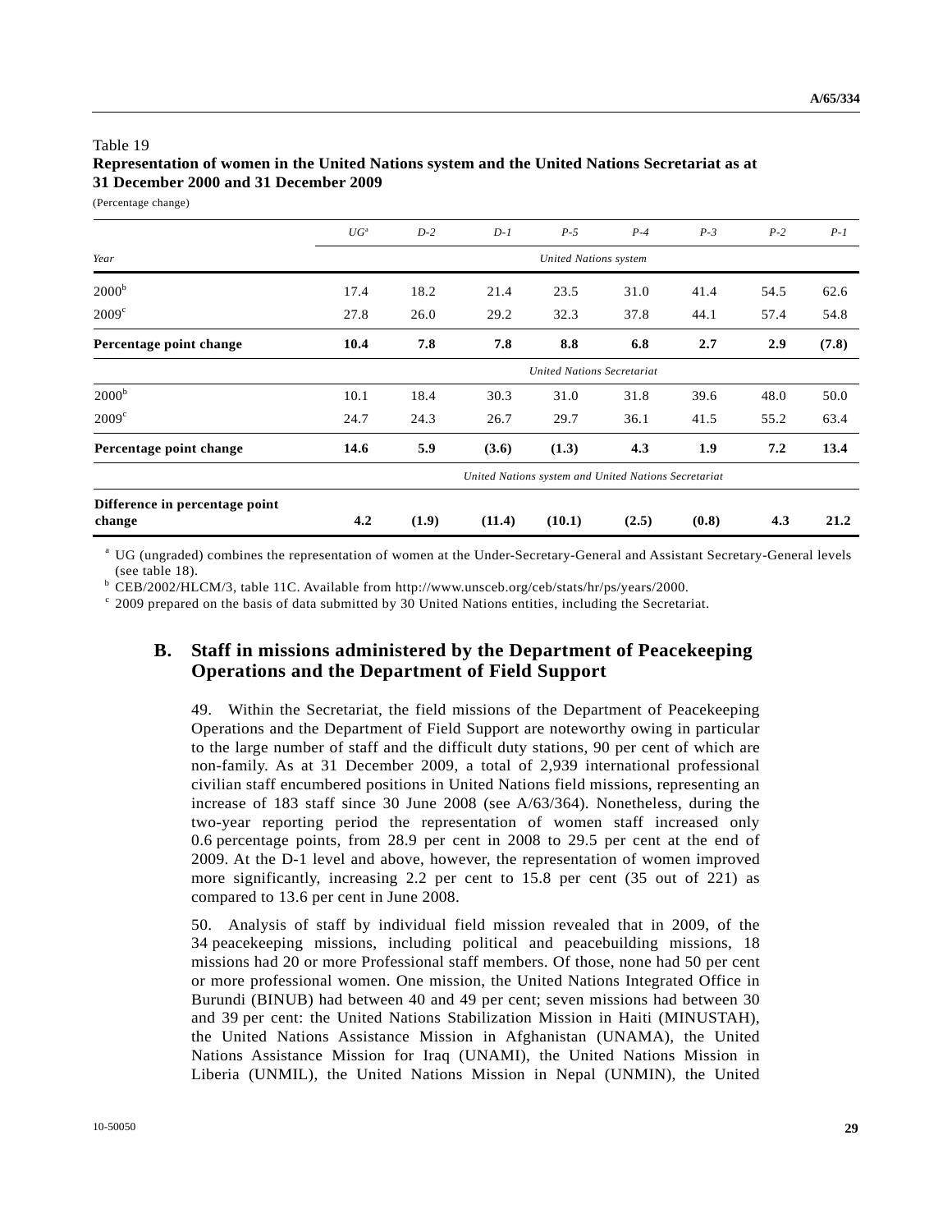Table 19

**Representation of women in the United Nations system and the United Nations Secretariat as at 31 December 2000 and 31 December 2009**

(Percentage change)

| Year | UG[a] | D-2 | D-1 | P-5 | P-4 | P-3 | P-2 | P-1 |
|---|---|---|---|---|---|---|---|---|
| | *United Nations system* | | | | | | | |
| 2000[b] | 17.4 | 18.2 | 21.4 | 23.5 | 31.0 | 41.4 | 54.5 | 62.6 |
| 2009[c] | 27.8 | 26.0 | 29.2 | 32.3 | 37.8 | 44.1 | 57.4 | 54.8 |
| **Percentage point change** | **10.4** | **7.8** | **7.8** | **8.8** | **6.8** | **2.7** | **2.9** | **(7.8)** |
| | *United Nations Secretariat* | | | | | | | |
| 2000[b] | 10.1 | 18.4 | 30.3 | 31.0 | 31.8 | 39.6 | 48.0 | 50.0 |
| 2009[c] | 24.7 | 24.3 | 26.7 | 29.7 | 36.1 | 41.5 | 55.2 | 63.4 |
| **Percentage point change** | **14.6** | **5.9** | **(3.6)** | **(1.3)** | **4.3** | **1.9** | **7.2** | **13.4** |
| | *United Nations system and United Nations Secretariat* | | | | | | | |
| **Difference in percentage point change** | **4.2** | **(1.9)** | **(11.4)** | **(10.1)** | **(2.5)** | **(0.8)** | **4.3** | **21.2** |

[a] UG (ungraded) combines the representation of women at the Under-Secretary-General and Assistant Secretary-General levels (see table 18).

[b] CEB/2002/HLCM/3, table 11C. Available from http://www.unsceb.org/ceb/stats/hr/ps/years/2000.

[c] 2009 prepared on the basis of data submitted by 30 United Nations entities, including the Secretariat.

## B. Staff in missions administered by the Department of Peacekeeping Operations and the Department of Field Support

49. Within the Secretariat, the field missions of the Department of Peacekeeping Operations and the Department of Field Support are noteworthy owing in particular to the large number of staff and the difficult duty stations, 90 per cent of which are non-family. As at 31 December 2009, a total of 2,939 international professional civilian staff encumbered positions in United Nations field missions, representing an increase of 183 staff since 30 June 2008 (see A/63/364). Nonetheless, during the two-year reporting period the representation of women staff increased only 0.6 percentage points, from 28.9 per cent in 2008 to 29.5 per cent at the end of 2009. At the D-1 level and above, however, the representation of women improved more significantly, increasing 2.2 per cent to 15.8 per cent (35 out of 221) as compared to 13.6 per cent in June 2008.

50. Analysis of staff by individual field mission revealed that in 2009, of the 34 peacekeeping missions, including political and peacebuilding missions, 18 missions had 20 or more Professional staff members. Of those, none had 50 per cent or more professional women. One mission, the United Nations Integrated Office in Burundi (BINUB) had between 40 and 49 per cent; seven missions had between 30 and 39 per cent: the United Nations Stabilization Mission in Haiti (MINUSTAH), the United Nations Assistance Mission in Afghanistan (UNAMA), the United Nations Assistance Mission for Iraq (UNAMI), the United Nations Mission in Liberia (UNMIL), the United Nations Mission in Nepal (UNMIN), the United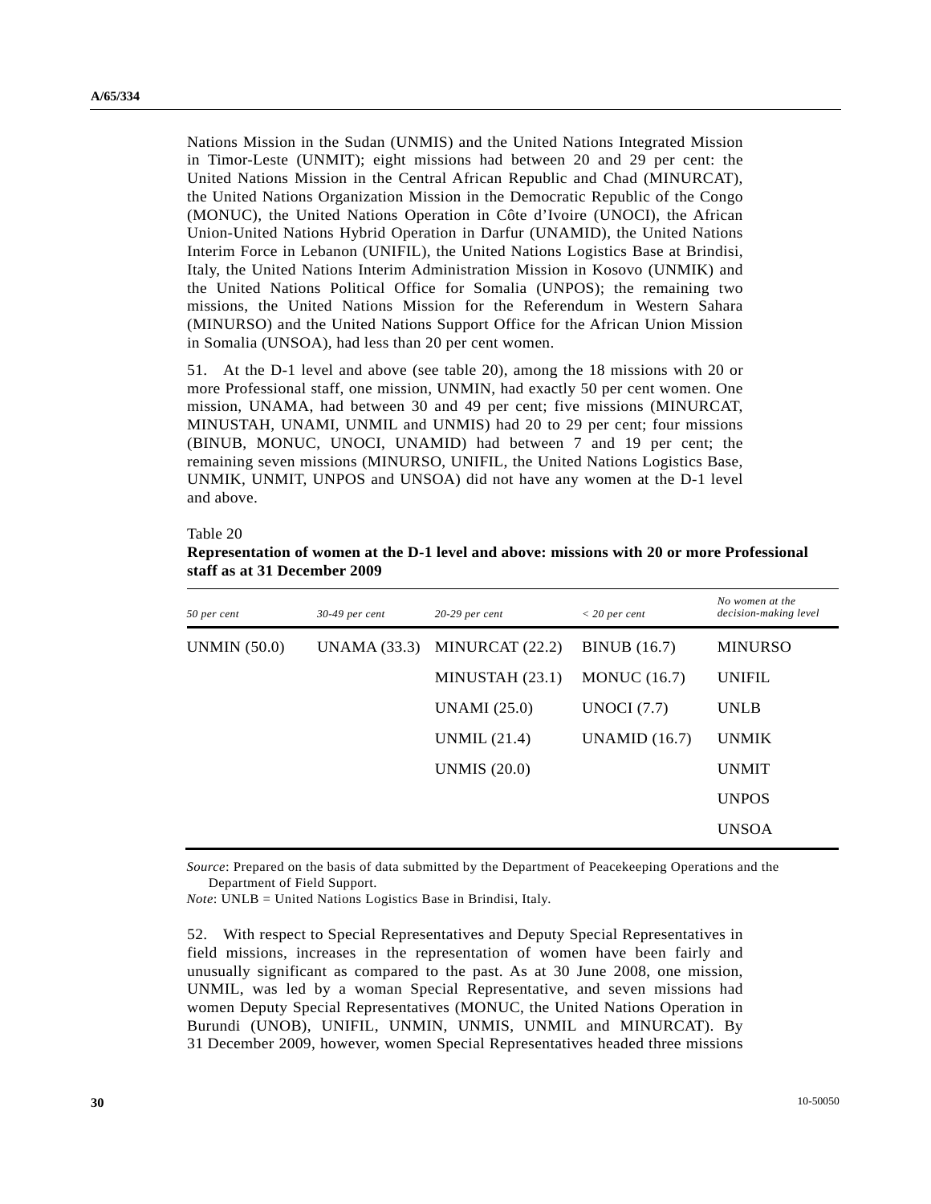Nations Mission in the Sudan (UNMIS) and the United Nations Integrated Mission in Timor-Leste (UNMIT); eight missions had between 20 and 29 per cent: the United Nations Mission in the Central African Republic and Chad (MINURCAT), the United Nations Organization Mission in the Democratic Republic of the Congo (MONUC), the United Nations Operation in Côte d'Ivoire (UNOCI), the African Union-United Nations Hybrid Operation in Darfur (UNAMID), the United Nations Interim Force in Lebanon (UNIFIL), the United Nations Logistics Base at Brindisi, Italy, the United Nations Interim Administration Mission in Kosovo (UNMIK) and the United Nations Political Office for Somalia (UNPOS); the remaining two missions, the United Nations Mission for the Referendum in Western Sahara (MINURSO) and the United Nations Support Office for the African Union Mission in Somalia (UNSOA), had less than 20 per cent women.

51. At the D-1 level and above (see table 20), among the 18 missions with 20 or more Professional staff, one mission, UNMIN, had exactly 50 per cent women. One mission, UNAMA, had between 30 and 49 per cent; five missions (MINURCAT, MINUSTAH, UNAMI, UNMIL and UNMIS) had 20 to 29 per cent; four missions (BINUB, MONUC, UNOCI, UNAMID) had between 7 and 19 per cent; the remaining seven missions (MINURSO, UNIFIL, the United Nations Logistics Base, UNMIK, UNMIT, UNPOS and UNSOA) did not have any women at the D-1 level and above.

Table 20

**Representation of women at the D-1 level and above: missions with 20 or more Professional staff as at 31 December 2009**

| *50 per cent* | *30-49 per cent* | *20-29 per cent* | *< 20 per cent* | *No women at the decision-making level* |
|---|---|---|---|---|
| UNMIN (50.0) | UNAMA (33.3) | MINURCAT (22.2) | BINUB (16.7) | MINURSO |
| | | MINUSTAH (23.1) | MONUC (16.7) | UNIFIL |
| | | UNAMI (25.0) | UNOCI (7.7) | UNLB |
| | | UNMIL (21.4) | UNAMID (16.7) | UNMIK |
| | | UNMIS (20.0) | | UNMIT |
| | | | | UNPOS |
| | | | | UNSOA |

*Source*: Prepared on the basis of data submitted by the Department of Peacekeeping Operations and the Department of Field Support.

*Note*: UNLB = United Nations Logistics Base in Brindisi, Italy.

52. With respect to Special Representatives and Deputy Special Representatives in field missions, increases in the representation of women have been fairly and unusually significant as compared to the past. As at 30 June 2008, one mission, UNMIL, was led by a woman Special Representative, and seven missions had women Deputy Special Representatives (MONUC, the United Nations Operation in Burundi (UNOB), UNIFIL, UNMIN, UNMIS, UNMIL and MINURCAT). By 31 December 2009, however, women Special Representatives headed three missions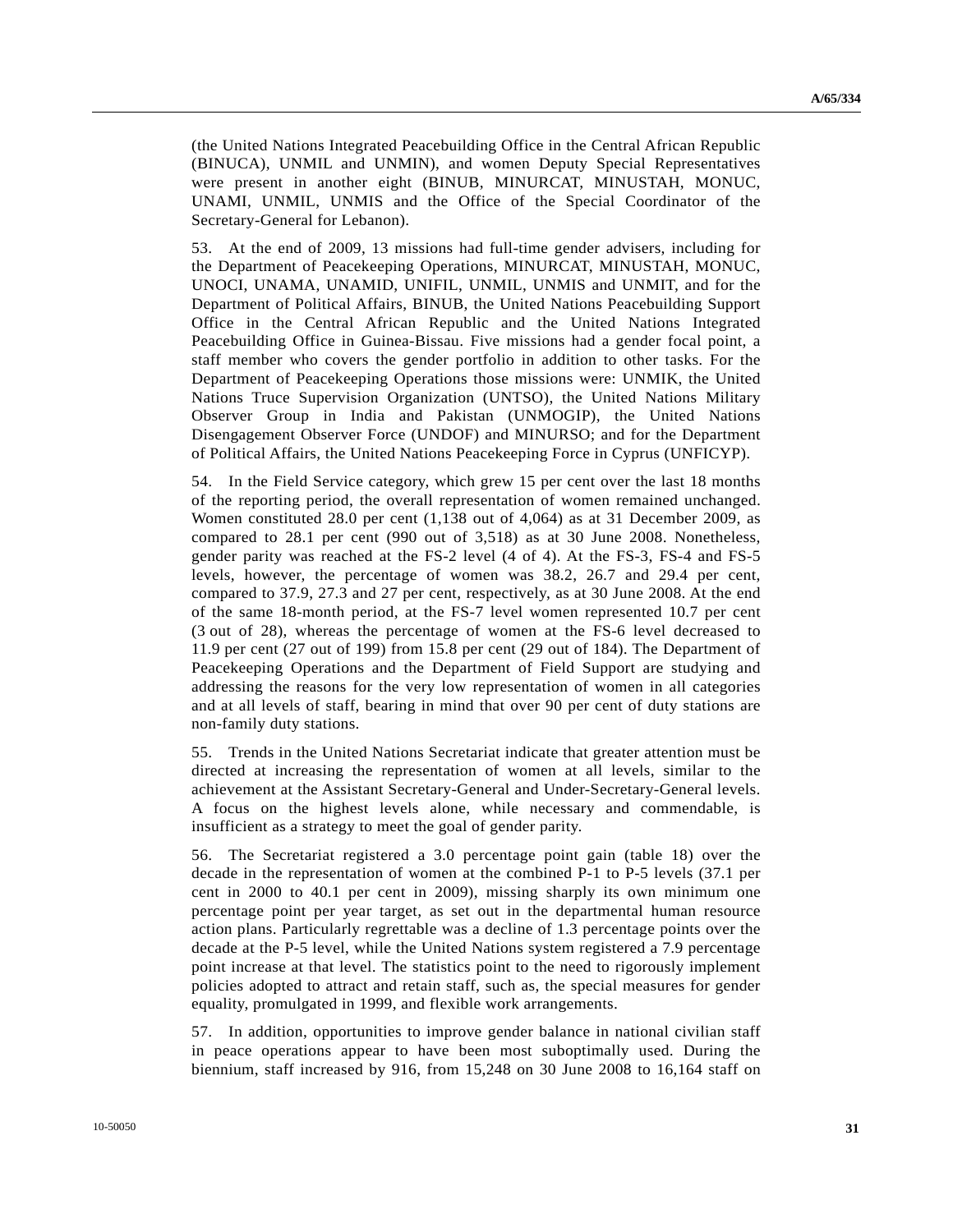(the United Nations Integrated Peacebuilding Office in the Central African Republic (BINUCA), UNMIL and UNMIN), and women Deputy Special Representatives were present in another eight (BINUB, MINURCAT, MINUSTAH, MONUC, UNAMI, UNMIL, UNMIS and the Office of the Special Coordinator of the Secretary-General for Lebanon).

53. At the end of 2009, 13 missions had full-time gender advisers, including for the Department of Peacekeeping Operations, MINURCAT, MINUSTAH, MONUC, UNOCI, UNAMA, UNAMID, UNIFIL, UNMIL, UNMIS and UNMIT, and for the Department of Political Affairs, BINUB, the United Nations Peacebuilding Support Office in the Central African Republic and the United Nations Integrated Peacebuilding Office in Guinea-Bissau. Five missions had a gender focal point, a staff member who covers the gender portfolio in addition to other tasks. For the Department of Peacekeeping Operations those missions were: UNMIK, the United Nations Truce Supervision Organization (UNTSO), the United Nations Military Observer Group in India and Pakistan (UNMOGIP), the United Nations Disengagement Observer Force (UNDOF) and MINURSO; and for the Department of Political Affairs, the United Nations Peacekeeping Force in Cyprus (UNFICYP).

54. In the Field Service category, which grew 15 per cent over the last 18 months of the reporting period, the overall representation of women remained unchanged. Women constituted 28.0 per cent (1,138 out of 4,064) as at 31 December 2009, as compared to 28.1 per cent (990 out of 3,518) as at 30 June 2008. Nonetheless, gender parity was reached at the FS-2 level (4 of 4). At the FS-3, FS-4 and FS-5 levels, however, the percentage of women was 38.2, 26.7 and 29.4 per cent, compared to 37.9, 27.3 and 27 per cent, respectively, as at 30 June 2008. At the end of the same 18-month period, at the FS-7 level women represented 10.7 per cent (3 out of 28), whereas the percentage of women at the FS-6 level decreased to 11.9 per cent (27 out of 199) from 15.8 per cent (29 out of 184). The Department of Peacekeeping Operations and the Department of Field Support are studying and addressing the reasons for the very low representation of women in all categories and at all levels of staff, bearing in mind that over 90 per cent of duty stations are non-family duty stations.

55. Trends in the United Nations Secretariat indicate that greater attention must be directed at increasing the representation of women at all levels, similar to the achievement at the Assistant Secretary-General and Under-Secretary-General levels. A focus on the highest levels alone, while necessary and commendable, is insufficient as a strategy to meet the goal of gender parity.

56. The Secretariat registered a 3.0 percentage point gain (table 18) over the decade in the representation of women at the combined P-1 to P-5 levels (37.1 per cent in 2000 to 40.1 per cent in 2009), missing sharply its own minimum one percentage point per year target, as set out in the departmental human resource action plans. Particularly regrettable was a decline of 1.3 percentage points over the decade at the P-5 level, while the United Nations system registered a 7.9 percentage point increase at that level. The statistics point to the need to rigorously implement policies adopted to attract and retain staff, such as, the special measures for gender equality, promulgated in 1999, and flexible work arrangements.

57. In addition, opportunities to improve gender balance in national civilian staff in peace operations appear to have been most suboptimally used. During the biennium, staff increased by 916, from 15,248 on 30 June 2008 to 16,164 staff on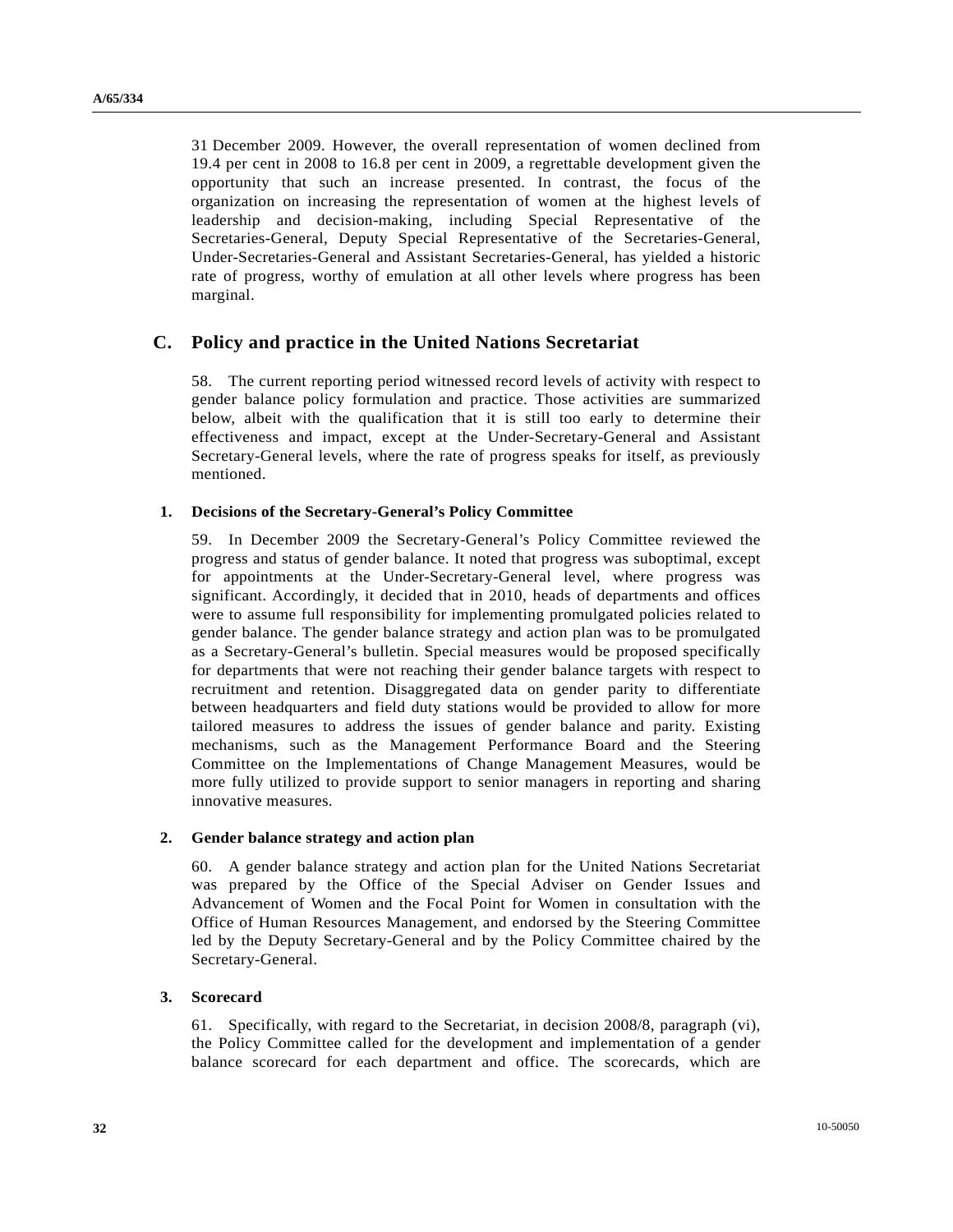31 December 2009. However, the overall representation of women declined from 19.4 per cent in 2008 to 16.8 per cent in 2009, a regrettable development given the opportunity that such an increase presented. In contrast, the focus of the organization on increasing the representation of women at the highest levels of leadership and decision-making, including Special Representative of the Secretaries-General, Deputy Special Representative of the Secretaries-General, Under-Secretaries-General and Assistant Secretaries-General, has yielded a historic rate of progress, worthy of emulation at all other levels where progress has been marginal.

## C. Policy and practice in the United Nations Secretariat

58. The current reporting period witnessed record levels of activity with respect to gender balance policy formulation and practice. Those activities are summarized below, albeit with the qualification that it is still too early to determine their effectiveness and impact, except at the Under-Secretary-General and Assistant Secretary-General levels, where the rate of progress speaks for itself, as previously mentioned.

### 1. Decisions of the Secretary-General's Policy Committee

59. In December 2009 the Secretary-General's Policy Committee reviewed the progress and status of gender balance. It noted that progress was suboptimal, except for appointments at the Under-Secretary-General level, where progress was significant. Accordingly, it decided that in 2010, heads of departments and offices were to assume full responsibility for implementing promulgated policies related to gender balance. The gender balance strategy and action plan was to be promulgated as a Secretary-General's bulletin. Special measures would be proposed specifically for departments that were not reaching their gender balance targets with respect to recruitment and retention. Disaggregated data on gender parity to differentiate between headquarters and field duty stations would be provided to allow for more tailored measures to address the issues of gender balance and parity. Existing mechanisms, such as the Management Performance Board and the Steering Committee on the Implementations of Change Management Measures, would be more fully utilized to provide support to senior managers in reporting and sharing innovative measures.

### 2. Gender balance strategy and action plan

60. A gender balance strategy and action plan for the United Nations Secretariat was prepared by the Office of the Special Adviser on Gender Issues and Advancement of Women and the Focal Point for Women in consultation with the Office of Human Resources Management, and endorsed by the Steering Committee led by the Deputy Secretary-General and by the Policy Committee chaired by the Secretary-General.

### 3. Scorecard

61. Specifically, with regard to the Secretariat, in decision 2008/8, paragraph (vi), the Policy Committee called for the development and implementation of a gender balance scorecard for each department and office. The scorecards, which are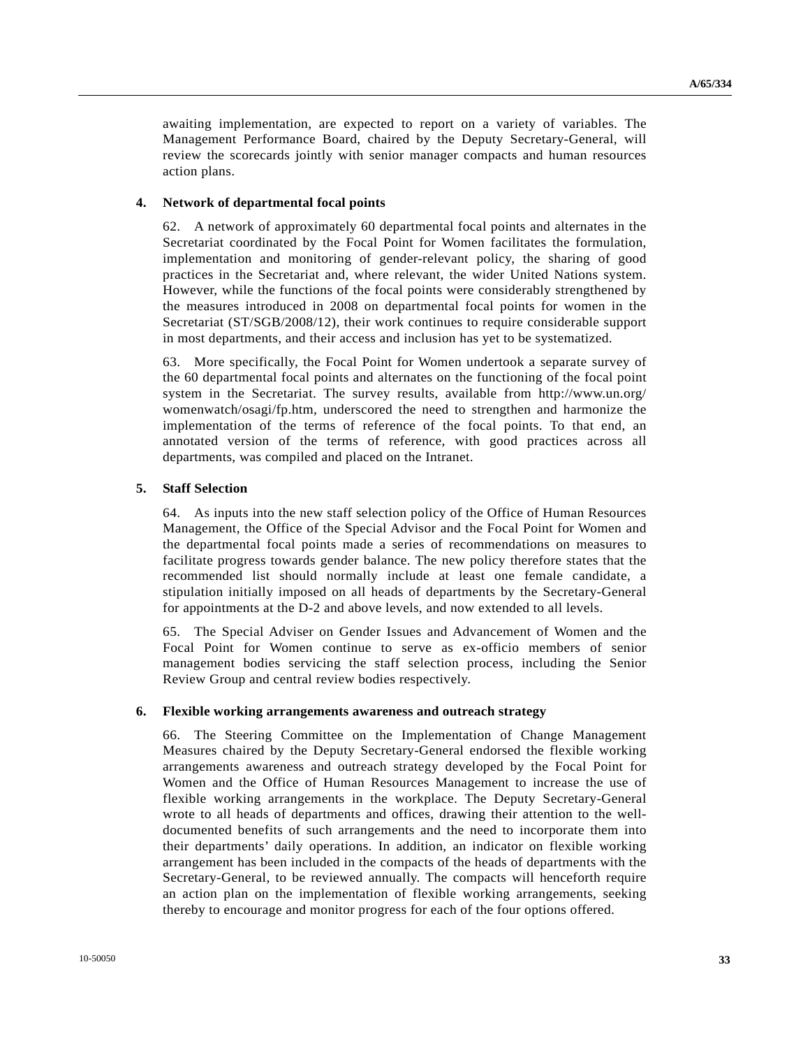awaiting implementation, are expected to report on a variety of variables. The Management Performance Board, chaired by the Deputy Secretary-General, will review the scorecards jointly with senior manager compacts and human resources action plans.

### 4. Network of departmental focal points

62. A network of approximately 60 departmental focal points and alternates in the Secretariat coordinated by the Focal Point for Women facilitates the formulation, implementation and monitoring of gender-relevant policy, the sharing of good practices in the Secretariat and, where relevant, the wider United Nations system. However, while the functions of the focal points were considerably strengthened by the measures introduced in 2008 on departmental focal points for women in the Secretariat (ST/SGB/2008/12), their work continues to require considerable support in most departments, and their access and inclusion has yet to be systematized.

63. More specifically, the Focal Point for Women undertook a separate survey of the 60 departmental focal points and alternates on the functioning of the focal point system in the Secretariat. The survey results, available from http://www.un.org/womenwatch/osagi/fp.htm, underscored the need to strengthen and harmonize the implementation of the terms of reference of the focal points. To that end, an annotated version of the terms of reference, with good practices across all departments, was compiled and placed on the Intranet.

### 5. Staff Selection

64. As inputs into the new staff selection policy of the Office of Human Resources Management, the Office of the Special Advisor and the Focal Point for Women and the departmental focal points made a series of recommendations on measures to facilitate progress towards gender balance. The new policy therefore states that the recommended list should normally include at least one female candidate, a stipulation initially imposed on all heads of departments by the Secretary-General for appointments at the D-2 and above levels, and now extended to all levels.

65. The Special Adviser on Gender Issues and Advancement of Women and the Focal Point for Women continue to serve as ex-officio members of senior management bodies servicing the staff selection process, including the Senior Review Group and central review bodies respectively.

### 6. Flexible working arrangements awareness and outreach strategy

66. The Steering Committee on the Implementation of Change Management Measures chaired by the Deputy Secretary-General endorsed the flexible working arrangements awareness and outreach strategy developed by the Focal Point for Women and the Office of Human Resources Management to increase the use of flexible working arrangements in the workplace. The Deputy Secretary-General wrote to all heads of departments and offices, drawing their attention to the well-documented benefits of such arrangements and the need to incorporate them into their departments' daily operations. In addition, an indicator on flexible working arrangement has been included in the compacts of the heads of departments with the Secretary-General, to be reviewed annually. The compacts will henceforth require an action plan on the implementation of flexible working arrangements, seeking thereby to encourage and monitor progress for each of the four options offered.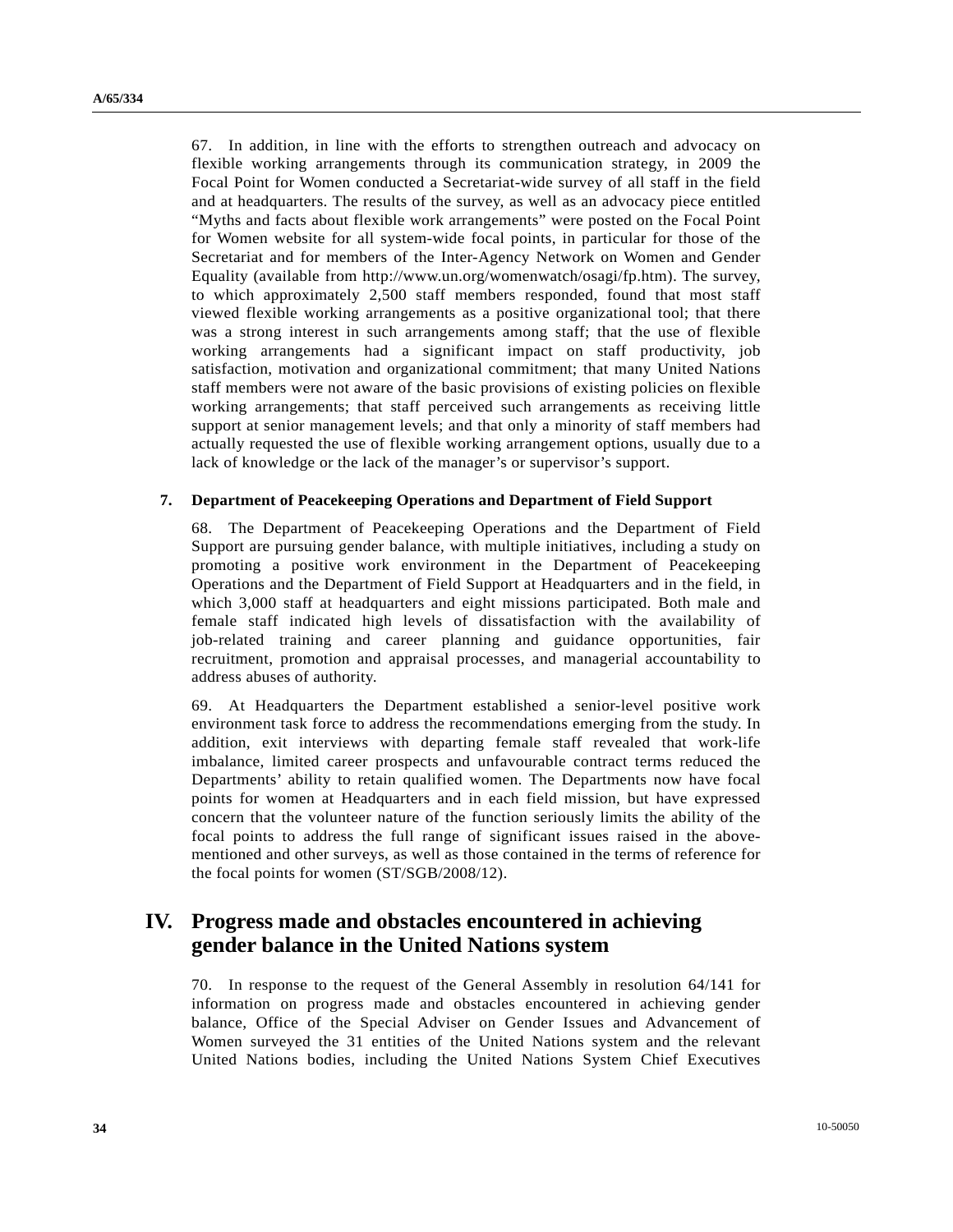67. In addition, in line with the efforts to strengthen outreach and advocacy on flexible working arrangements through its communication strategy, in 2009 the Focal Point for Women conducted a Secretariat-wide survey of all staff in the field and at headquarters. The results of the survey, as well as an advocacy piece entitled "Myths and facts about flexible work arrangements" were posted on the Focal Point for Women website for all system-wide focal points, in particular for those of the Secretariat and for members of the Inter-Agency Network on Women and Gender Equality (available from http://www.un.org/womenwatch/osagi/fp.htm). The survey, to which approximately 2,500 staff members responded, found that most staff viewed flexible working arrangements as a positive organizational tool; that there was a strong interest in such arrangements among staff; that the use of flexible working arrangements had a significant impact on staff productivity, job satisfaction, motivation and organizational commitment; that many United Nations staff members were not aware of the basic provisions of existing policies on flexible working arrangements; that staff perceived such arrangements as receiving little support at senior management levels; and that only a minority of staff members had actually requested the use of flexible working arrangement options, usually due to a lack of knowledge or the lack of the manager's or supervisor's support.

### 7. Department of Peacekeeping Operations and Department of Field Support

68. The Department of Peacekeeping Operations and the Department of Field Support are pursuing gender balance, with multiple initiatives, including a study on promoting a positive work environment in the Department of Peacekeeping Operations and the Department of Field Support at Headquarters and in the field, in which 3,000 staff at headquarters and eight missions participated. Both male and female staff indicated high levels of dissatisfaction with the availability of job-related training and career planning and guidance opportunities, fair recruitment, promotion and appraisal processes, and managerial accountability to address abuses of authority.

69. At Headquarters the Department established a senior-level positive work environment task force to address the recommendations emerging from the study. In addition, exit interviews with departing female staff revealed that work-life imbalance, limited career prospects and unfavourable contract terms reduced the Departments' ability to retain qualified women. The Departments now have focal points for women at Headquarters and in each field mission, but have expressed concern that the volunteer nature of the function seriously limits the ability of the focal points to address the full range of significant issues raised in the above-mentioned and other surveys, as well as those contained in the terms of reference for the focal points for women (ST/SGB/2008/12).

## IV. Progress made and obstacles encountered in achieving gender balance in the United Nations system

70. In response to the request of the General Assembly in resolution 64/141 for information on progress made and obstacles encountered in achieving gender balance, Office of the Special Adviser on Gender Issues and Advancement of Women surveyed the 31 entities of the United Nations system and the relevant United Nations bodies, including the United Nations System Chief Executives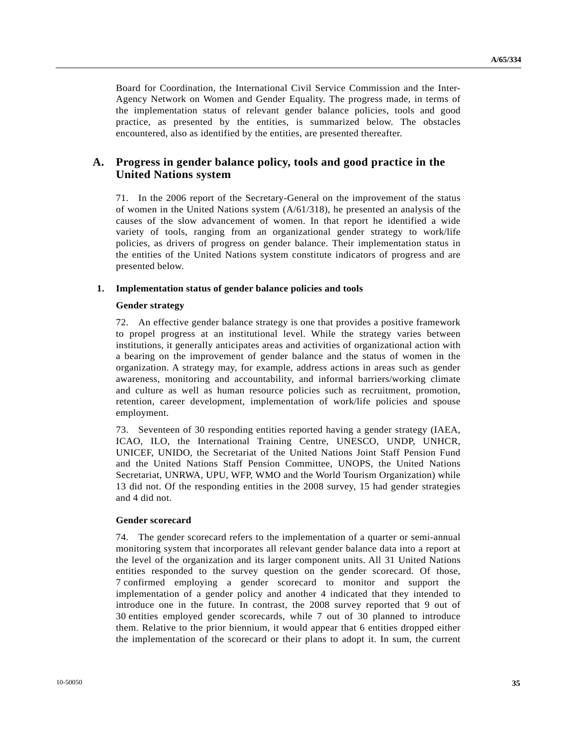Board for Coordination, the International Civil Service Commission and the Inter-Agency Network on Women and Gender Equality. The progress made, in terms of the implementation status of relevant gender balance policies, tools and good practice, as presented by the entities, is summarized below. The obstacles encountered, also as identified by the entities, are presented thereafter.

## A. Progress in gender balance policy, tools and good practice in the United Nations system

71. In the 2006 report of the Secretary-General on the improvement of the status of women in the United Nations system (A/61/318), he presented an analysis of the causes of the slow advancement of women. In that report he identified a wide variety of tools, ranging from an organizational gender strategy to work/life policies, as drivers of progress on gender balance. Their implementation status in the entities of the United Nations system constitute indicators of progress and are presented below.

### 1. Implementation status of gender balance policies and tools

#### Gender strategy

72. An effective gender balance strategy is one that provides a positive framework to propel progress at an institutional level. While the strategy varies between institutions, it generally anticipates areas and activities of organizational action with a bearing on the improvement of gender balance and the status of women in the organization. A strategy may, for example, address actions in areas such as gender awareness, monitoring and accountability, and informal barriers/working climate and culture as well as human resource policies such as recruitment, promotion, retention, career development, implementation of work/life policies and spouse employment.

73. Seventeen of 30 responding entities reported having a gender strategy (IAEA, ICAO, ILO, the International Training Centre, UNESCO, UNDP, UNHCR, UNICEF, UNIDO, the Secretariat of the United Nations Joint Staff Pension Fund and the United Nations Staff Pension Committee, UNOPS, the United Nations Secretariat, UNRWA, UPU, WFP, WMO and the World Tourism Organization) while 13 did not. Of the responding entities in the 2008 survey, 15 had gender strategies and 4 did not.

#### Gender scorecard

74. The gender scorecard refers to the implementation of a quarter or semi-annual monitoring system that incorporates all relevant gender balance data into a report at the level of the organization and its larger component units. All 31 United Nations entities responded to the survey question on the gender scorecard. Of those, 7 confirmed employing a gender scorecard to monitor and support the implementation of a gender policy and another 4 indicated that they intended to introduce one in the future. In contrast, the 2008 survey reported that 9 out of 30 entities employed gender scorecards, while 7 out of 30 planned to introduce them. Relative to the prior biennium, it would appear that 6 entities dropped either the implementation of the scorecard or their plans to adopt it. In sum, the current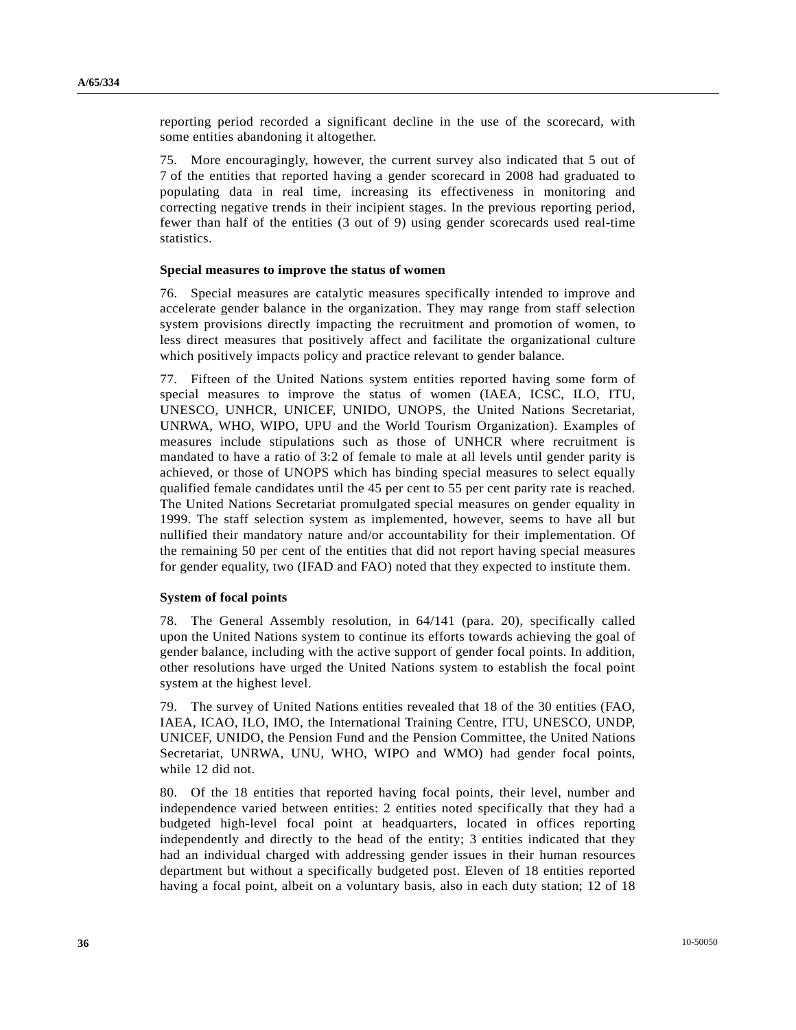reporting period recorded a significant decline in the use of the scorecard, with some entities abandoning it altogether.

75. More encouragingly, however, the current survey also indicated that 5 out of 7 of the entities that reported having a gender scorecard in 2008 had graduated to populating data in real time, increasing its effectiveness in monitoring and correcting negative trends in their incipient stages. In the previous reporting period, fewer than half of the entities (3 out of 9) using gender scorecards used real-time statistics.

### Special measures to improve the status of women

76. Special measures are catalytic measures specifically intended to improve and accelerate gender balance in the organization. They may range from staff selection system provisions directly impacting the recruitment and promotion of women, to less direct measures that positively affect and facilitate the organizational culture which positively impacts policy and practice relevant to gender balance.

77. Fifteen of the United Nations system entities reported having some form of special measures to improve the status of women (IAEA, ICSC, ILO, ITU, UNESCO, UNHCR, UNICEF, UNIDO, UNOPS, the United Nations Secretariat, UNRWA, WHO, WIPO, UPU and the World Tourism Organization). Examples of measures include stipulations such as those of UNHCR where recruitment is mandated to have a ratio of 3:2 of female to male at all levels until gender parity is achieved, or those of UNOPS which has binding special measures to select equally qualified female candidates until the 45 per cent to 55 per cent parity rate is reached. The United Nations Secretariat promulgated special measures on gender equality in 1999. The staff selection system as implemented, however, seems to have all but nullified their mandatory nature and/or accountability for their implementation. Of the remaining 50 per cent of the entities that did not report having special measures for gender equality, two (IFAD and FAO) noted that they expected to institute them.

### System of focal points

78. The General Assembly resolution, in 64/141 (para. 20), specifically called upon the United Nations system to continue its efforts towards achieving the goal of gender balance, including with the active support of gender focal points. In addition, other resolutions have urged the United Nations system to establish the focal point system at the highest level.

79. The survey of United Nations entities revealed that 18 of the 30 entities (FAO, IAEA, ICAO, ILO, IMO, the International Training Centre, ITU, UNESCO, UNDP, UNICEF, UNIDO, the Pension Fund and the Pension Committee, the United Nations Secretariat, UNRWA, UNU, WHO, WIPO and WMO) had gender focal points, while 12 did not.

80. Of the 18 entities that reported having focal points, their level, number and independence varied between entities: 2 entities noted specifically that they had a budgeted high-level focal point at headquarters, located in offices reporting independently and directly to the head of the entity; 3 entities indicated that they had an individual charged with addressing gender issues in their human resources department but without a specifically budgeted post. Eleven of 18 entities reported having a focal point, albeit on a voluntary basis, also in each duty station; 12 of 18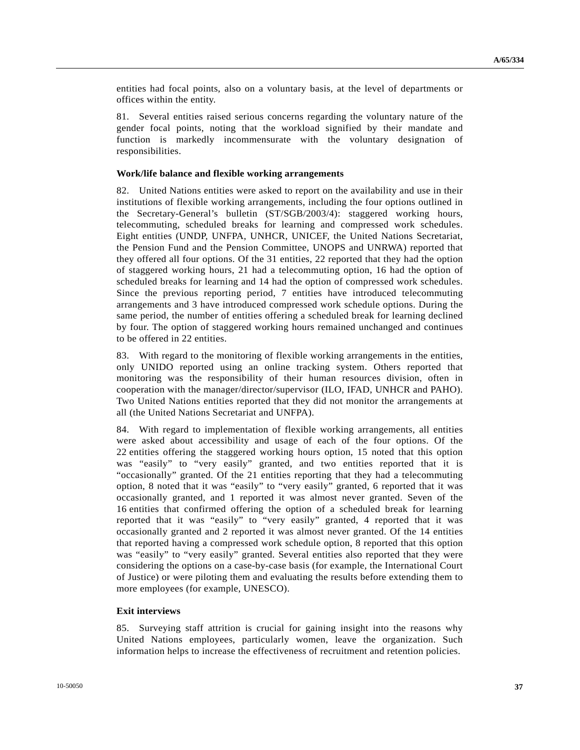entities had focal points, also on a voluntary basis, at the level of departments or offices within the entity.

81. Several entities raised serious concerns regarding the voluntary nature of the gender focal points, noting that the workload signified by their mandate and function is markedly incommensurate with the voluntary designation of responsibilities.

**Work/life balance and flexible working arrangements**

82. United Nations entities were asked to report on the availability and use in their institutions of flexible working arrangements, including the four options outlined in the Secretary-General's bulletin (ST/SGB/2003/4): staggered working hours, telecommuting, scheduled breaks for learning and compressed work schedules. Eight entities (UNDP, UNFPA, UNHCR, UNICEF, the United Nations Secretariat, the Pension Fund and the Pension Committee, UNOPS and UNRWA) reported that they offered all four options. Of the 31 entities, 22 reported that they had the option of staggered working hours, 21 had a telecommuting option, 16 had the option of scheduled breaks for learning and 14 had the option of compressed work schedules. Since the previous reporting period, 7 entities have introduced telecommuting arrangements and 3 have introduced compressed work schedule options. During the same period, the number of entities offering a scheduled break for learning declined by four. The option of staggered working hours remained unchanged and continues to be offered in 22 entities.

83. With regard to the monitoring of flexible working arrangements in the entities, only UNIDO reported using an online tracking system. Others reported that monitoring was the responsibility of their human resources division, often in cooperation with the manager/director/supervisor (ILO, IFAD, UNHCR and PAHO). Two United Nations entities reported that they did not monitor the arrangements at all (the United Nations Secretariat and UNFPA).

84. With regard to implementation of flexible working arrangements, all entities were asked about accessibility and usage of each of the four options. Of the 22 entities offering the staggered working hours option, 15 noted that this option was "easily" to "very easily" granted, and two entities reported that it is "occasionally" granted. Of the 21 entities reporting that they had a telecommuting option, 8 noted that it was "easily" to "very easily" granted, 6 reported that it was occasionally granted, and 1 reported it was almost never granted. Seven of the 16 entities that confirmed offering the option of a scheduled break for learning reported that it was "easily" to "very easily" granted, 4 reported that it was occasionally granted and 2 reported it was almost never granted. Of the 14 entities that reported having a compressed work schedule option, 8 reported that this option was "easily" to "very easily" granted. Several entities also reported that they were considering the options on a case-by-case basis (for example, the International Court of Justice) or were piloting them and evaluating the results before extending them to more employees (for example, UNESCO).

**Exit interviews**

85. Surveying staff attrition is crucial for gaining insight into the reasons why United Nations employees, particularly women, leave the organization. Such information helps to increase the effectiveness of recruitment and retention policies.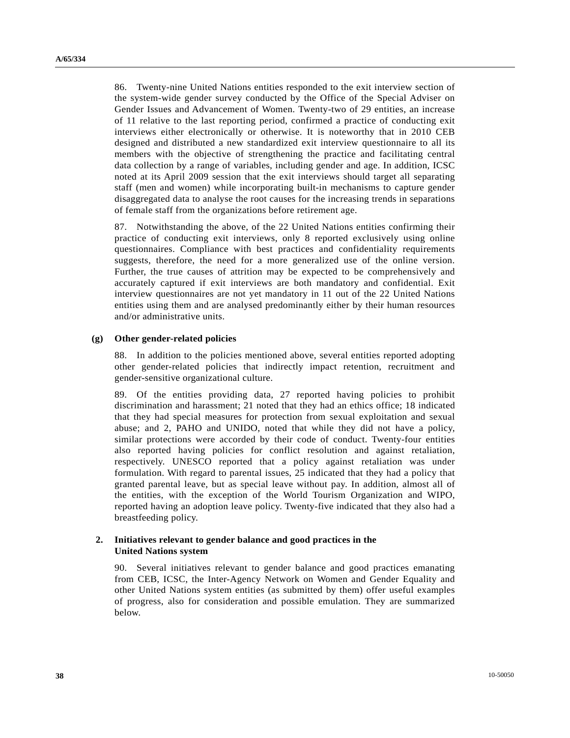86. Twenty-nine United Nations entities responded to the exit interview section of the system-wide gender survey conducted by the Office of the Special Adviser on Gender Issues and Advancement of Women. Twenty-two of 29 entities, an increase of 11 relative to the last reporting period, confirmed a practice of conducting exit interviews either electronically or otherwise. It is noteworthy that in 2010 CEB designed and distributed a new standardized exit interview questionnaire to all its members with the objective of strengthening the practice and facilitating central data collection by a range of variables, including gender and age. In addition, ICSC noted at its April 2009 session that the exit interviews should target all separating staff (men and women) while incorporating built-in mechanisms to capture gender disaggregated data to analyse the root causes for the increasing trends in separations of female staff from the organizations before retirement age.

87. Notwithstanding the above, of the 22 United Nations entities confirming their practice of conducting exit interviews, only 8 reported exclusively using online questionnaires. Compliance with best practices and confidentiality requirements suggests, therefore, the need for a more generalized use of the online version. Further, the true causes of attrition may be expected to be comprehensively and accurately captured if exit interviews are both mandatory and confidential. Exit interview questionnaires are not yet mandatory in 11 out of the 22 United Nations entities using them and are analysed predominantly either by their human resources and/or administrative units.

### (g) Other gender-related policies

88. In addition to the policies mentioned above, several entities reported adopting other gender-related policies that indirectly impact retention, recruitment and gender-sensitive organizational culture.

89. Of the entities providing data, 27 reported having policies to prohibit discrimination and harassment; 21 noted that they had an ethics office; 18 indicated that they had special measures for protection from sexual exploitation and sexual abuse; and 2, PAHO and UNIDO, noted that while they did not have a policy, similar protections were accorded by their code of conduct. Twenty-four entities also reported having policies for conflict resolution and against retaliation, respectively. UNESCO reported that a policy against retaliation was under formulation. With regard to parental issues, 25 indicated that they had a policy that granted parental leave, but as special leave without pay. In addition, almost all of the entities, with the exception of the World Tourism Organization and WIPO, reported having an adoption leave policy. Twenty-five indicated that they also had a breastfeeding policy.

## 2. Initiatives relevant to gender balance and good practices in the United Nations system

90. Several initiatives relevant to gender balance and good practices emanating from CEB, ICSC, the Inter-Agency Network on Women and Gender Equality and other United Nations system entities (as submitted by them) offer useful examples of progress, also for consideration and possible emulation. They are summarized below.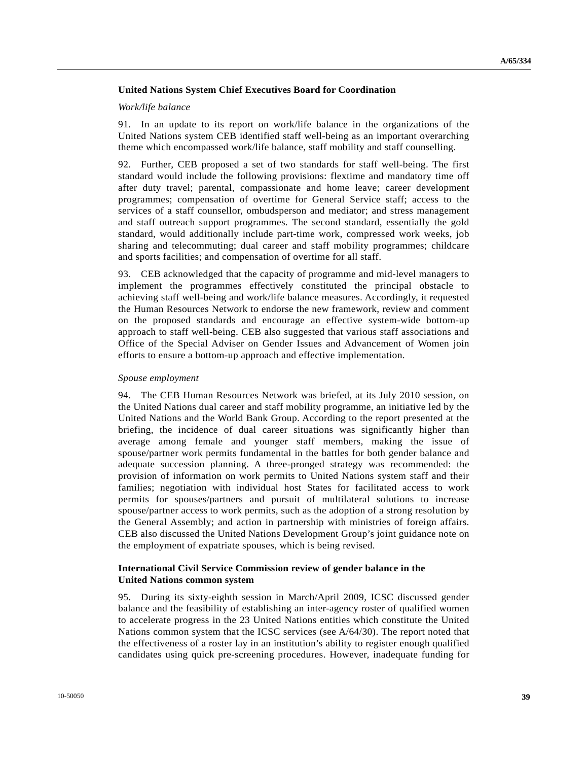### United Nations System Chief Executives Board for Coordination

*Work/life balance*

91. In an update to its report on work/life balance in the organizations of the United Nations system CEB identified staff well-being as an important overarching theme which encompassed work/life balance, staff mobility and staff counselling.

92. Further, CEB proposed a set of two standards for staff well-being. The first standard would include the following provisions: flextime and mandatory time off after duty travel; parental, compassionate and home leave; career development programmes; compensation of overtime for General Service staff; access to the services of a staff counsellor, ombudsperson and mediator; and stress management and staff outreach support programmes. The second standard, essentially the gold standard, would additionally include part-time work, compressed work weeks, job sharing and telecommuting; dual career and staff mobility programmes; childcare and sports facilities; and compensation of overtime for all staff.

93. CEB acknowledged that the capacity of programme and mid-level managers to implement the programmes effectively constituted the principal obstacle to achieving staff well-being and work/life balance measures. Accordingly, it requested the Human Resources Network to endorse the new framework, review and comment on the proposed standards and encourage an effective system-wide bottom-up approach to staff well-being. CEB also suggested that various staff associations and Office of the Special Adviser on Gender Issues and Advancement of Women join efforts to ensure a bottom-up approach and effective implementation.

*Spouse employment*

94. The CEB Human Resources Network was briefed, at its July 2010 session, on the United Nations dual career and staff mobility programme, an initiative led by the United Nations and the World Bank Group. According to the report presented at the briefing, the incidence of dual career situations was significantly higher than average among female and younger staff members, making the issue of spouse/partner work permits fundamental in the battles for both gender balance and adequate succession planning. A three-pronged strategy was recommended: the provision of information on work permits to United Nations system staff and their families; negotiation with individual host States for facilitated access to work permits for spouses/partners and pursuit of multilateral solutions to increase spouse/partner access to work permits, such as the adoption of a strong resolution by the General Assembly; and action in partnership with ministries of foreign affairs. CEB also discussed the United Nations Development Group's joint guidance note on the employment of expatriate spouses, which is being revised.

### International Civil Service Commission review of gender balance in the United Nations common system

95. During its sixty-eighth session in March/April 2009, ICSC discussed gender balance and the feasibility of establishing an inter-agency roster of qualified women to accelerate progress in the 23 United Nations entities which constitute the United Nations common system that the ICSC services (see A/64/30). The report noted that the effectiveness of a roster lay in an institution's ability to register enough qualified candidates using quick pre-screening procedures. However, inadequate funding for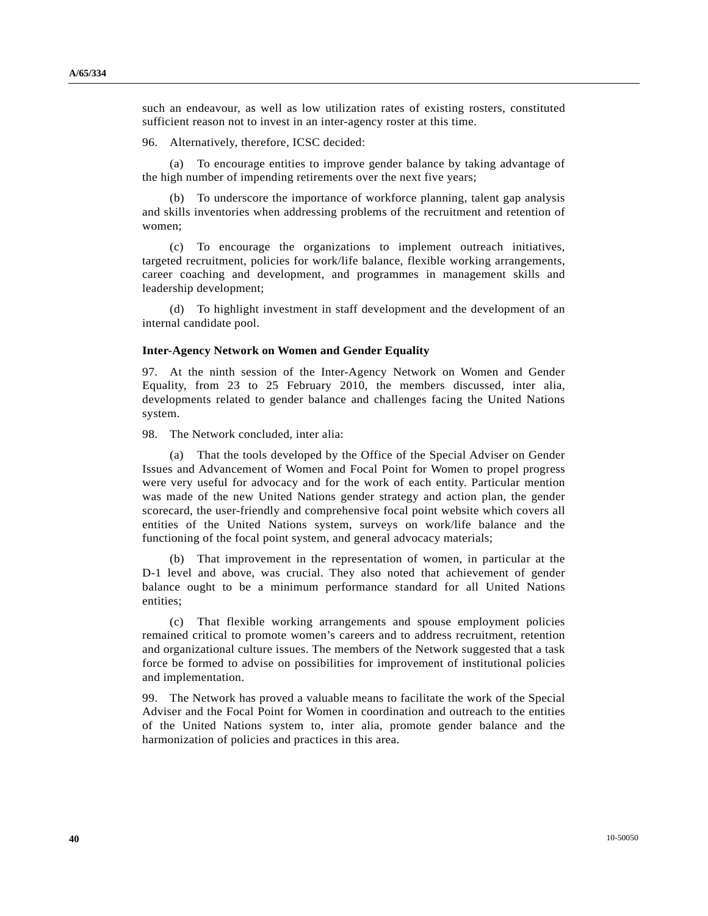such an endeavour, as well as low utilization rates of existing rosters, constituted sufficient reason not to invest in an inter-agency roster at this time.

96. Alternatively, therefore, ICSC decided:

(a) To encourage entities to improve gender balance by taking advantage of the high number of impending retirements over the next five years;

(b) To underscore the importance of workforce planning, talent gap analysis and skills inventories when addressing problems of the recruitment and retention of women;

(c) To encourage the organizations to implement outreach initiatives, targeted recruitment, policies for work/life balance, flexible working arrangements, career coaching and development, and programmes in management skills and leadership development;

(d) To highlight investment in staff development and the development of an internal candidate pool.

**Inter-Agency Network on Women and Gender Equality**

97. At the ninth session of the Inter-Agency Network on Women and Gender Equality, from 23 to 25 February 2010, the members discussed, inter alia, developments related to gender balance and challenges facing the United Nations system.

98. The Network concluded, inter alia:

(a) That the tools developed by the Office of the Special Adviser on Gender Issues and Advancement of Women and Focal Point for Women to propel progress were very useful for advocacy and for the work of each entity. Particular mention was made of the new United Nations gender strategy and action plan, the gender scorecard, the user-friendly and comprehensive focal point website which covers all entities of the United Nations system, surveys on work/life balance and the functioning of the focal point system, and general advocacy materials;

(b) That improvement in the representation of women, in particular at the D-1 level and above, was crucial. They also noted that achievement of gender balance ought to be a minimum performance standard for all United Nations entities;

(c) That flexible working arrangements and spouse employment policies remained critical to promote women's careers and to address recruitment, retention and organizational culture issues. The members of the Network suggested that a task force be formed to advise on possibilities for improvement of institutional policies and implementation.

99. The Network has proved a valuable means to facilitate the work of the Special Adviser and the Focal Point for Women in coordination and outreach to the entities of the United Nations system to, inter alia, promote gender balance and the harmonization of policies and practices in this area.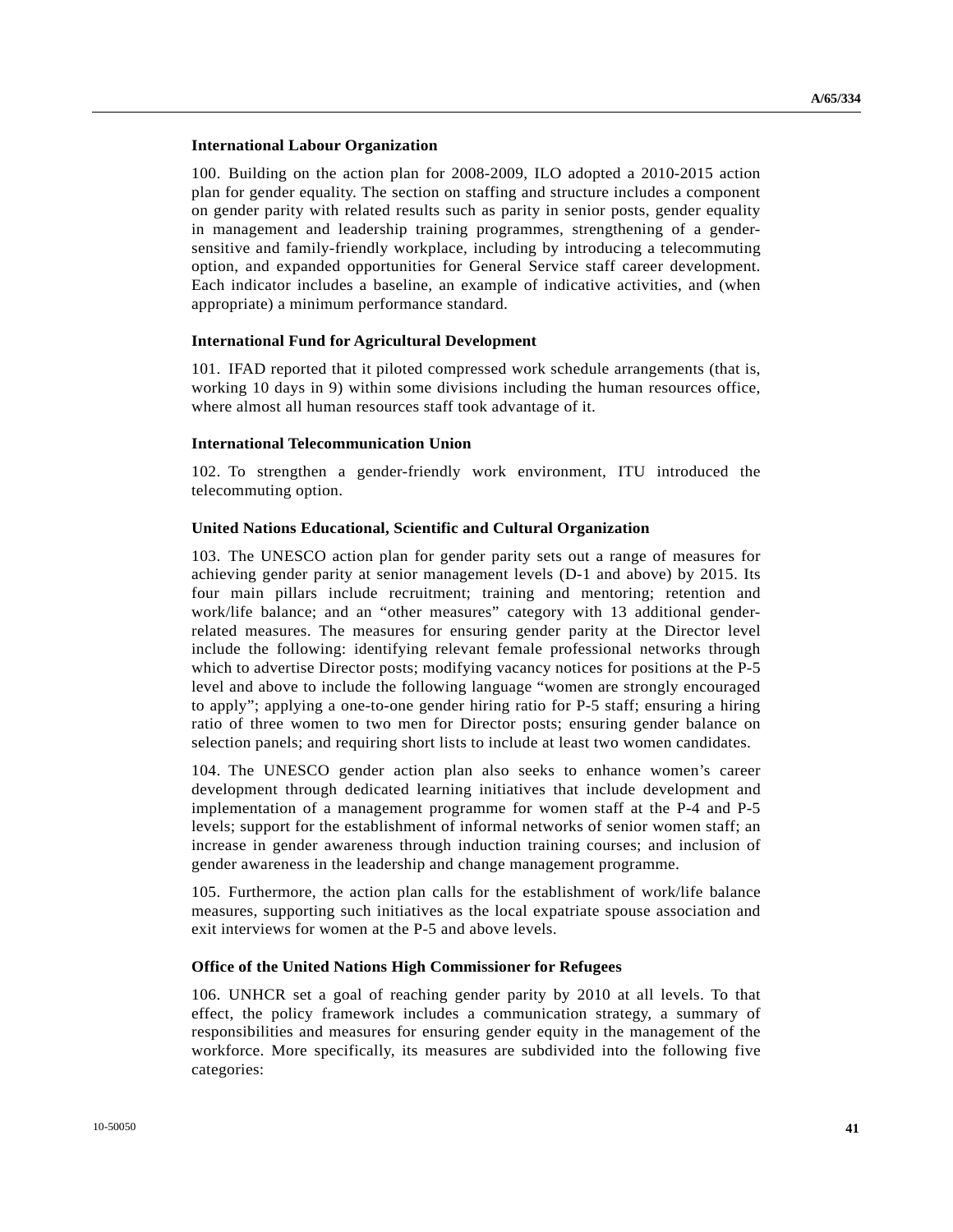### International Labour Organization

100. Building on the action plan for 2008-2009, ILO adopted a 2010-2015 action plan for gender equality. The section on staffing and structure includes a component on gender parity with related results such as parity in senior posts, gender equality in management and leadership training programmes, strengthening of a gender-sensitive and family-friendly workplace, including by introducing a telecommuting option, and expanded opportunities for General Service staff career development. Each indicator includes a baseline, an example of indicative activities, and (when appropriate) a minimum performance standard.

### International Fund for Agricultural Development

101. IFAD reported that it piloted compressed work schedule arrangements (that is, working 10 days in 9) within some divisions including the human resources office, where almost all human resources staff took advantage of it.

### International Telecommunication Union

102. To strengthen a gender-friendly work environment, ITU introduced the telecommuting option.

### United Nations Educational, Scientific and Cultural Organization

103. The UNESCO action plan for gender parity sets out a range of measures for achieving gender parity at senior management levels (D-1 and above) by 2015. Its four main pillars include recruitment; training and mentoring; retention and work/life balance; and an "other measures" category with 13 additional gender-related measures. The measures for ensuring gender parity at the Director level include the following: identifying relevant female professional networks through which to advertise Director posts; modifying vacancy notices for positions at the P-5 level and above to include the following language "women are strongly encouraged to apply"; applying a one-to-one gender hiring ratio for P-5 staff; ensuring a hiring ratio of three women to two men for Director posts; ensuring gender balance on selection panels; and requiring short lists to include at least two women candidates.

104. The UNESCO gender action plan also seeks to enhance women's career development through dedicated learning initiatives that include development and implementation of a management programme for women staff at the P-4 and P-5 levels; support for the establishment of informal networks of senior women staff; an increase in gender awareness through induction training courses; and inclusion of gender awareness in the leadership and change management programme.

105. Furthermore, the action plan calls for the establishment of work/life balance measures, supporting such initiatives as the local expatriate spouse association and exit interviews for women at the P-5 and above levels.

### Office of the United Nations High Commissioner for Refugees

106. UNHCR set a goal of reaching gender parity by 2010 at all levels. To that effect, the policy framework includes a communication strategy, a summary of responsibilities and measures for ensuring gender equity in the management of the workforce. More specifically, its measures are subdivided into the following five categories: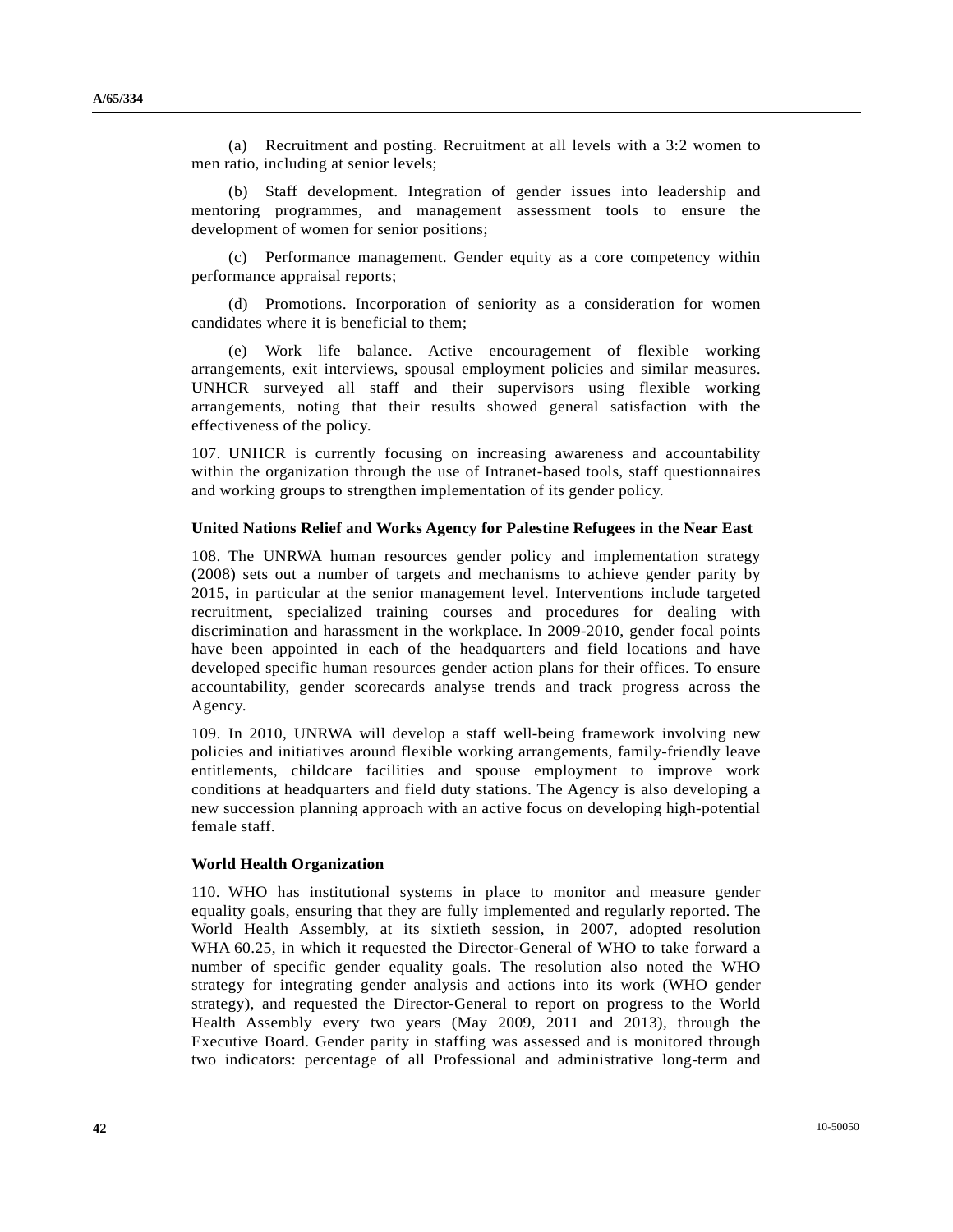(a) Recruitment and posting. Recruitment at all levels with a 3:2 women to men ratio, including at senior levels;

(b) Staff development. Integration of gender issues into leadership and mentoring programmes, and management assessment tools to ensure the development of women for senior positions;

(c) Performance management. Gender equity as a core competency within performance appraisal reports;

(d) Promotions. Incorporation of seniority as a consideration for women candidates where it is beneficial to them;

(e) Work life balance. Active encouragement of flexible working arrangements, exit interviews, spousal employment policies and similar measures. UNHCR surveyed all staff and their supervisors using flexible working arrangements, noting that their results showed general satisfaction with the effectiveness of the policy.

107. UNHCR is currently focusing on increasing awareness and accountability within the organization through the use of Intranet-based tools, staff questionnaires and working groups to strengthen implementation of its gender policy.

**United Nations Relief and Works Agency for Palestine Refugees in the Near East**

108. The UNRWA human resources gender policy and implementation strategy (2008) sets out a number of targets and mechanisms to achieve gender parity by 2015, in particular at the senior management level. Interventions include targeted recruitment, specialized training courses and procedures for dealing with discrimination and harassment in the workplace. In 2009-2010, gender focal points have been appointed in each of the headquarters and field locations and have developed specific human resources gender action plans for their offices. To ensure accountability, gender scorecards analyse trends and track progress across the Agency.

109. In 2010, UNRWA will develop a staff well-being framework involving new policies and initiatives around flexible working arrangements, family-friendly leave entitlements, childcare facilities and spouse employment to improve work conditions at headquarters and field duty stations. The Agency is also developing a new succession planning approach with an active focus on developing high-potential female staff.

**World Health Organization**

110. WHO has institutional systems in place to monitor and measure gender equality goals, ensuring that they are fully implemented and regularly reported. The World Health Assembly, at its sixtieth session, in 2007, adopted resolution WHA 60.25, in which it requested the Director-General of WHO to take forward a number of specific gender equality goals. The resolution also noted the WHO strategy for integrating gender analysis and actions into its work (WHO gender strategy), and requested the Director-General to report on progress to the World Health Assembly every two years (May 2009, 2011 and 2013), through the Executive Board. Gender parity in staffing was assessed and is monitored through two indicators: percentage of all Professional and administrative long-term and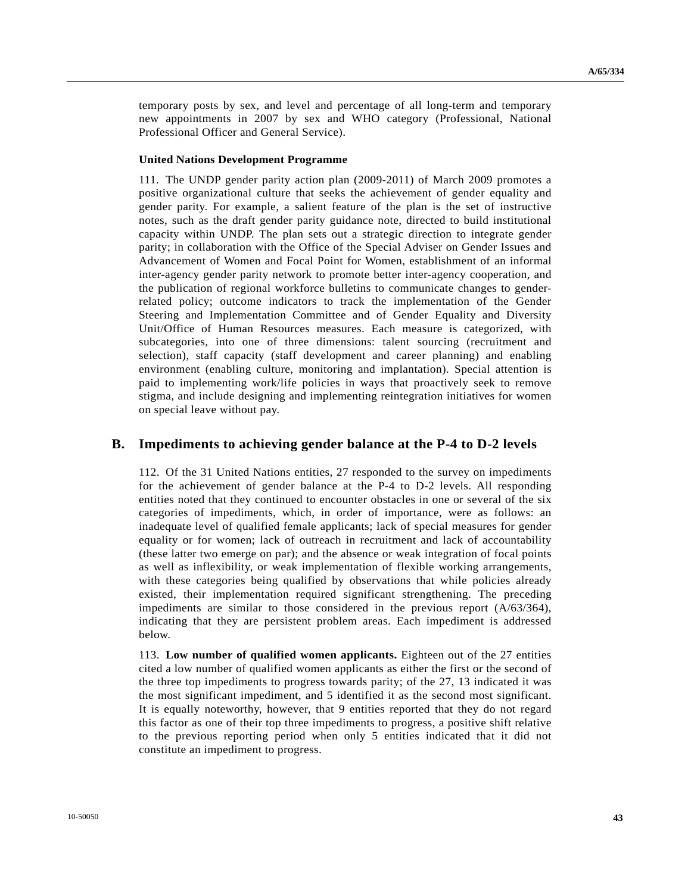temporary posts by sex, and level and percentage of all long-term and temporary new appointments in 2007 by sex and WHO category (Professional, National Professional Officer and General Service).

**United Nations Development Programme**

111. The UNDP gender parity action plan (2009-2011) of March 2009 promotes a positive organizational culture that seeks the achievement of gender equality and gender parity. For example, a salient feature of the plan is the set of instructive notes, such as the draft gender parity guidance note, directed to build institutional capacity within UNDP. The plan sets out a strategic direction to integrate gender parity; in collaboration with the Office of the Special Adviser on Gender Issues and Advancement of Women and Focal Point for Women, establishment of an informal inter-agency gender parity network to promote better inter-agency cooperation, and the publication of regional workforce bulletins to communicate changes to gender-related policy; outcome indicators to track the implementation of the Gender Steering and Implementation Committee and of Gender Equality and Diversity Unit/Office of Human Resources measures. Each measure is categorized, with subcategories, into one of three dimensions: talent sourcing (recruitment and selection), staff capacity (staff development and career planning) and enabling environment (enabling culture, monitoring and implantation). Special attention is paid to implementing work/life policies in ways that proactively seek to remove stigma, and include designing and implementing reintegration initiatives for women on special leave without pay.

## B. Impediments to achieving gender balance at the P-4 to D-2 levels

112. Of the 31 United Nations entities, 27 responded to the survey on impediments for the achievement of gender balance at the P-4 to D-2 levels. All responding entities noted that they continued to encounter obstacles in one or several of the six categories of impediments, which, in order of importance, were as follows: an inadequate level of qualified female applicants; lack of special measures for gender equality or for women; lack of outreach in recruitment and lack of accountability (these latter two emerge on par); and the absence or weak integration of focal points as well as inflexibility, or weak implementation of flexible working arrangements, with these categories being qualified by observations that while policies already existed, their implementation required significant strengthening. The preceding impediments are similar to those considered in the previous report (A/63/364), indicating that they are persistent problem areas. Each impediment is addressed below.

113. **Low number of qualified women applicants.** Eighteen out of the 27 entities cited a low number of qualified women applicants as either the first or the second of the three top impediments to progress towards parity; of the 27, 13 indicated it was the most significant impediment, and 5 identified it as the second most significant. It is equally noteworthy, however, that 9 entities reported that they do not regard this factor as one of their top three impediments to progress, a positive shift relative to the previous reporting period when only 5 entities indicated that it did not constitute an impediment to progress.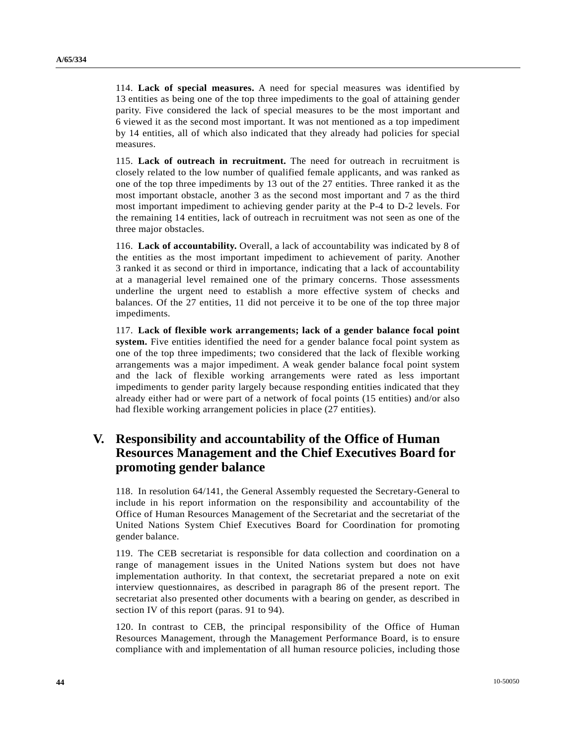114. **Lack of special measures.** A need for special measures was identified by 13 entities as being one of the top three impediments to the goal of attaining gender parity. Five considered the lack of special measures to be the most important and 6 viewed it as the second most important. It was not mentioned as a top impediment by 14 entities, all of which also indicated that they already had policies for special measures.

115. **Lack of outreach in recruitment.** The need for outreach in recruitment is closely related to the low number of qualified female applicants, and was ranked as one of the top three impediments by 13 out of the 27 entities. Three ranked it as the most important obstacle, another 3 as the second most important and 7 as the third most important impediment to achieving gender parity at the P-4 to D-2 levels. For the remaining 14 entities, lack of outreach in recruitment was not seen as one of the three major obstacles.

116. **Lack of accountability.** Overall, a lack of accountability was indicated by 8 of the entities as the most important impediment to achievement of parity. Another 3 ranked it as second or third in importance, indicating that a lack of accountability at a managerial level remained one of the primary concerns. Those assessments underline the urgent need to establish a more effective system of checks and balances. Of the 27 entities, 11 did not perceive it to be one of the top three major impediments.

117. **Lack of flexible work arrangements; lack of a gender balance focal point system.** Five entities identified the need for a gender balance focal point system as one of the top three impediments; two considered that the lack of flexible working arrangements was a major impediment. A weak gender balance focal point system and the lack of flexible working arrangements were rated as less important impediments to gender parity largely because responding entities indicated that they already either had or were part of a network of focal points (15 entities) and/or also had flexible working arrangement policies in place (27 entities).

# V. Responsibility and accountability of the Office of Human Resources Management and the Chief Executives Board for promoting gender balance

118. In resolution 64/141, the General Assembly requested the Secretary-General to include in his report information on the responsibility and accountability of the Office of Human Resources Management of the Secretariat and the secretariat of the United Nations System Chief Executives Board for Coordination for promoting gender balance.

119. The CEB secretariat is responsible for data collection and coordination on a range of management issues in the United Nations system but does not have implementation authority. In that context, the secretariat prepared a note on exit interview questionnaires, as described in paragraph 86 of the present report. The secretariat also presented other documents with a bearing on gender, as described in section IV of this report (paras. 91 to 94).

120. In contrast to CEB, the principal responsibility of the Office of Human Resources Management, through the Management Performance Board, is to ensure compliance with and implementation of all human resource policies, including those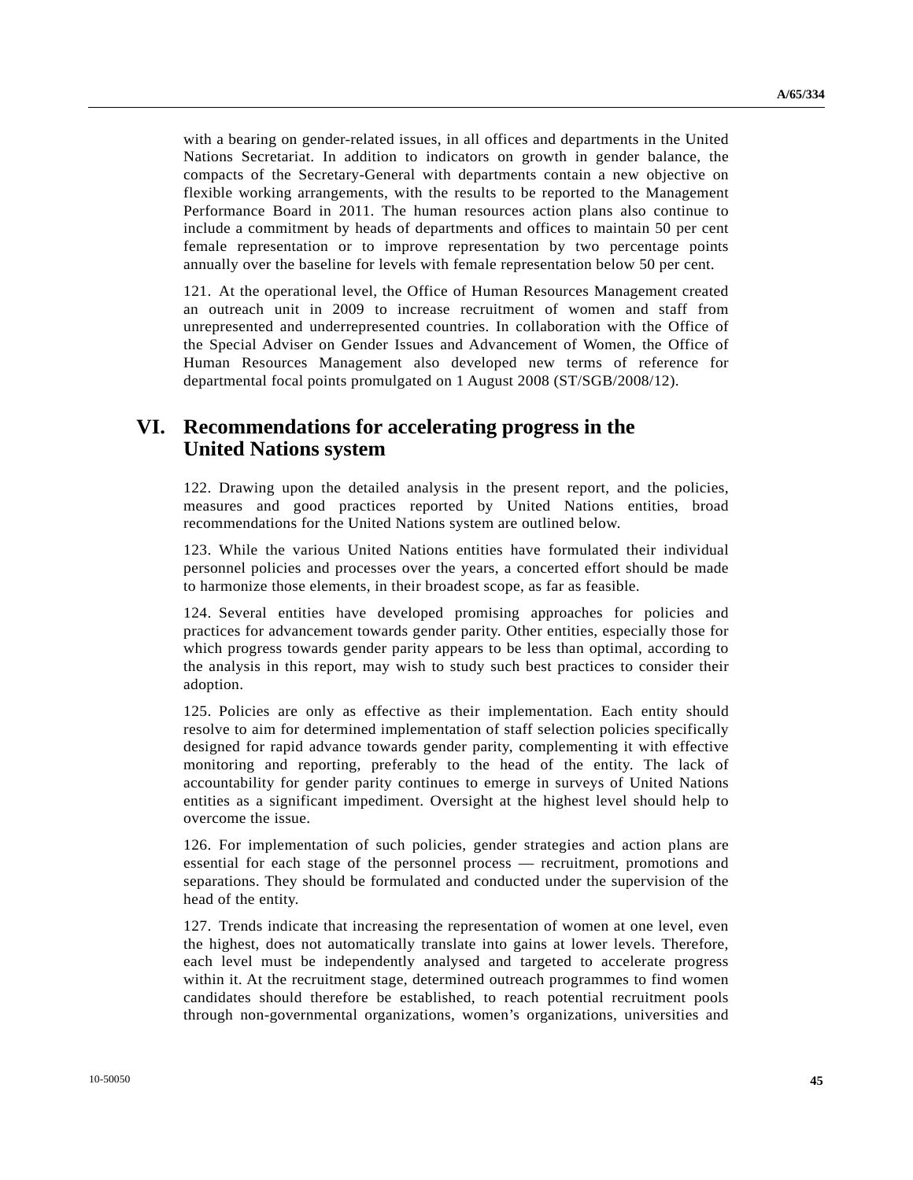with a bearing on gender-related issues, in all offices and departments in the United Nations Secretariat. In addition to indicators on growth in gender balance, the compacts of the Secretary-General with departments contain a new objective on flexible working arrangements, with the results to be reported to the Management Performance Board in 2011. The human resources action plans also continue to include a commitment by heads of departments and offices to maintain 50 per cent female representation or to improve representation by two percentage points annually over the baseline for levels with female representation below 50 per cent.

121. At the operational level, the Office of Human Resources Management created an outreach unit in 2009 to increase recruitment of women and staff from unrepresented and underrepresented countries. In collaboration with the Office of the Special Adviser on Gender Issues and Advancement of Women, the Office of Human Resources Management also developed new terms of reference for departmental focal points promulgated on 1 August 2008 (ST/SGB/2008/12).

# VI. Recommendations for accelerating progress in the United Nations system

122. Drawing upon the detailed analysis in the present report, and the policies, measures and good practices reported by United Nations entities, broad recommendations for the United Nations system are outlined below.

123. While the various United Nations entities have formulated their individual personnel policies and processes over the years, a concerted effort should be made to harmonize those elements, in their broadest scope, as far as feasible.

124. Several entities have developed promising approaches for policies and practices for advancement towards gender parity. Other entities, especially those for which progress towards gender parity appears to be less than optimal, according to the analysis in this report, may wish to study such best practices to consider their adoption.

125. Policies are only as effective as their implementation. Each entity should resolve to aim for determined implementation of staff selection policies specifically designed for rapid advance towards gender parity, complementing it with effective monitoring and reporting, preferably to the head of the entity. The lack of accountability for gender parity continues to emerge in surveys of United Nations entities as a significant impediment. Oversight at the highest level should help to overcome the issue.

126. For implementation of such policies, gender strategies and action plans are essential for each stage of the personnel process — recruitment, promotions and separations. They should be formulated and conducted under the supervision of the head of the entity.

127. Trends indicate that increasing the representation of women at one level, even the highest, does not automatically translate into gains at lower levels. Therefore, each level must be independently analysed and targeted to accelerate progress within it. At the recruitment stage, determined outreach programmes to find women candidates should therefore be established, to reach potential recruitment pools through non-governmental organizations, women's organizations, universities and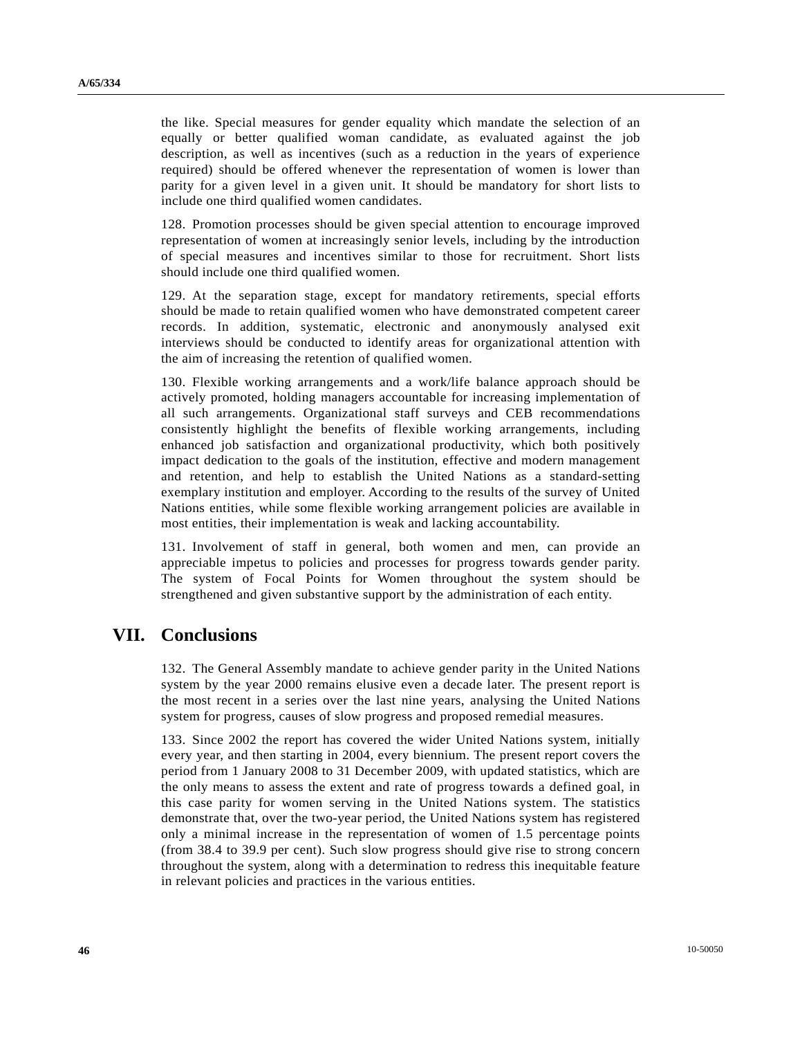the like. Special measures for gender equality which mandate the selection of an equally or better qualified woman candidate, as evaluated against the job description, as well as incentives (such as a reduction in the years of experience required) should be offered whenever the representation of women is lower than parity for a given level in a given unit. It should be mandatory for short lists to include one third qualified women candidates.

128. Promotion processes should be given special attention to encourage improved representation of women at increasingly senior levels, including by the introduction of special measures and incentives similar to those for recruitment. Short lists should include one third qualified women.

129. At the separation stage, except for mandatory retirements, special efforts should be made to retain qualified women who have demonstrated competent career records. In addition, systematic, electronic and anonymously analysed exit interviews should be conducted to identify areas for organizational attention with the aim of increasing the retention of qualified women.

130. Flexible working arrangements and a work/life balance approach should be actively promoted, holding managers accountable for increasing implementation of all such arrangements. Organizational staff surveys and CEB recommendations consistently highlight the benefits of flexible working arrangements, including enhanced job satisfaction and organizational productivity, which both positively impact dedication to the goals of the institution, effective and modern management and retention, and help to establish the United Nations as a standard-setting exemplary institution and employer. According to the results of the survey of United Nations entities, while some flexible working arrangement policies are available in most entities, their implementation is weak and lacking accountability.

131. Involvement of staff in general, both women and men, can provide an appreciable impetus to policies and processes for progress towards gender parity. The system of Focal Points for Women throughout the system should be strengthened and given substantive support by the administration of each entity.

## VII. Conclusions

132. The General Assembly mandate to achieve gender parity in the United Nations system by the year 2000 remains elusive even a decade later. The present report is the most recent in a series over the last nine years, analysing the United Nations system for progress, causes of slow progress and proposed remedial measures.

133. Since 2002 the report has covered the wider United Nations system, initially every year, and then starting in 2004, every biennium. The present report covers the period from 1 January 2008 to 31 December 2009, with updated statistics, which are the only means to assess the extent and rate of progress towards a defined goal, in this case parity for women serving in the United Nations system. The statistics demonstrate that, over the two-year period, the United Nations system has registered only a minimal increase in the representation of women of 1.5 percentage points (from 38.4 to 39.9 per cent). Such slow progress should give rise to strong concern throughout the system, along with a determination to redress this inequitable feature in relevant policies and practices in the various entities.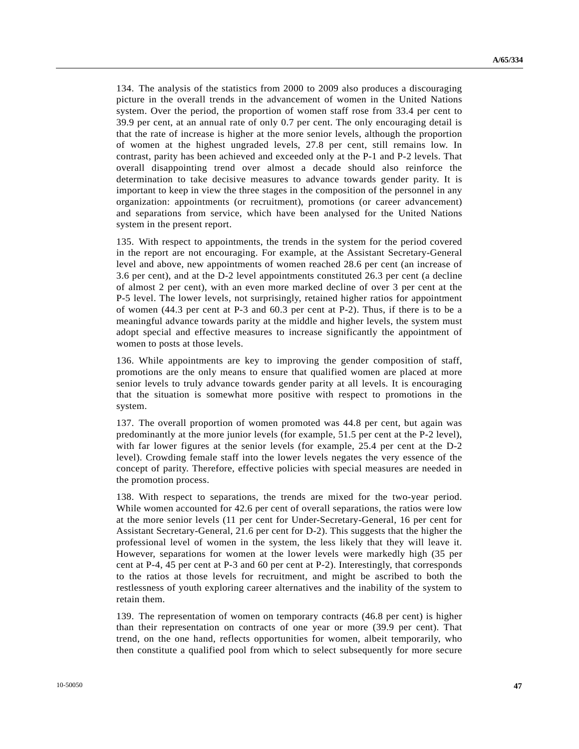134. The analysis of the statistics from 2000 to 2009 also produces a discouraging picture in the overall trends in the advancement of women in the United Nations system. Over the period, the proportion of women staff rose from 33.4 per cent to 39.9 per cent, at an annual rate of only 0.7 per cent. The only encouraging detail is that the rate of increase is higher at the more senior levels, although the proportion of women at the highest ungraded levels, 27.8 per cent, still remains low. In contrast, parity has been achieved and exceeded only at the P-1 and P-2 levels. That overall disappointing trend over almost a decade should also reinforce the determination to take decisive measures to advance towards gender parity. It is important to keep in view the three stages in the composition of the personnel in any organization: appointments (or recruitment), promotions (or career advancement) and separations from service, which have been analysed for the United Nations system in the present report.

135. With respect to appointments, the trends in the system for the period covered in the report are not encouraging. For example, at the Assistant Secretary-General level and above, new appointments of women reached 28.6 per cent (an increase of 3.6 per cent), and at the D-2 level appointments constituted 26.3 per cent (a decline of almost 2 per cent), with an even more marked decline of over 3 per cent at the P-5 level. The lower levels, not surprisingly, retained higher ratios for appointment of women (44.3 per cent at P-3 and 60.3 per cent at P-2). Thus, if there is to be a meaningful advance towards parity at the middle and higher levels, the system must adopt special and effective measures to increase significantly the appointment of women to posts at those levels.

136. While appointments are key to improving the gender composition of staff, promotions are the only means to ensure that qualified women are placed at more senior levels to truly advance towards gender parity at all levels. It is encouraging that the situation is somewhat more positive with respect to promotions in the system.

137. The overall proportion of women promoted was 44.8 per cent, but again was predominantly at the more junior levels (for example, 51.5 per cent at the P-2 level), with far lower figures at the senior levels (for example, 25.4 per cent at the D-2 level). Crowding female staff into the lower levels negates the very essence of the concept of parity. Therefore, effective policies with special measures are needed in the promotion process.

138. With respect to separations, the trends are mixed for the two-year period. While women accounted for 42.6 per cent of overall separations, the ratios were low at the more senior levels (11 per cent for Under-Secretary-General, 16 per cent for Assistant Secretary-General, 21.6 per cent for D-2). This suggests that the higher the professional level of women in the system, the less likely that they will leave it. However, separations for women at the lower levels were markedly high (35 per cent at P-4, 45 per cent at P-3 and 60 per cent at P-2). Interestingly, that corresponds to the ratios at those levels for recruitment, and might be ascribed to both the restlessness of youth exploring career alternatives and the inability of the system to retain them.

139. The representation of women on temporary contracts (46.8 per cent) is higher than their representation on contracts of one year or more (39.9 per cent). That trend, on the one hand, reflects opportunities for women, albeit temporarily, who then constitute a qualified pool from which to select subsequently for more secure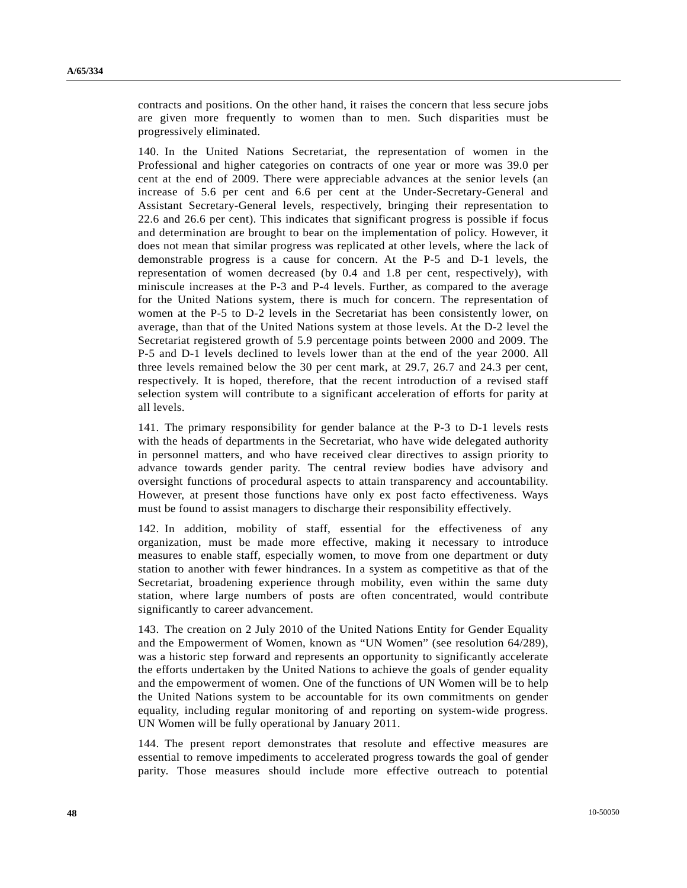contracts and positions. On the other hand, it raises the concern that less secure jobs are given more frequently to women than to men. Such disparities must be progressively eliminated.

140. In the United Nations Secretariat, the representation of women in the Professional and higher categories on contracts of one year or more was 39.0 per cent at the end of 2009. There were appreciable advances at the senior levels (an increase of 5.6 per cent and 6.6 per cent at the Under-Secretary-General and Assistant Secretary-General levels, respectively, bringing their representation to 22.6 and 26.6 per cent). This indicates that significant progress is possible if focus and determination are brought to bear on the implementation of policy. However, it does not mean that similar progress was replicated at other levels, where the lack of demonstrable progress is a cause for concern. At the P-5 and D-1 levels, the representation of women decreased (by 0.4 and 1.8 per cent, respectively), with miniscule increases at the P-3 and P-4 levels. Further, as compared to the average for the United Nations system, there is much for concern. The representation of women at the P-5 to D-2 levels in the Secretariat has been consistently lower, on average, than that of the United Nations system at those levels. At the D-2 level the Secretariat registered growth of 5.9 percentage points between 2000 and 2009. The P-5 and D-1 levels declined to levels lower than at the end of the year 2000. All three levels remained below the 30 per cent mark, at 29.7, 26.7 and 24.3 per cent, respectively. It is hoped, therefore, that the recent introduction of a revised staff selection system will contribute to a significant acceleration of efforts for parity at all levels.

141. The primary responsibility for gender balance at the P-3 to D-1 levels rests with the heads of departments in the Secretariat, who have wide delegated authority in personnel matters, and who have received clear directives to assign priority to advance towards gender parity. The central review bodies have advisory and oversight functions of procedural aspects to attain transparency and accountability. However, at present those functions have only ex post facto effectiveness. Ways must be found to assist managers to discharge their responsibility effectively.

142. In addition, mobility of staff, essential for the effectiveness of any organization, must be made more effective, making it necessary to introduce measures to enable staff, especially women, to move from one department or duty station to another with fewer hindrances. In a system as competitive as that of the Secretariat, broadening experience through mobility, even within the same duty station, where large numbers of posts are often concentrated, would contribute significantly to career advancement.

143. The creation on 2 July 2010 of the United Nations Entity for Gender Equality and the Empowerment of Women, known as "UN Women" (see resolution 64/289), was a historic step forward and represents an opportunity to significantly accelerate the efforts undertaken by the United Nations to achieve the goals of gender equality and the empowerment of women. One of the functions of UN Women will be to help the United Nations system to be accountable for its own commitments on gender equality, including regular monitoring of and reporting on system-wide progress. UN Women will be fully operational by January 2011.

144. The present report demonstrates that resolute and effective measures are essential to remove impediments to accelerated progress towards the goal of gender parity. Those measures should include more effective outreach to potential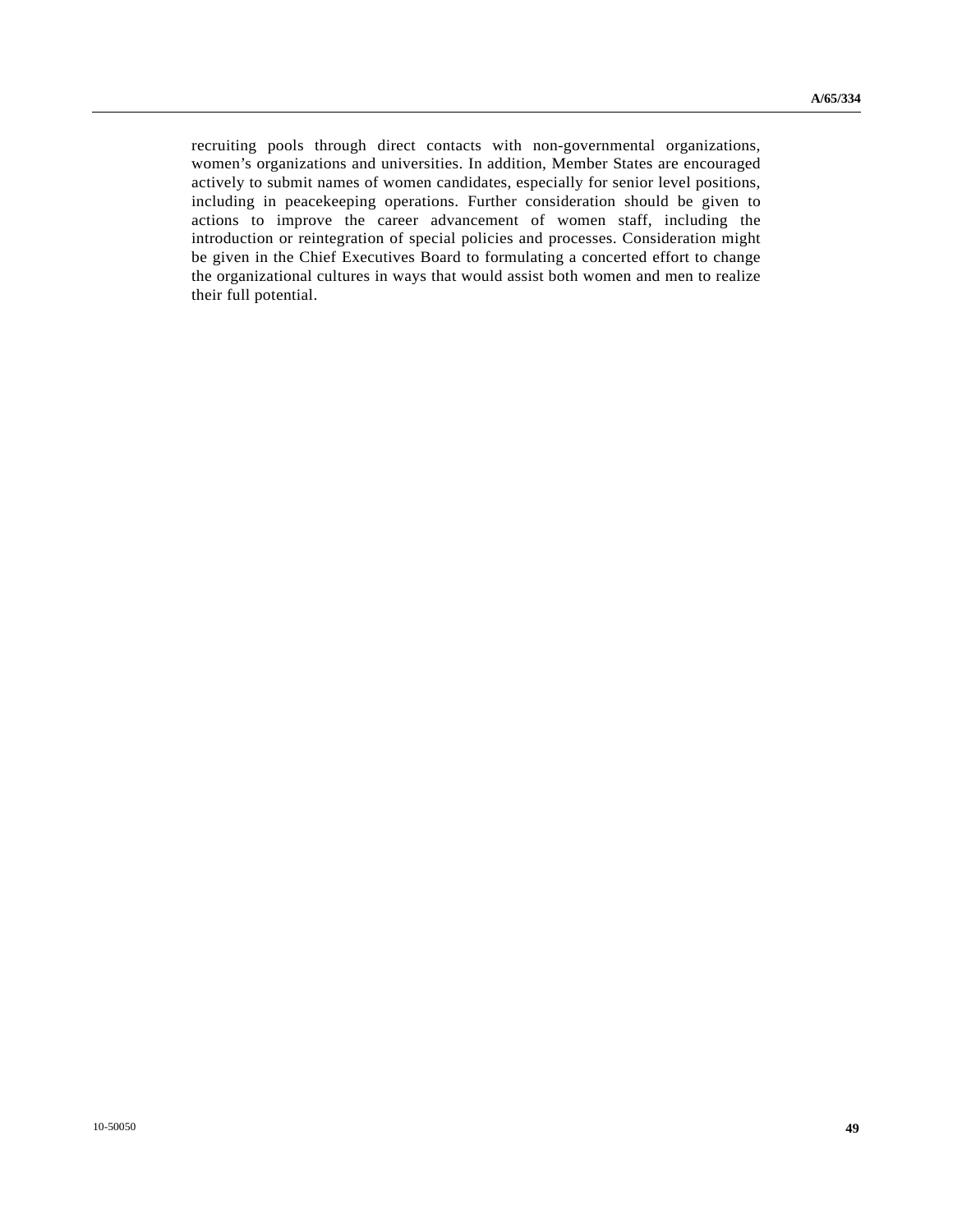recruiting pools through direct contacts with non-governmental organizations, women's organizations and universities. In addition, Member States are encouraged actively to submit names of women candidates, especially for senior level positions, including in peacekeeping operations. Further consideration should be given to actions to improve the career advancement of women staff, including the introduction or reintegration of special policies and processes. Consideration might be given in the Chief Executives Board to formulating a concerted effort to change the organizational cultures in ways that would assist both women and men to realize their full potential.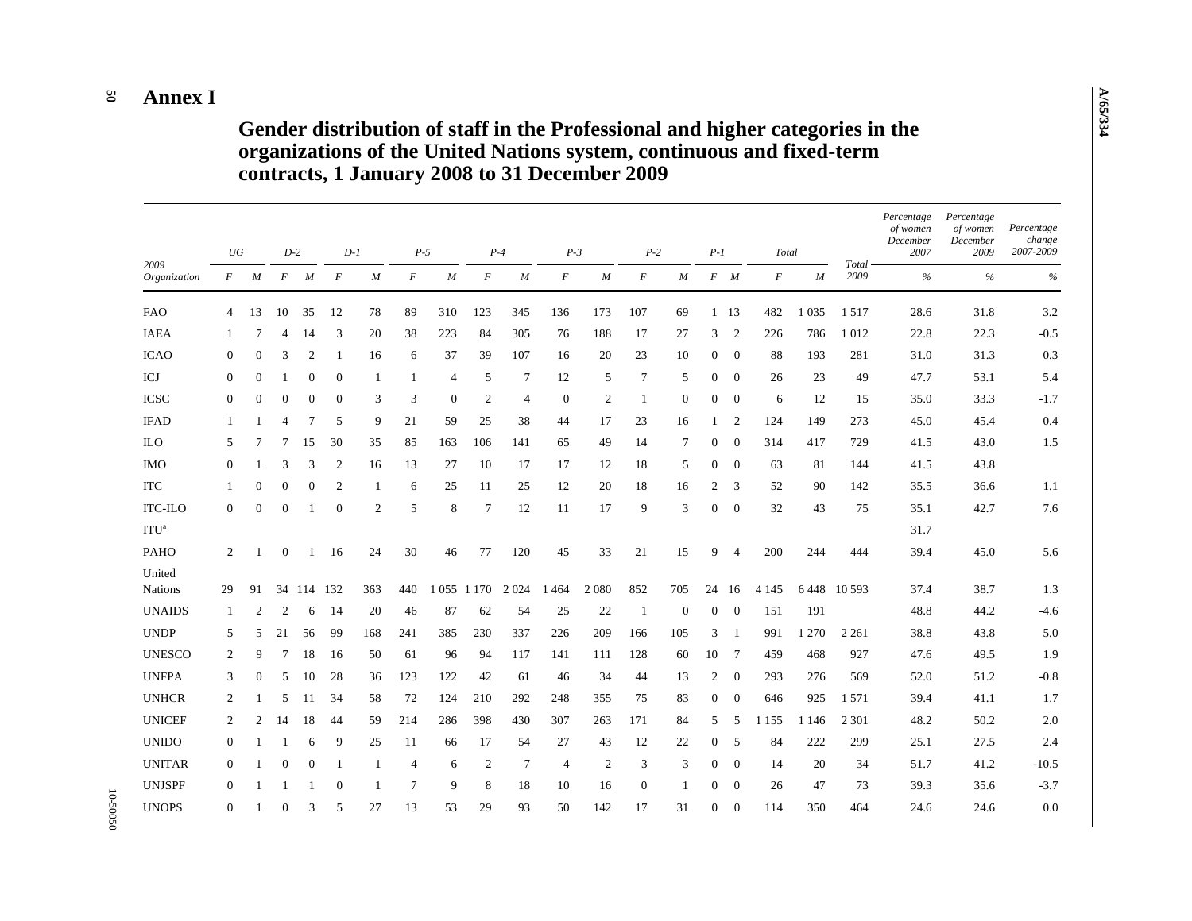# Annex I

## Gender distribution of staff in the Professional and higher categories in the organizations of the United Nations system, continuous and fixed-term contracts, 1 January 2008 to 31 December 2009

| 2009 Organization | UG | | D-2 | | D-1 | | P-5 | | P-4 | | P-3 | | P-2 | | P-1 | | Total | | Total 2009 | Percentage of women December 2007 | Percentage of women December 2009 | Percentage change 2007-2009 |
|---|---|---|---|---|---|---|---|---|---|---|---|---|---|---|---|---|---|---|---|---|---|---|
| | *F* | *M* | *F* | *M* | *F* | *M* | *F* | *M* | *F* | *M* | *F* | *M* | *F* | *M* | *F* | *M* | *F* | *M* | | *%* | *%* | *%* |
| FAO | 4 | 13 | 10 | 35 | 12 | 78 | 89 | 310 | 123 | 345 | 136 | 173 | 107 | 69 | 1 | 13 | 482 | 1 035 | 1 517 | 28.6 | 31.8 | 3.2 |
| IAEA | 1 | 7 | 4 | 14 | 3 | 20 | 38 | 223 | 84 | 305 | 76 | 188 | 17 | 27 | 3 | 2 | 226 | 786 | 1 012 | 22.8 | 22.3 | -0.5 |
| ICAO | 0 | 0 | 3 | 2 | 1 | 16 | 6 | 37 | 39 | 107 | 16 | 20 | 23 | 10 | 0 | 0 | 88 | 193 | 281 | 31.0 | 31.3 | 0.3 |
| ICJ | 0 | 0 | 1 | 0 | 0 | 1 | 1 | 4 | 5 | 7 | 12 | 5 | 7 | 5 | 0 | 0 | 26 | 23 | 49 | 47.7 | 53.1 | 5.4 |
| ICSC | 0 | 0 | 0 | 0 | 0 | 3 | 3 | 0 | 2 | 4 | 0 | 2 | 1 | 0 | 0 | 0 | 6 | 12 | 15 | 35.0 | 33.3 | -1.7 |
| IFAD | 1 | 1 | 4 | 7 | 5 | 9 | 21 | 59 | 25 | 38 | 44 | 17 | 23 | 16 | 1 | 2 | 124 | 149 | 273 | 45.0 | 45.4 | 0.4 |
| ILO | 5 | 7 | 7 | 15 | 30 | 35 | 85 | 163 | 106 | 141 | 65 | 49 | 14 | 7 | 0 | 0 | 314 | 417 | 729 | 41.5 | 43.0 | 1.5 |
| IMO | 0 | 1 | 3 | 3 | 2 | 16 | 13 | 27 | 10 | 17 | 17 | 12 | 18 | 5 | 0 | 0 | 63 | 81 | 144 | 41.5 | 43.8 | |
| ITC | 1 | 0 | 0 | 0 | 2 | 1 | 6 | 25 | 11 | 25 | 12 | 20 | 18 | 16 | 2 | 3 | 52 | 90 | 142 | 35.5 | 36.6 | 1.1 |
| ITC-ILO | 0 | 0 | 0 | 1 | 0 | 2 | 5 | 8 | 7 | 12 | 11 | 17 | 9 | 3 | 0 | 0 | 32 | 43 | 75 | 35.1 | 42.7 | 7.6 |
| ITU[a] | | | | | | | | | | | | | | | | | | | | 31.7 | | |
| PAHO | 2 | 1 | 0 | 1 | 16 | 24 | 30 | 46 | 77 | 120 | 45 | 33 | 21 | 15 | 9 | 4 | 200 | 244 | 444 | 39.4 | 45.0 | 5.6 |
| United Nations | 29 | 91 | 34 | 114 | 132 | 363 | 440 | 1 055 | 1 170 | 2 024 | 1 464 | 2 080 | 852 | 705 | 24 | 16 | 4 145 | 6 448 | 10 593 | 37.4 | 38.7 | 1.3 |
| UNAIDS | 1 | 2 | 2 | 6 | 14 | 20 | 46 | 87 | 62 | 54 | 25 | 22 | 1 | 0 | 0 | 0 | 151 | 191 | | 48.8 | 44.2 | -4.6 |
| UNDP | 5 | 5 | 21 | 56 | 99 | 168 | 241 | 385 | 230 | 337 | 226 | 209 | 166 | 105 | 3 | 1 | 991 | 1 270 | 2 261 | 38.8 | 43.8 | 5.0 |
| UNESCO | 2 | 9 | 7 | 18 | 16 | 50 | 61 | 96 | 94 | 117 | 141 | 111 | 128 | 60 | 10 | 7 | 459 | 468 | 927 | 47.6 | 49.5 | 1.9 |
| UNFPA | 3 | 0 | 5 | 10 | 28 | 36 | 123 | 122 | 42 | 61 | 46 | 34 | 44 | 13 | 2 | 0 | 293 | 276 | 569 | 52.0 | 51.2 | -0.8 |
| UNHCR | 2 | 1 | 5 | 11 | 34 | 58 | 72 | 124 | 210 | 292 | 248 | 355 | 75 | 83 | 0 | 0 | 646 | 925 | 1 571 | 39.4 | 41.1 | 1.7 |
| UNICEF | 2 | 2 | 14 | 18 | 44 | 59 | 214 | 286 | 398 | 430 | 307 | 263 | 171 | 84 | 5 | 5 | 1 155 | 1 146 | 2 301 | 48.2 | 50.2 | 2.0 |
| UNIDO | 0 | 1 | 1 | 6 | 9 | 25 | 11 | 66 | 17 | 54 | 27 | 43 | 12 | 22 | 0 | 5 | 84 | 222 | 299 | 25.1 | 27.5 | 2.4 |
| UNITAR | 0 | 1 | 0 | 0 | 1 | 1 | 4 | 6 | 2 | 7 | 4 | 2 | 3 | 3 | 0 | 0 | 14 | 20 | 34 | 51.7 | 41.2 | -10.5 |
| UNJSPF | 0 | 1 | 1 | 1 | 0 | 1 | 7 | 9 | 8 | 18 | 10 | 16 | 0 | 1 | 0 | 0 | 26 | 47 | 73 | 39.3 | 35.6 | -3.7 |
| UNOPS | 0 | 1 | 0 | 3 | 5 | 27 | 13 | 53 | 29 | 93 | 50 | 142 | 17 | 31 | 0 | 0 | 114 | 350 | 464 | 24.6 | 24.6 | 0.0 |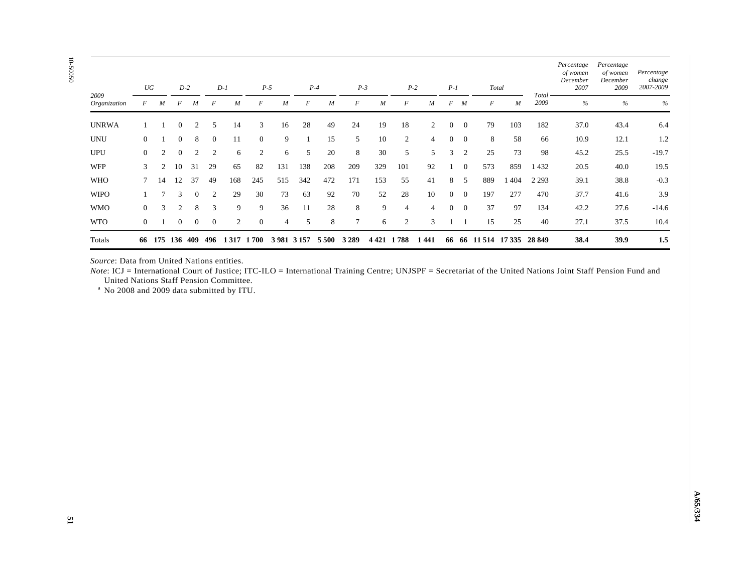| 2009 Organization | UG | | D-2 | | D-1 | | P-5 | | P-4 | | P-3 | | P-2 | | P-1 | | Total | | Total 2009 | Percentage of women December 2007 | Percentage of women December 2009 | Percentage change 2007-2009 |
|---|---|---|---|---|---|---|---|---|---|---|---|---|---|---|---|---|---|---|---|---|---|---|
| | F | M | F | M | F | M | F | M | F | M | F | M | F | M | F | M | F | M | | % | % | % |
| UNRWA | 1 | 1 | 0 | 2 | 5 | 14 | 3 | 16 | 28 | 49 | 24 | 19 | 18 | 2 | 0 | 0 | 79 | 103 | 182 | 37.0 | 43.4 | 6.4 |
| UNU | 0 | 1 | 0 | 8 | 0 | 11 | 0 | 9 | 1 | 15 | 5 | 10 | 2 | 4 | 0 | 0 | 8 | 58 | 66 | 10.9 | 12.1 | 1.2 |
| UPU | 0 | 2 | 0 | 2 | 2 | 6 | 2 | 6 | 5 | 20 | 8 | 30 | 5 | 5 | 3 | 2 | 25 | 73 | 98 | 45.2 | 25.5 | -19.7 |
| WFP | 3 | 2 | 10 | 31 | 29 | 65 | 82 | 131 | 138 | 208 | 209 | 329 | 101 | 92 | 1 | 0 | 573 | 859 | 1 432 | 20.5 | 40.0 | 19.5 |
| WHO | 7 | 14 | 12 | 37 | 49 | 168 | 245 | 515 | 342 | 472 | 171 | 153 | 55 | 41 | 8 | 5 | 889 | 1 404 | 2 293 | 39.1 | 38.8 | -0.3 |
| WIPO | 1 | 7 | 3 | 0 | 2 | 29 | 30 | 73 | 63 | 92 | 70 | 52 | 28 | 10 | 0 | 0 | 197 | 277 | 470 | 37.7 | 41.6 | 3.9 |
| WMO | 0 | 3 | 2 | 8 | 3 | 9 | 9 | 36 | 11 | 28 | 8 | 9 | 4 | 4 | 0 | 0 | 37 | 97 | 134 | 42.2 | 27.6 | -14.6 |
| WTO | 0 | 1 | 0 | 0 | 0 | 2 | 0 | 4 | 5 | 8 | 7 | 6 | 2 | 3 | 1 | 1 | 15 | 25 | 40 | 27.1 | 37.5 | 10.4 |
| Totals | **66** | **175** | **136** | **409** | **496** | **1 317** | **1 700** | **3 981** | **3 157** | **5 500** | **3 289** | **4 421** | **1 788** | **1 441** | **66** | **66** | **11 514** | **17 335** | **28 849** | **38.4** | **39.9** | **1.5** |

*Source*: Data from United Nations entities.

*Note*: ICJ = International Court of Justice; ITC-ILO = International Training Centre; UNJSPF = Secretariat of the United Nations Joint Staff Pension Fund and United Nations Staff Pension Committee.

[a] No 2008 and 2009 data submitted by ITU.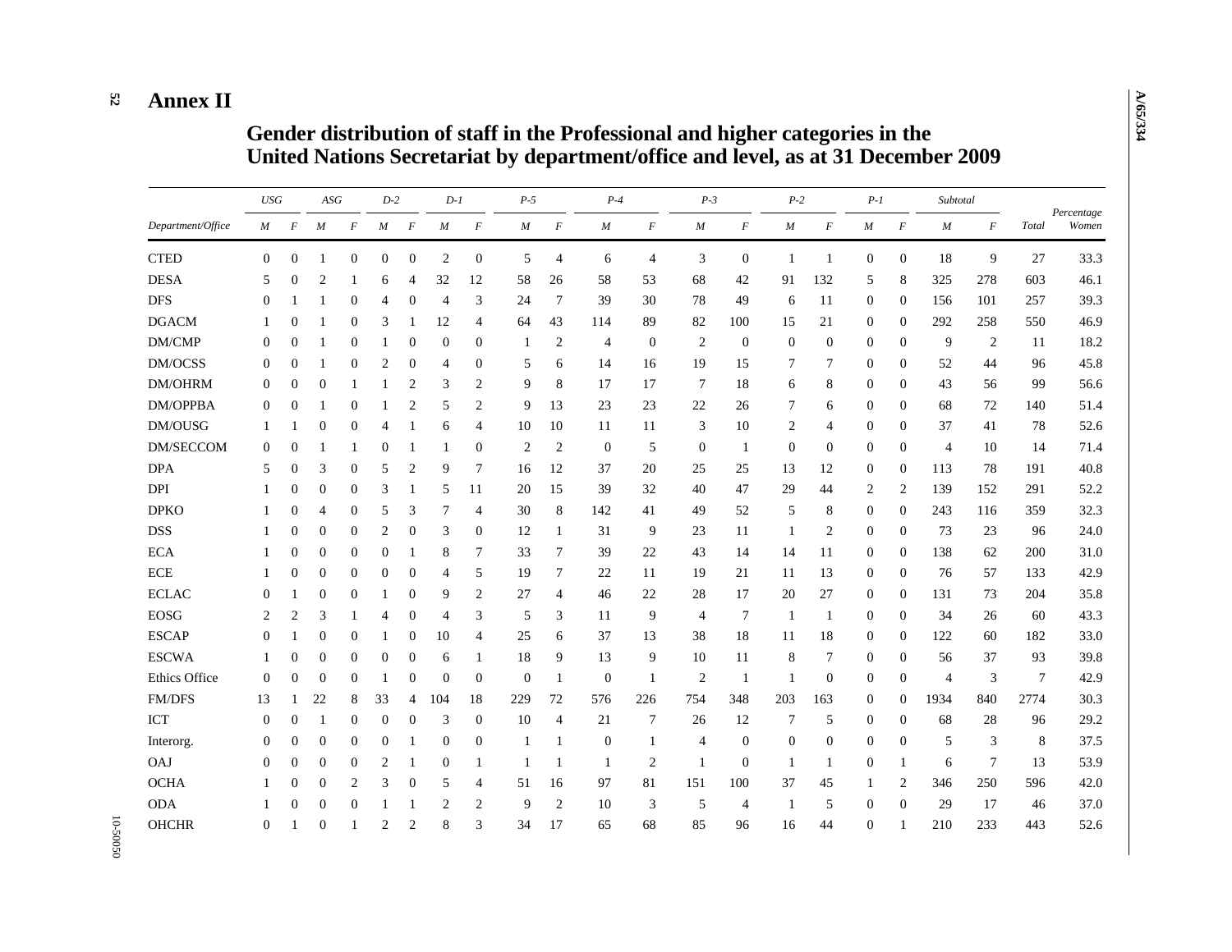# Annex II

## Gender distribution of staff in the Professional and higher categories in the United Nations Secretariat by department/office and level, as at 31 December 2009

| Department/Office | USG | | ASG | | D-2 | | D-1 | | P-5 | | P-4 | | P-3 | | P-2 | | P-1 | | Subtotal | | Total | Percentage Women |
|---|---|---|---|---|---|---|---|---|---|---|---|---|---|---|---|---|---|---|---|---|---|---|
| | M | F | M | F | M | F | M | F | M | F | M | F | M | F | M | F | M | F | M | F | | |
| CTED | 0 | 0 | 1 | 0 | 0 | 0 | 2 | 0 | 5 | 4 | 6 | 4 | 3 | 0 | 1 | 1 | 0 | 0 | 18 | 9 | 27 | 33.3 |
| DESA | 5 | 0 | 2 | 1 | 6 | 4 | 32 | 12 | 58 | 26 | 58 | 53 | 68 | 42 | 91 | 132 | 5 | 8 | 325 | 278 | 603 | 46.1 |
| DFS | 0 | 1 | 1 | 0 | 4 | 0 | 4 | 3 | 24 | 7 | 39 | 30 | 78 | 49 | 6 | 11 | 0 | 0 | 156 | 101 | 257 | 39.3 |
| DGACM | 1 | 0 | 1 | 0 | 3 | 1 | 12 | 4 | 64 | 43 | 114 | 89 | 82 | 100 | 15 | 21 | 0 | 0 | 292 | 258 | 550 | 46.9 |
| DM/CMP | 0 | 0 | 1 | 0 | 1 | 0 | 0 | 0 | 1 | 2 | 4 | 0 | 2 | 0 | 0 | 0 | 0 | 0 | 9 | 2 | 11 | 18.2 |
| DM/OCSS | 0 | 0 | 1 | 0 | 2 | 0 | 4 | 0 | 5 | 6 | 14 | 16 | 19 | 15 | 7 | 7 | 0 | 0 | 52 | 44 | 96 | 45.8 |
| DM/OHRM | 0 | 0 | 0 | 1 | 1 | 2 | 3 | 2 | 9 | 8 | 17 | 17 | 7 | 18 | 6 | 8 | 0 | 0 | 43 | 56 | 99 | 56.6 |
| DM/OPPBA | 0 | 0 | 1 | 0 | 1 | 2 | 5 | 2 | 9 | 13 | 23 | 23 | 22 | 26 | 7 | 6 | 0 | 0 | 68 | 72 | 140 | 51.4 |
| DM/OUSG | 1 | 1 | 0 | 0 | 4 | 1 | 6 | 4 | 10 | 10 | 11 | 11 | 3 | 10 | 2 | 4 | 0 | 0 | 37 | 41 | 78 | 52.6 |
| DM/SECCOM | 0 | 0 | 1 | 1 | 0 | 1 | 1 | 0 | 2 | 2 | 0 | 5 | 0 | 1 | 0 | 0 | 0 | 0 | 4 | 10 | 14 | 71.4 |
| DPA | 5 | 0 | 3 | 0 | 5 | 2 | 9 | 7 | 16 | 12 | 37 | 20 | 25 | 25 | 13 | 12 | 0 | 0 | 113 | 78 | 191 | 40.8 |
| DPI | 1 | 0 | 0 | 0 | 3 | 1 | 5 | 11 | 20 | 15 | 39 | 32 | 40 | 47 | 29 | 44 | 2 | 2 | 139 | 152 | 291 | 52.2 |
| DPKO | 1 | 0 | 4 | 0 | 5 | 3 | 7 | 4 | 30 | 8 | 142 | 41 | 49 | 52 | 5 | 8 | 0 | 0 | 243 | 116 | 359 | 32.3 |
| DSS | 1 | 0 | 0 | 0 | 2 | 0 | 3 | 0 | 12 | 1 | 31 | 9 | 23 | 11 | 1 | 2 | 0 | 0 | 73 | 23 | 96 | 24.0 |
| ECA | 1 | 0 | 0 | 0 | 0 | 1 | 8 | 7 | 33 | 7 | 39 | 22 | 43 | 14 | 14 | 11 | 0 | 0 | 138 | 62 | 200 | 31.0 |
| ECE | 1 | 0 | 0 | 0 | 0 | 0 | 4 | 5 | 19 | 7 | 22 | 11 | 19 | 21 | 11 | 13 | 0 | 0 | 76 | 57 | 133 | 42.9 |
| ECLAC | 0 | 1 | 0 | 0 | 1 | 0 | 9 | 2 | 27 | 4 | 46 | 22 | 28 | 17 | 20 | 27 | 0 | 0 | 131 | 73 | 204 | 35.8 |
| EOSG | 2 | 2 | 3 | 1 | 4 | 0 | 4 | 3 | 5 | 3 | 11 | 9 | 4 | 7 | 1 | 1 | 0 | 0 | 34 | 26 | 60 | 43.3 |
| ESCAP | 0 | 1 | 0 | 0 | 1 | 0 | 10 | 4 | 25 | 6 | 37 | 13 | 38 | 18 | 11 | 18 | 0 | 0 | 122 | 60 | 182 | 33.0 |
| ESCWA | 1 | 0 | 0 | 0 | 0 | 0 | 6 | 1 | 18 | 9 | 13 | 9 | 10 | 11 | 8 | 7 | 0 | 0 | 56 | 37 | 93 | 39.8 |
| Ethics Office | 0 | 0 | 0 | 0 | 1 | 0 | 0 | 0 | 0 | 1 | 0 | 1 | 2 | 1 | 1 | 0 | 0 | 0 | 4 | 3 | 7 | 42.9 |
| FM/DFS | 13 | 1 | 22 | 8 | 33 | 4 | 104 | 18 | 229 | 72 | 576 | 226 | 754 | 348 | 203 | 163 | 0 | 0 | 1934 | 840 | 2774 | 30.3 |
| ICT | 0 | 0 | 1 | 0 | 0 | 0 | 3 | 0 | 10 | 4 | 21 | 7 | 26 | 12 | 7 | 5 | 0 | 0 | 68 | 28 | 96 | 29.2 |
| Interorg. | 0 | 0 | 0 | 0 | 0 | 1 | 0 | 0 | 1 | 1 | 0 | 1 | 4 | 0 | 0 | 0 | 0 | 0 | 5 | 3 | 8 | 37.5 |
| OAJ | 0 | 0 | 0 | 0 | 2 | 1 | 0 | 1 | 1 | 1 | 1 | 2 | 1 | 0 | 1 | 1 | 0 | 1 | 6 | 7 | 13 | 53.9 |
| OCHA | 1 | 0 | 0 | 2 | 3 | 0 | 5 | 4 | 51 | 16 | 97 | 81 | 151 | 100 | 37 | 45 | 1 | 2 | 346 | 250 | 596 | 42.0 |
| ODA | 1 | 0 | 0 | 0 | 1 | 1 | 2 | 2 | 9 | 2 | 10 | 3 | 5 | 4 | 1 | 5 | 0 | 0 | 29 | 17 | 46 | 37.0 |
| OHCHR | 0 | 1 | 0 | 1 | 2 | 2 | 8 | 3 | 34 | 17 | 65 | 68 | 85 | 96 | 16 | 44 | 0 | 1 | 210 | 233 | 443 | 52.6 |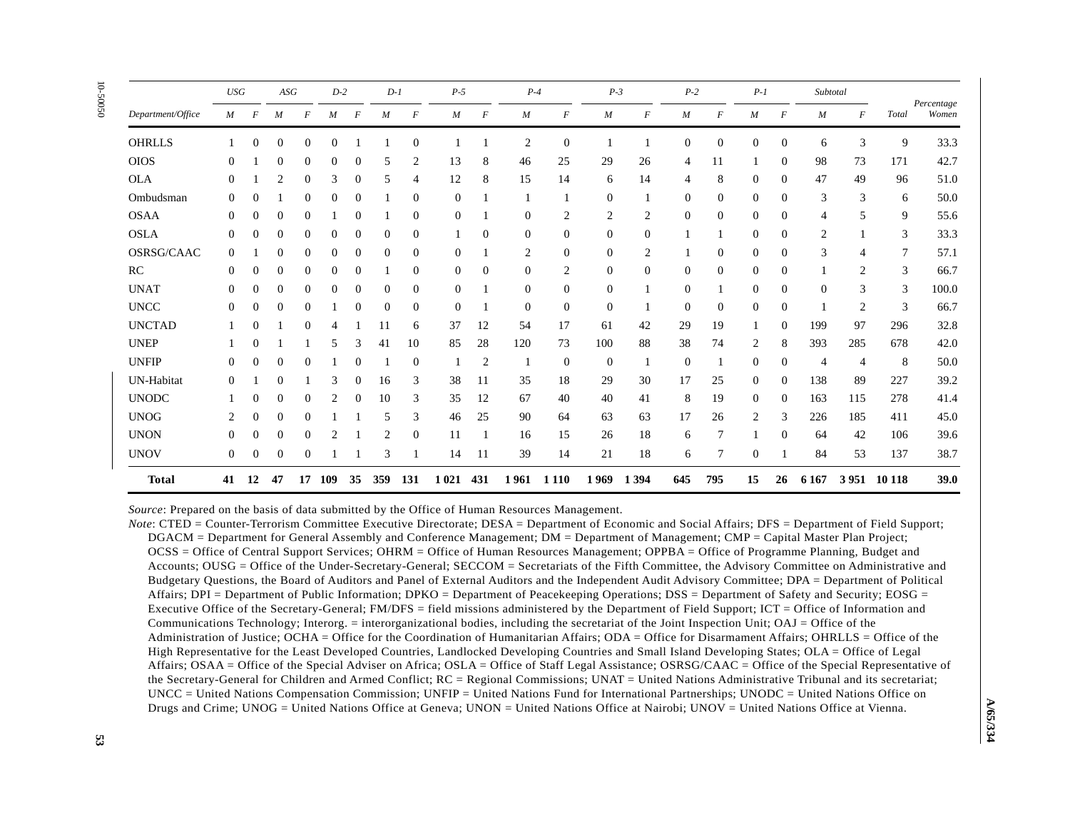| Department/Office | USG | | ASG | | D-2 | | D-1 | | P-5 | | P-4 | | P-3 | | P-2 | | P-1 | | Subtotal | | Total | Percentage Women |
|---|---|---|---|---|---|---|---|---|---|---|---|---|---|---|---|---|---|---|---|---|---|---|
| | M | F | M | F | M | F | M | F | M | F | M | F | M | F | M | F | M | F | M | F | | |
| OHRLLS | 1 | 0 | 0 | 0 | 0 | 1 | 1 | 0 | 1 | 1 | 2 | 0 | 1 | 1 | 0 | 0 | 0 | 0 | 6 | 3 | 9 | 33.3 |
| OIOS | 0 | 1 | 0 | 0 | 0 | 0 | 5 | 2 | 13 | 8 | 46 | 25 | 29 | 26 | 4 | 11 | 1 | 0 | 98 | 73 | 171 | 42.7 |
| OLA | 0 | 1 | 2 | 0 | 3 | 0 | 5 | 4 | 12 | 8 | 15 | 14 | 6 | 14 | 4 | 8 | 0 | 0 | 47 | 49 | 96 | 51.0 |
| Ombudsman | 0 | 0 | 1 | 0 | 0 | 0 | 1 | 0 | 0 | 1 | 1 | 1 | 0 | 1 | 0 | 0 | 0 | 0 | 3 | 3 | 6 | 50.0 |
| OSAA | 0 | 0 | 0 | 0 | 1 | 0 | 1 | 0 | 0 | 1 | 0 | 2 | 2 | 2 | 0 | 0 | 0 | 0 | 4 | 5 | 9 | 55.6 |
| OSLA | 0 | 0 | 0 | 0 | 0 | 0 | 0 | 0 | 1 | 0 | 0 | 0 | 0 | 0 | 1 | 1 | 0 | 0 | 2 | 1 | 3 | 33.3 |
| OSRSG/CAAC | 0 | 1 | 0 | 0 | 0 | 0 | 0 | 0 | 0 | 1 | 2 | 0 | 0 | 2 | 1 | 0 | 0 | 0 | 3 | 4 | 7 | 57.1 |
| RC | 0 | 0 | 0 | 0 | 0 | 0 | 1 | 0 | 0 | 0 | 0 | 2 | 0 | 0 | 0 | 0 | 0 | 0 | 1 | 2 | 3 | 66.7 |
| UNAT | 0 | 0 | 0 | 0 | 0 | 0 | 0 | 0 | 0 | 1 | 0 | 0 | 0 | 1 | 0 | 1 | 0 | 0 | 0 | 3 | 3 | 100.0 |
| UNCC | 0 | 0 | 0 | 0 | 1 | 0 | 0 | 0 | 0 | 1 | 0 | 0 | 0 | 1 | 0 | 0 | 0 | 0 | 1 | 2 | 3 | 66.7 |
| UNCTAD | 1 | 0 | 1 | 0 | 4 | 1 | 11 | 6 | 37 | 12 | 54 | 17 | 61 | 42 | 29 | 19 | 1 | 0 | 199 | 97 | 296 | 32.8 |
| UNEP | 1 | 0 | 1 | 1 | 5 | 3 | 41 | 10 | 85 | 28 | 120 | 73 | 100 | 88 | 38 | 74 | 2 | 8 | 393 | 285 | 678 | 42.0 |
| UNFIP | 0 | 0 | 0 | 0 | 1 | 0 | 1 | 0 | 1 | 2 | 1 | 0 | 0 | 1 | 0 | 1 | 0 | 0 | 4 | 4 | 8 | 50.0 |
| UN-Habitat | 0 | 1 | 0 | 1 | 3 | 0 | 16 | 3 | 38 | 11 | 35 | 18 | 29 | 30 | 17 | 25 | 0 | 0 | 138 | 89 | 227 | 39.2 |
| UNODC | 1 | 0 | 0 | 0 | 2 | 0 | 10 | 3 | 35 | 12 | 67 | 40 | 40 | 41 | 8 | 19 | 0 | 0 | 163 | 115 | 278 | 41.4 |
| UNOG | 2 | 0 | 0 | 0 | 1 | 1 | 5 | 3 | 46 | 25 | 90 | 64 | 63 | 63 | 17 | 26 | 2 | 3 | 226 | 185 | 411 | 45.0 |
| UNON | 0 | 0 | 0 | 0 | 2 | 1 | 2 | 0 | 11 | 1 | 16 | 15 | 26 | 18 | 6 | 7 | 1 | 0 | 64 | 42 | 106 | 39.6 |
| UNOV | 0 | 0 | 0 | 0 | 1 | 1 | 3 | 1 | 14 | 11 | 39 | 14 | 21 | 18 | 6 | 7 | 0 | 1 | 84 | 53 | 137 | 38.7 |
| **Total** | **41** | **12** | **47** | **17** | **109** | **35** | **359** | **131** | **1 021** | **431** | **1 961** | **1 110** | **1 969** | **1 394** | **645** | **795** | **15** | **26** | **6 167** | **3 951** | **10 118** | **39.0** |

*Source*: Prepared on the basis of data submitted by the Office of Human Resources Management.

*Note*: CTED = Counter-Terrorism Committee Executive Directorate; DESA = Department of Economic and Social Affairs; DFS = Department of Field Support; DGACM = Department for General Assembly and Conference Management; DM = Department of Management; CMP = Capital Master Plan Project; OCSS = Office of Central Support Services; OHRM = Office of Human Resources Management; OPPBA = Office of Programme Planning, Budget and Accounts; OUSG = Office of the Under-Secretary-General; SECCOM = Secretariats of the Fifth Committee, the Advisory Committee on Administrative and Budgetary Questions, the Board of Auditors and Panel of External Auditors and the Independent Audit Advisory Committee; DPA = Department of Political Affairs; DPI = Department of Public Information; DPKO = Department of Peacekeeping Operations; DSS = Department of Safety and Security; EOSG = Executive Office of the Secretary-General; FM/DFS = field missions administered by the Department of Field Support; ICT = Office of Information and Communications Technology; Interorg. = interorganizational bodies, including the secretariat of the Joint Inspection Unit; OAJ = Office of the Administration of Justice; OCHA = Office for the Coordination of Humanitarian Affairs; ODA = Office for Disarmament Affairs; OHRLLS = Office of the High Representative for the Least Developed Countries, Landlocked Developing Countries and Small Island Developing States; OLA = Office of Legal Affairs; OSAA = Office of the Special Adviser on Africa; OSLA = Office of Staff Legal Assistance; OSRSG/CAAC = Office of the Special Representative of the Secretary-General for Children and Armed Conflict; RC = Regional Commissions; UNAT = United Nations Administrative Tribunal and its secretariat; UNCC = United Nations Compensation Commission; UNFIP = United Nations Fund for International Partnerships; UNODC = United Nations Office on Drugs and Crime; UNOG = United Nations Office at Geneva; UNON = United Nations Office at Nairobi; UNOV = United Nations Office at Vienna.